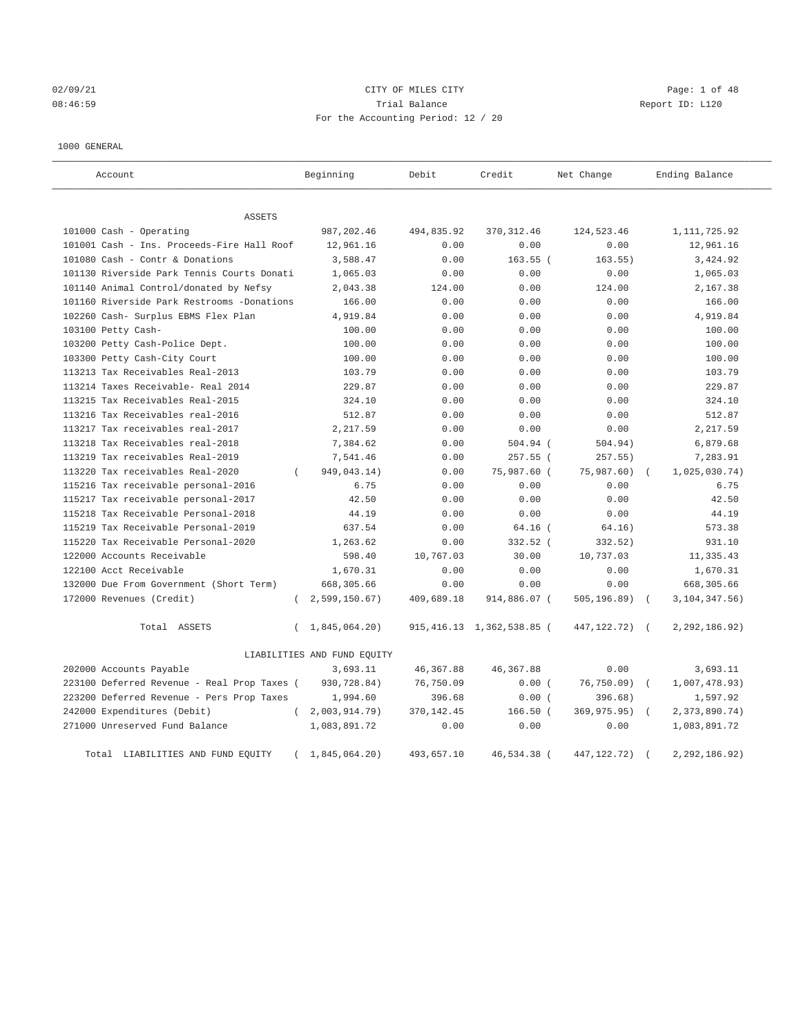CITY OF MILES CITY

Trial Balance

For the Accounting Period: 12 / 20

02/09/21
08:46:59

Report ID: L120

1000 GENERAL

| Account | Beginning | Debit | Credit | Net Change | Ending Balance |
|---|---|---|---|---|---|
| ASSETS | | | | | |
| 101000 Cash - Operating | 987,202.46 | 494,835.92 | 370,312.46 | 124,523.46 | 1,111,725.92 |
| 101001 Cash - Ins. Proceeds-Fire Hall Roof | 12,961.16 | 0.00 | 0.00 | 0.00 | 12,961.16 |
| 101080 Cash - Contr & Donations | 3,588.47 | 0.00 | 163.55 | (163.55) | 3,424.92 |
| 101130 Riverside Park Tennis Courts Donati | 1,065.03 | 0.00 | 0.00 | 0.00 | 1,065.03 |
| 101140 Animal Control/donated by Nefsy | 2,043.38 | 124.00 | 0.00 | 124.00 | 2,167.38 |
| 101160 Riverside Park Restrooms -Donations | 166.00 | 0.00 | 0.00 | 0.00 | 166.00 |
| 102260 Cash- Surplus EBMS Flex Plan | 4,919.84 | 0.00 | 0.00 | 0.00 | 4,919.84 |
| 103100 Petty Cash- | 100.00 | 0.00 | 0.00 | 0.00 | 100.00 |
| 103200 Petty Cash-Police Dept. | 100.00 | 0.00 | 0.00 | 0.00 | 100.00 |
| 103300 Petty Cash-City Court | 100.00 | 0.00 | 0.00 | 0.00 | 100.00 |
| 113213 Tax Receivables Real-2013 | 103.79 | 0.00 | 0.00 | 0.00 | 103.79 |
| 113214 Taxes Receivable- Real 2014 | 229.87 | 0.00 | 0.00 | 0.00 | 229.87 |
| 113215 Tax Receivables Real-2015 | 324.10 | 0.00 | 0.00 | 0.00 | 324.10 |
| 113216 Tax Receivables real-2016 | 512.87 | 0.00 | 0.00 | 0.00 | 512.87 |
| 113217 Tax receivables real-2017 | 2,217.59 | 0.00 | 0.00 | 0.00 | 2,217.59 |
| 113218 Tax Receivables real-2018 | 7,384.62 | 0.00 | 504.94 | (504.94) | 6,879.68 |
| 113219 Tax receivables Real-2019 | 7,541.46 | 0.00 | 257.55 | (257.55) | 7,283.91 |
| 113220 Tax receivables Real-2020 | (949,043.14) | 0.00 | 75,987.60 | (75,987.60) | (1,025,030.74) |
| 115216 Tax receivable personal-2016 | 6.75 | 0.00 | 0.00 | 0.00 | 6.75 |
| 115217 Tax receivable personal-2017 | 42.50 | 0.00 | 0.00 | 0.00 | 42.50 |
| 115218 Tax Receivable Personal-2018 | 44.19 | 0.00 | 0.00 | 0.00 | 44.19 |
| 115219 Tax Receivable Personal-2019 | 637.54 | 0.00 | 64.16 | (64.16) | 573.38 |
| 115220 Tax Receivable Personal-2020 | 1,263.62 | 0.00 | 332.52 | (332.52) | 931.10 |
| 122000 Accounts Receivable | 598.40 | 10,767.03 | 30.00 | 10,737.03 | 11,335.43 |
| 122100 Acct Receivable | 1,670.31 | 0.00 | 0.00 | 0.00 | 1,670.31 |
| 132000 Due From Government (Short Term) | 668,305.66 | 0.00 | 0.00 | 0.00 | 668,305.66 |
| 172000 Revenues (Credit) | (2,599,150.67) | 409,689.18 | 914,886.07 | (505,196.89) | (3,104,347.56) |
| Total ASSETS | (1,845,064.20) | 915,416.13 | 1,362,538.85 | (447,122.72) | (2,292,186.92) |
| LIABILITIES AND FUND EQUITY | | | | | |
| 202000 Accounts Payable | 3,693.11 | 46,367.88 | 46,367.88 | 0.00 | 3,693.11 |
| 223100 Deferred Revenue - Real Prop Taxes | (930,728.84) | 76,750.09 | 0.00 | (76,750.09) | (1,007,478.93) |
| 223200 Deferred Revenue - Pers Prop Taxes | 1,994.60 | 396.68 | 0.00 | (396.68) | 1,597.92 |
| 242000 Expenditures (Debit) | (2,003,914.79) | 370,142.45 | 166.50 | (369,975.95) | (2,373,890.74) |
| 271000 Unreserved Fund Balance | 1,083,891.72 | 0.00 | 0.00 | 0.00 | 1,083,891.72 |
| Total LIABILITIES AND FUND EQUITY | (1,845,064.20) | 493,657.10 | 46,534.38 | (447,122.72) | (2,292,186.92) |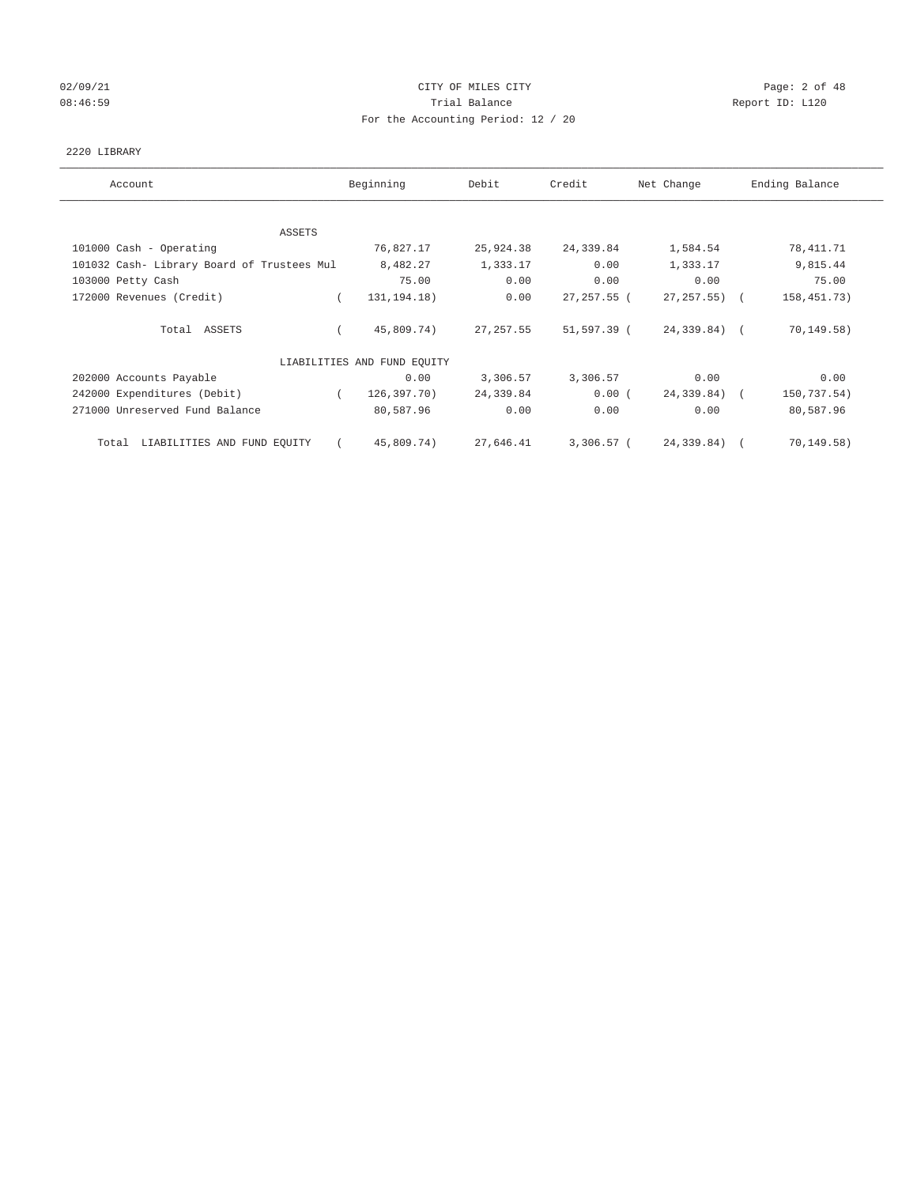CITY OF MILES CITY
Trial Balance
For the Accounting Period: 12 / 20

02/09/21
08:46:59

Report ID: L120

2220 LIBRARY

| Account | Beginning | Debit | Credit | Net Change | Ending Balance |
|---|---|---|---|---|---|
| ASSETS | | | | | |
| 101000 Cash - Operating | 76,827.17 | 25,924.38 | 24,339.84 | 1,584.54 | 78,411.71 |
| 101032 Cash- Library Board of Trustees Mul | 8,482.27 | 1,333.17 | 0.00 | 1,333.17 | 9,815.44 |
| 103000 Petty Cash | 75.00 | 0.00 | 0.00 | 0.00 | 75.00 |
| 172000 Revenues (Credit) | ( 131,194.18) | 0.00 | 27,257.55 | ( 27,257.55) | ( 158,451.73) |
| Total ASSETS | ( 45,809.74) | 27,257.55 | 51,597.39 | ( 24,339.84) | ( 70,149.58) |
| LIABILITIES AND FUND EQUITY | | | | | |
| 202000 Accounts Payable | 0.00 | 3,306.57 | 3,306.57 | 0.00 | 0.00 |
| 242000 Expenditures (Debit) | ( 126,397.70) | 24,339.84 | 0.00 | ( 24,339.84) | ( 150,737.54) |
| 271000 Unreserved Fund Balance | 80,587.96 | 0.00 | 0.00 | 0.00 | 80,587.96 |
| Total LIABILITIES AND FUND EQUITY | ( 45,809.74) | 27,646.41 | 3,306.57 | ( 24,339.84) | ( 70,149.58) |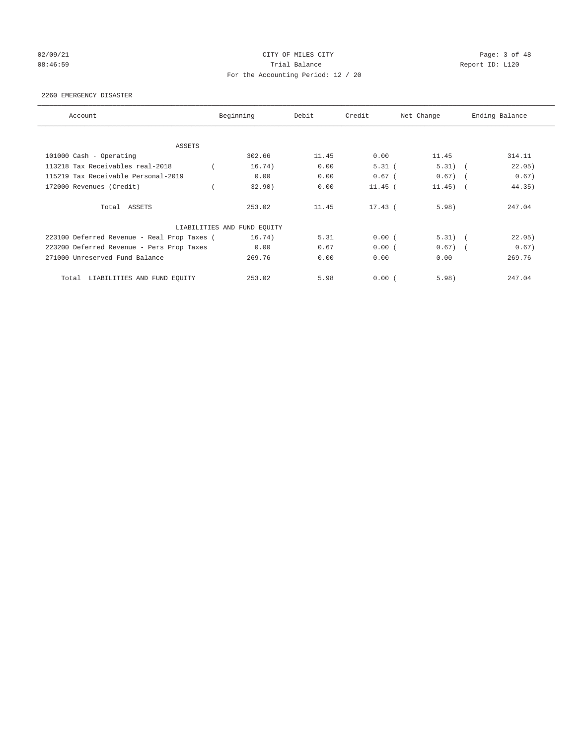CITY OF MILES CITY

Trial Balance

For the Accounting Period: 12 / 20

2260 EMERGENCY DISASTER

| Account | Beginning | Debit | Credit | Net Change | Ending Balance |
|---|---|---|---|---|---|
| ASSETS | | | | | |
| 101000 Cash - Operating | 302.66 | 11.45 | 0.00 | 11.45 | 314.11 |
| 113218 Tax Receivables real-2018 | ( 16.74) | 0.00 | 5.31 | ( 5.31) | ( 22.05) |
| 115219 Tax Receivable Personal-2019 | 0.00 | 0.00 | 0.67 | ( 0.67) | ( 0.67) |
| 172000 Revenues (Credit) | ( 32.90) | 0.00 | 11.45 | ( 11.45) | ( 44.35) |
| Total ASSETS | 253.02 | 11.45 | 17.43 | ( 5.98) | 247.04 |
| LIABILITIES AND FUND EQUITY | | | | | |
| 223100 Deferred Revenue - Real Prop Taxes | ( 16.74) | 5.31 | 0.00 | ( 5.31) | ( 22.05) |
| 223200 Deferred Revenue - Pers Prop Taxes | 0.00 | 0.67 | 0.00 | ( 0.67) | ( 0.67) |
| 271000 Unreserved Fund Balance | 269.76 | 0.00 | 0.00 | 0.00 | 269.76 |
| Total LIABILITIES AND FUND EQUITY | 253.02 | 5.98 | 0.00 | ( 5.98) | 247.04 |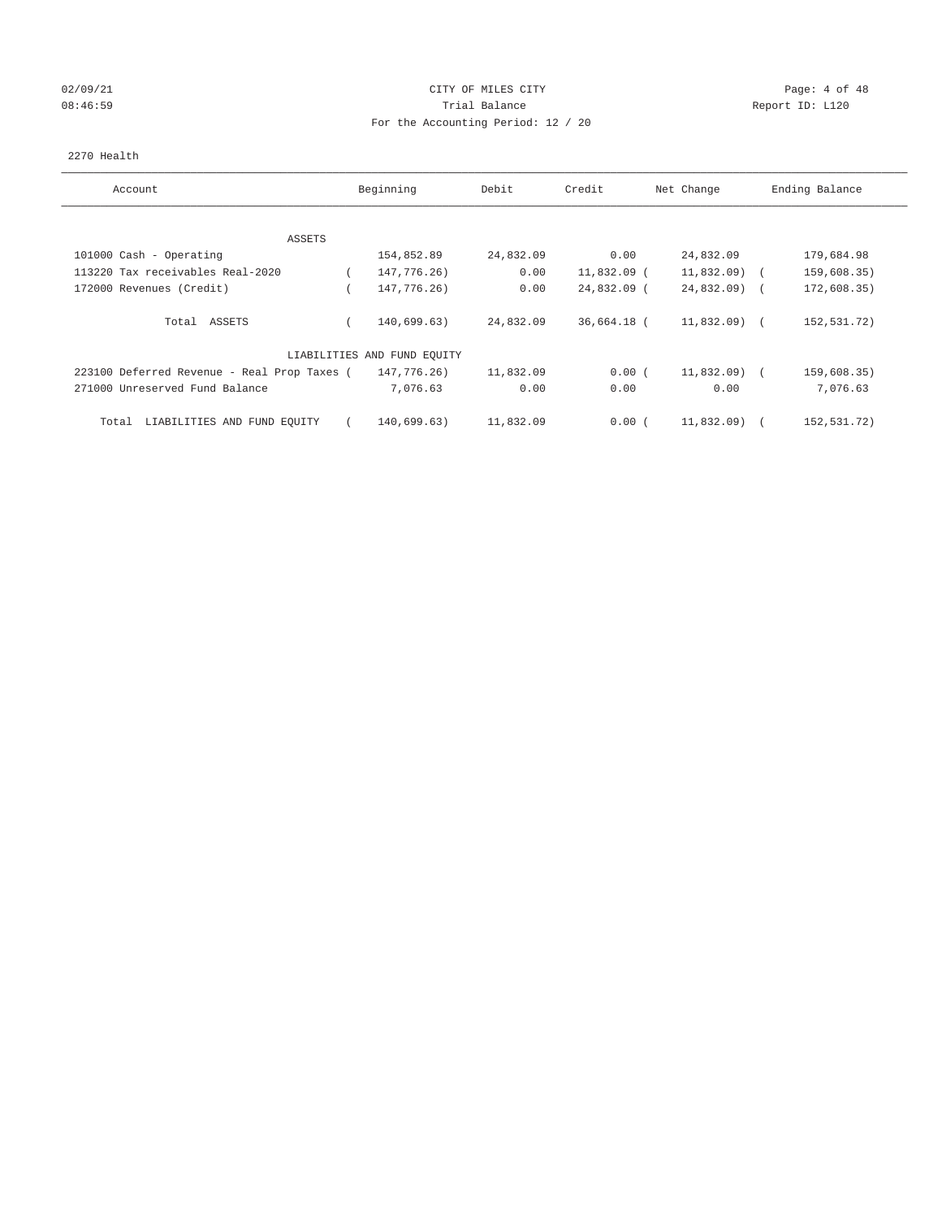CITY OF MILES CITY

Trial Balance

For the Accounting Period: 12 / 20

02/09/21
08:46:59

Report ID: L120

2270 Health

| Account | Beginning | Debit | Credit | Net Change | Ending Balance |
|---|---|---|---|---|---|
| ASSETS | | | | | |
| 101000 Cash - Operating | 154,852.89 | 24,832.09 | 0.00 | 24,832.09 | 179,684.98 |
| 113220 Tax receivables Real-2020 | ( 147,776.26) | 0.00 | 11,832.09 | ( 11,832.09) | ( 159,608.35) |
| 172000 Revenues (Credit) | ( 147,776.26) | 0.00 | 24,832.09 | ( 24,832.09) | ( 172,608.35) |
| Total ASSETS | ( 140,699.63) | 24,832.09 | 36,664.18 | ( 11,832.09) | ( 152,531.72) |
| LIABILITIES AND FUND EQUITY | | | | | |
| 223100 Deferred Revenue - Real Prop Taxes | ( 147,776.26) | 11,832.09 | 0.00 | ( 11,832.09) | ( 159,608.35) |
| 271000 Unreserved Fund Balance | 7,076.63 | 0.00 | 0.00 | 0.00 | 7,076.63 |
| Total LIABILITIES AND FUND EQUITY | ( 140,699.63) | 11,832.09 | 0.00 | ( 11,832.09) | ( 152,531.72) |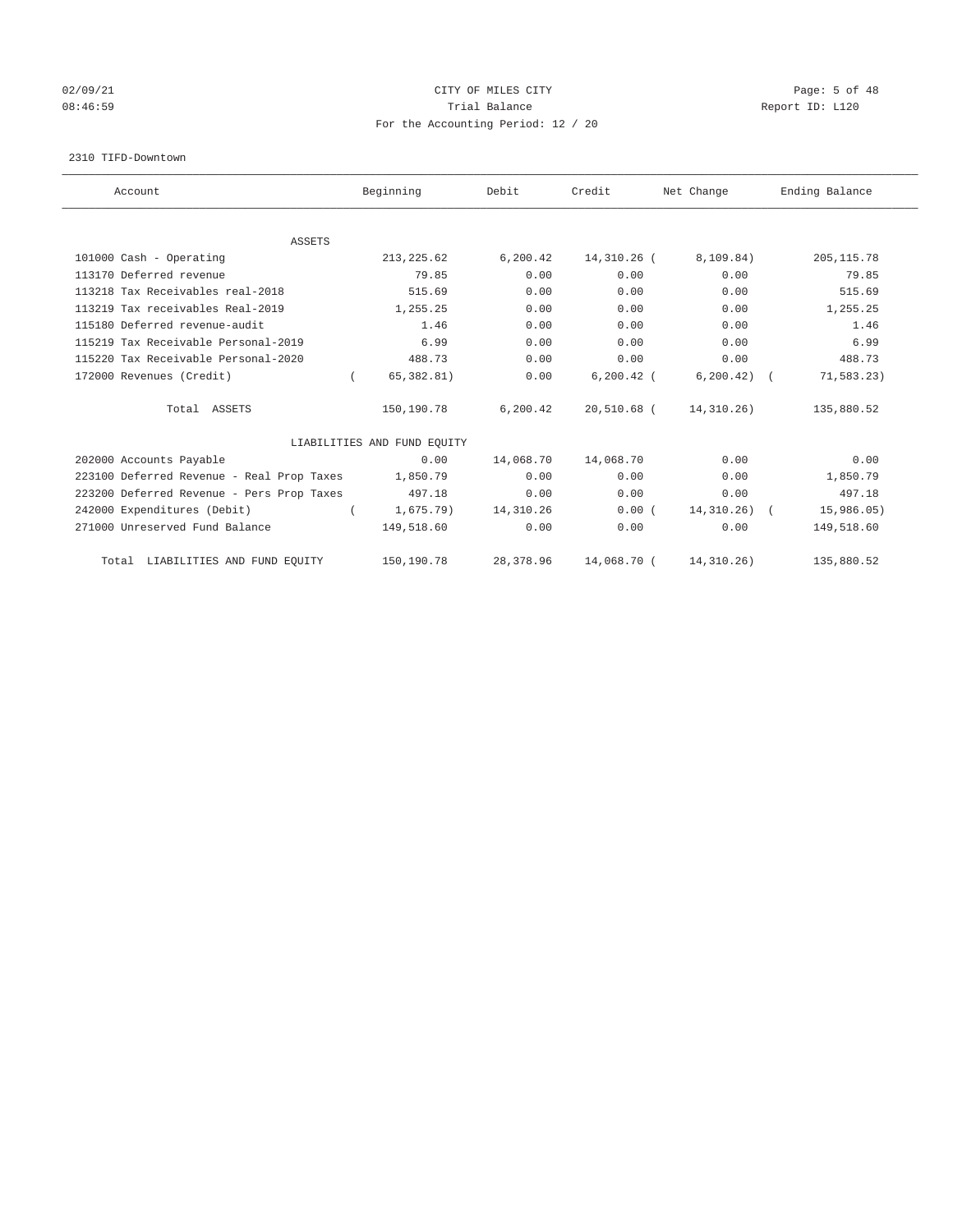CITY OF MILES CITY

Trial Balance

For the Accounting Period: 12 / 20

02/09/21 08:46:59 Report ID: L120

2310 TIFD-Downtown

| Account | Beginning | Debit | Credit | Net Change | Ending Balance |
|---|---|---|---|---|---|
| ASSETS | | | | | |
| 101000 Cash - Operating | 213,225.62 | 6,200.42 | 14,310.26 | ( 8,109.84) | 205,115.78 |
| 113170 Deferred revenue | 79.85 | 0.00 | 0.00 | 0.00 | 79.85 |
| 113218 Tax Receivables real-2018 | 515.69 | 0.00 | 0.00 | 0.00 | 515.69 |
| 113219 Tax receivables Real-2019 | 1,255.25 | 0.00 | 0.00 | 0.00 | 1,255.25 |
| 115180 Deferred revenue-audit | 1.46 | 0.00 | 0.00 | 0.00 | 1.46 |
| 115219 Tax Receivable Personal-2019 | 6.99 | 0.00 | 0.00 | 0.00 | 6.99 |
| 115220 Tax Receivable Personal-2020 | 488.73 | 0.00 | 0.00 | 0.00 | 488.73 |
| 172000 Revenues (Credit) | ( 65,382.81) | 0.00 | 6,200.42 | ( 6,200.42) | ( 71,583.23) |
| Total ASSETS | 150,190.78 | 6,200.42 | 20,510.68 | ( 14,310.26) | 135,880.52 |
| LIABILITIES AND FUND EQUITY | | | | | |
| 202000 Accounts Payable | 0.00 | 14,068.70 | 14,068.70 | 0.00 | 0.00 |
| 223100 Deferred Revenue - Real Prop Taxes | 1,850.79 | 0.00 | 0.00 | 0.00 | 1,850.79 |
| 223200 Deferred Revenue - Pers Prop Taxes | 497.18 | 0.00 | 0.00 | 0.00 | 497.18 |
| 242000 Expenditures (Debit) | ( 1,675.79) | 14,310.26 | 0.00 | ( 14,310.26) | ( 15,986.05) |
| 271000 Unreserved Fund Balance | 149,518.60 | 0.00 | 0.00 | 0.00 | 149,518.60 |
| Total LIABILITIES AND FUND EQUITY | 150,190.78 | 28,378.96 | 14,068.70 | ( 14,310.26) | 135,880.52 |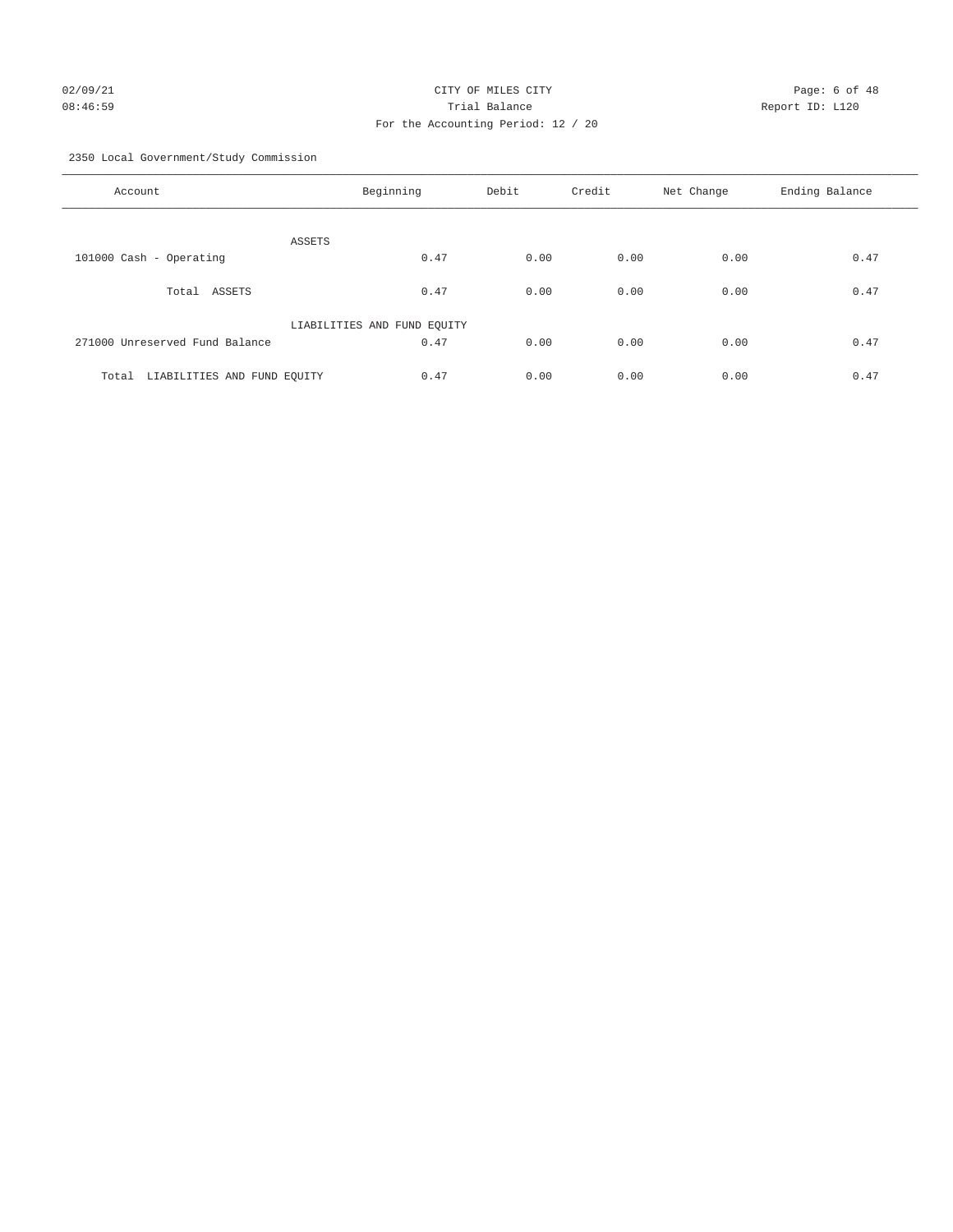# CITY OF MILES CITY

## Trial Balance

For the Accounting Period: 12 / 20

2350 Local Government/Study Commission

| Account | Beginning | Debit | Credit | Net Change | Ending Balance |
|---|---|---|---|---|---|
| ASSETS | | | | | |
| 101000 Cash - Operating | 0.47 | 0.00 | 0.00 | 0.00 | 0.47 |
| Total ASSETS | 0.47 | 0.00 | 0.00 | 0.00 | 0.47 |
| LIABILITIES AND FUND EQUITY | | | | | |
| 271000 Unreserved Fund Balance | 0.47 | 0.00 | 0.00 | 0.00 | 0.47 |
| Total LIABILITIES AND FUND EQUITY | 0.47 | 0.00 | 0.00 | 0.00 | 0.47 |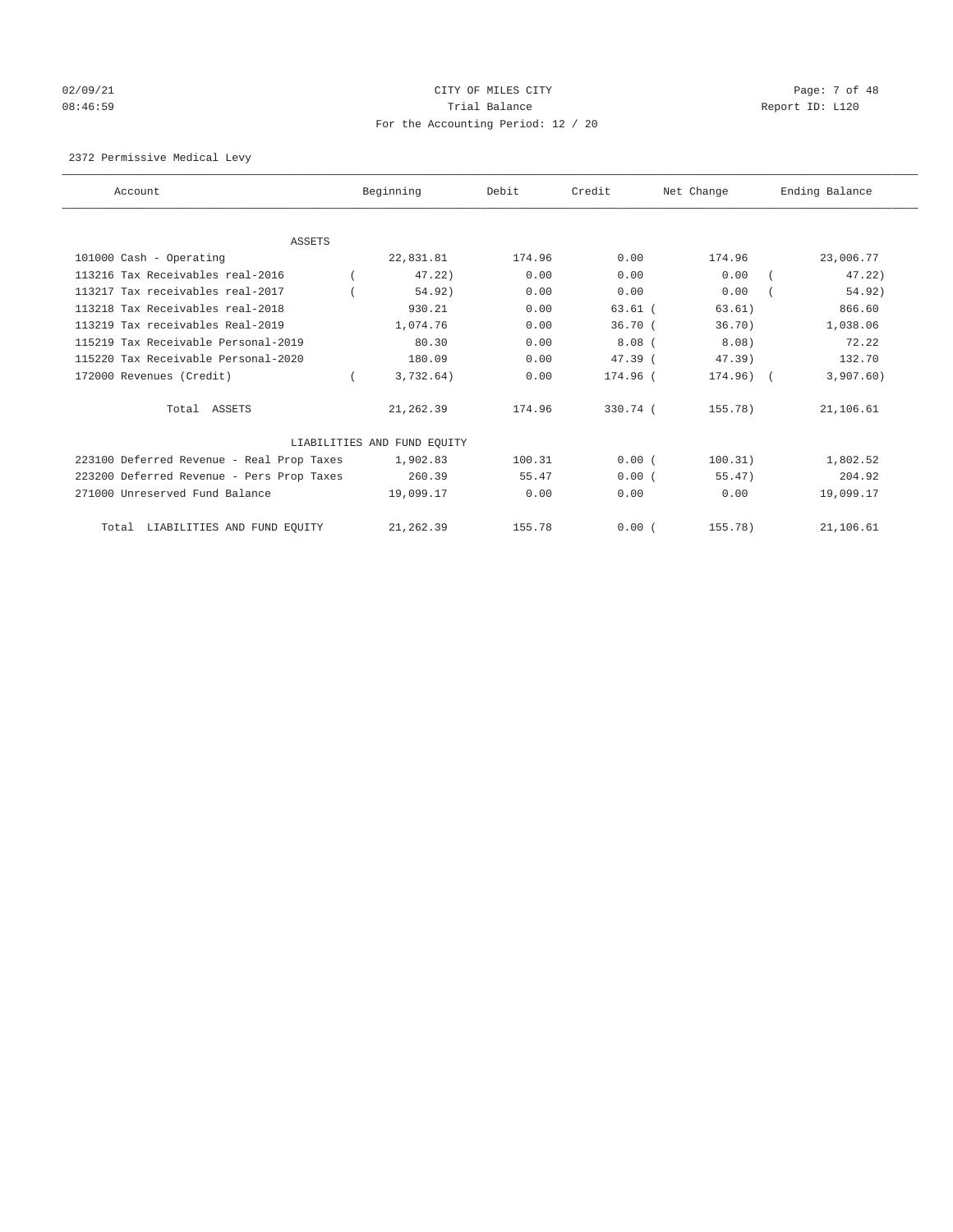CITY OF MILES CITY
Trial Balance
For the Accounting Period: 12 / 20

02/09/21
08:46:59

Report ID: L120

2372 Permissive Medical Levy

| Account | Beginning | Debit | Credit | Net Change | Ending Balance |
|---|---|---|---|---|---|
| ASSETS | | | | | |
| 101000 Cash - Operating | 22,831.81 | 174.96 | 0.00 | 174.96 | 23,006.77 |
| 113216 Tax Receivables real-2016 | ( 47.22) | 0.00 | 0.00 | 0.00 | ( 47.22) |
| 113217 Tax receivables real-2017 | ( 54.92) | 0.00 | 0.00 | 0.00 | ( 54.92) |
| 113218 Tax Receivables real-2018 | 930.21 | 0.00 | 63.61 | ( 63.61) | 866.60 |
| 113219 Tax receivables Real-2019 | 1,074.76 | 0.00 | 36.70 | ( 36.70) | 1,038.06 |
| 115219 Tax Receivable Personal-2019 | 80.30 | 0.00 | 8.08 | ( 8.08) | 72.22 |
| 115220 Tax Receivable Personal-2020 | 180.09 | 0.00 | 47.39 | ( 47.39) | 132.70 |
| 172000 Revenues (Credit) | ( 3,732.64) | 0.00 | 174.96 | ( 174.96) | ( 3,907.60) |
| Total ASSETS | 21,262.39 | 174.96 | 330.74 | ( 155.78) | 21,106.61 |
| LIABILITIES AND FUND EQUITY | | | | | |
| 223100 Deferred Revenue - Real Prop Taxes | 1,902.83 | 100.31 | 0.00 | ( 100.31) | 1,802.52 |
| 223200 Deferred Revenue - Pers Prop Taxes | 260.39 | 55.47 | 0.00 | ( 55.47) | 204.92 |
| 271000 Unreserved Fund Balance | 19,099.17 | 0.00 | 0.00 | 0.00 | 19,099.17 |
| Total LIABILITIES AND FUND EQUITY | 21,262.39 | 155.78 | 0.00 | ( 155.78) | 21,106.61 |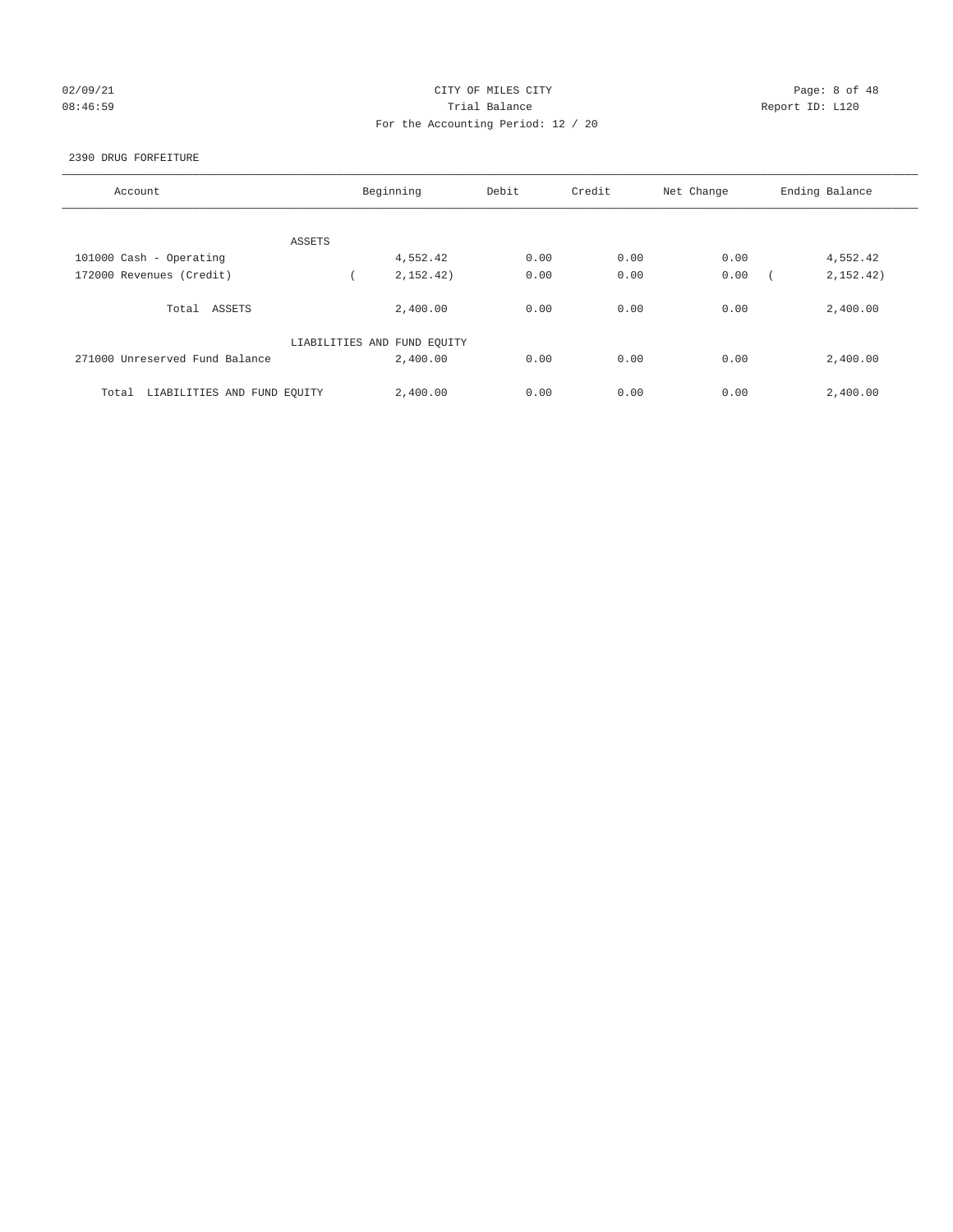CITY OF MILES CITY

Trial Balance

For the Accounting Period: 12 / 20

02/09/21 08:46:59 — Report ID: L120

2390 DRUG FORFEITURE

| Account | Beginning | Debit | Credit | Net Change | Ending Balance |
|---|---|---|---|---|---|
| ASSETS | | | | | |
| 101000 Cash - Operating | 4,552.42 | 0.00 | 0.00 | 0.00 | 4,552.42 |
| 172000 Revenues (Credit) | ( 2,152.42) | 0.00 | 0.00 | 0.00 | ( 2,152.42) |
| Total ASSETS | 2,400.00 | 0.00 | 0.00 | 0.00 | 2,400.00 |
| LIABILITIES AND FUND EQUITY | | | | | |
| 271000 Unreserved Fund Balance | 2,400.00 | 0.00 | 0.00 | 0.00 | 2,400.00 |
| Total LIABILITIES AND FUND EQUITY | 2,400.00 | 0.00 | 0.00 | 0.00 | 2,400.00 |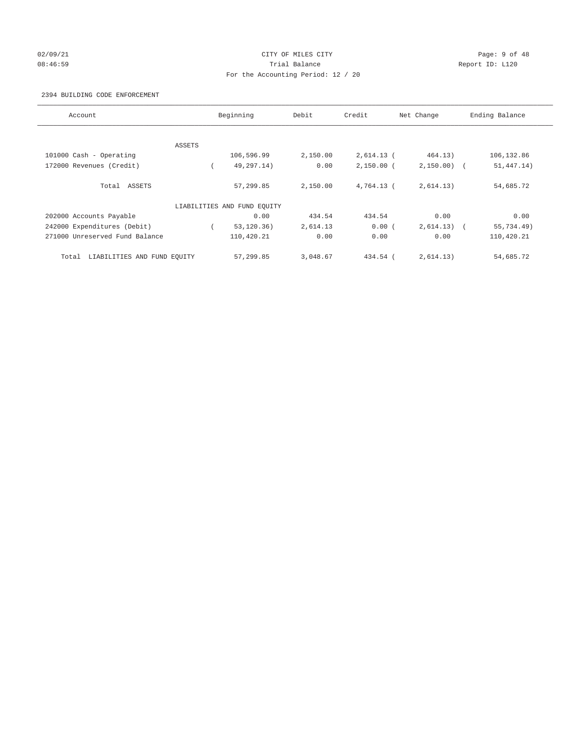CITY OF MILES CITY

Trial Balance

For the Accounting Period: 12 / 20

02/09/21 08:46:59 Report ID: L120

2394 BUILDING CODE ENFORCEMENT

| Account | Beginning | Debit | Credit | Net Change | Ending Balance |
|---|---|---|---|---|---|
| ASSETS | | | | | |
| 101000 Cash - Operating | 106,596.99 | 2,150.00 | 2,614.13 | ( 464.13) | 106,132.86 |
| 172000 Revenues (Credit) | ( 49,297.14) | 0.00 | 2,150.00 | ( 2,150.00) | ( 51,447.14) |
| Total ASSETS | 57,299.85 | 2,150.00 | 4,764.13 | ( 2,614.13) | 54,685.72 |
| LIABILITIES AND FUND EQUITY | | | | | |
| 202000 Accounts Payable | 0.00 | 434.54 | 434.54 | 0.00 | 0.00 |
| 242000 Expenditures (Debit) | ( 53,120.36) | 2,614.13 | 0.00 | ( 2,614.13) | ( 55,734.49) |
| 271000 Unreserved Fund Balance | 110,420.21 | 0.00 | 0.00 | 0.00 | 110,420.21 |
| Total LIABILITIES AND FUND EQUITY | 57,299.85 | 3,048.67 | 434.54 | ( 2,614.13) | 54,685.72 |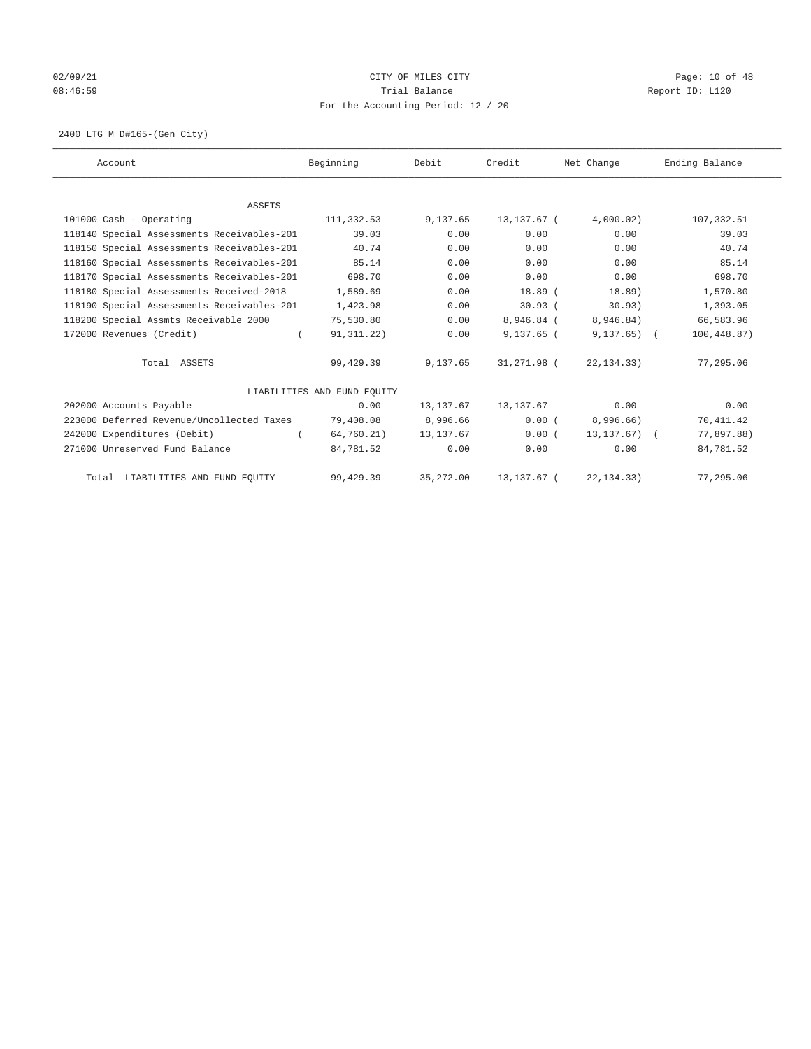CITY OF MILES CITY

Trial Balance

For the Accounting Period: 12 / 20

02/09/21 08:46:59 Report ID: L120

2400 LTG M D#165-(Gen City)

| Account | Beginning | Debit | Credit | Net Change | Ending Balance |
|---|---|---|---|---|---|
| ASSETS | | | | | |
| 101000 Cash - Operating | 111,332.53 | 9,137.65 | 13,137.67 | ( 4,000.02) | 107,332.51 |
| 118140 Special Assessments Receivables-201 | 39.03 | 0.00 | 0.00 | 0.00 | 39.03 |
| 118150 Special Assessments Receivables-201 | 40.74 | 0.00 | 0.00 | 0.00 | 40.74 |
| 118160 Special Assessments Receivables-201 | 85.14 | 0.00 | 0.00 | 0.00 | 85.14 |
| 118170 Special Assessments Receivables-201 | 698.70 | 0.00 | 0.00 | 0.00 | 698.70 |
| 118180 Special Assessments Received-2018 | 1,589.69 | 0.00 | 18.89 | ( 18.89) | 1,570.80 |
| 118190 Special Assessments Receivables-201 | 1,423.98 | 0.00 | 30.93 | ( 30.93) | 1,393.05 |
| 118200 Special Assmts Receivable 2000 | 75,530.80 | 0.00 | 8,946.84 | ( 8,946.84) | 66,583.96 |
| 172000 Revenues (Credit) | ( 91,311.22) | 0.00 | 9,137.65 | ( 9,137.65) | ( 100,448.87) |
| Total ASSETS | 99,429.39 | 9,137.65 | 31,271.98 | ( 22,134.33) | 77,295.06 |
| LIABILITIES AND FUND EQUITY | | | | | |
| 202000 Accounts Payable | 0.00 | 13,137.67 | 13,137.67 | 0.00 | 0.00 |
| 223000 Deferred Revenue/Uncollected Taxes | 79,408.08 | 8,996.66 | 0.00 | ( 8,996.66) | 70,411.42 |
| 242000 Expenditures (Debit) | ( 64,760.21) | 13,137.67 | 0.00 | ( 13,137.67) | ( 77,897.88) |
| 271000 Unreserved Fund Balance | 84,781.52 | 0.00 | 0.00 | 0.00 | 84,781.52 |
| Total LIABILITIES AND FUND EQUITY | 99,429.39 | 35,272.00 | 13,137.67 | ( 22,134.33) | 77,295.06 |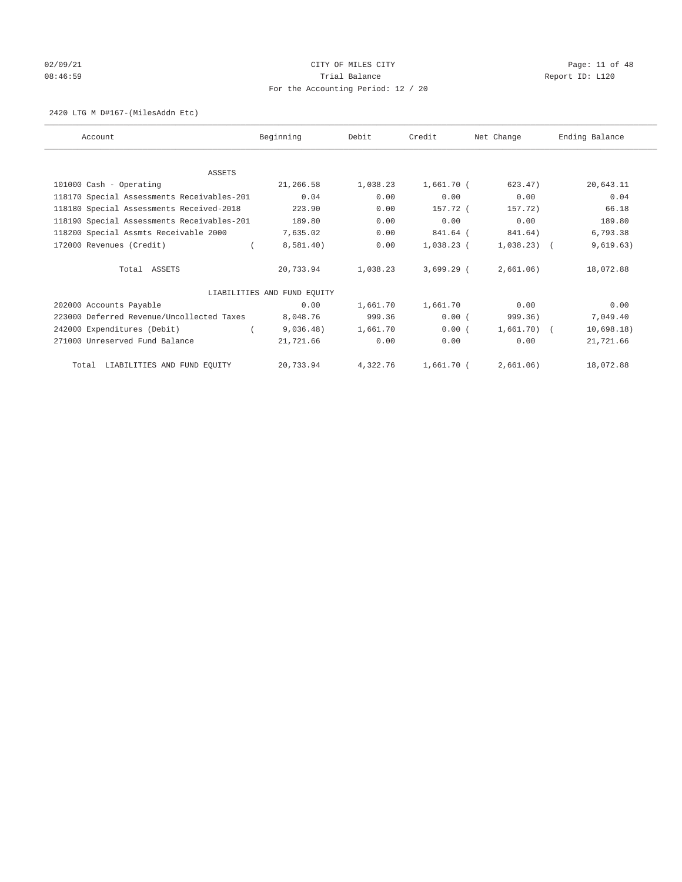CITY OF MILES CITY
Trial Balance
For the Accounting Period: 12 / 20

02/09/21
08:46:59

Report ID: L120

2420 LTG M D#167-(MilesAddn Etc)

| Account | Beginning | Debit | Credit | Net Change | Ending Balance |
|---|---|---|---|---|---|
| ASSETS | | | | | |
| 101000 Cash - Operating | 21,266.58 | 1,038.23 | 1,661.70 | ( 623.47) | 20,643.11 |
| 118170 Special Assessments Receivables-201 | 0.04 | 0.00 | 0.00 | 0.00 | 0.04 |
| 118180 Special Assessments Received-2018 | 223.90 | 0.00 | 157.72 | ( 157.72) | 66.18 |
| 118190 Special Assessments Receivables-201 | 189.80 | 0.00 | 0.00 | 0.00 | 189.80 |
| 118200 Special Assmts Receivable 2000 | 7,635.02 | 0.00 | 841.64 | ( 841.64) | 6,793.38 |
| 172000 Revenues (Credit) | ( 8,581.40) | 0.00 | 1,038.23 | ( 1,038.23) | ( 9,619.63) |
| Total ASSETS | 20,733.94 | 1,038.23 | 3,699.29 | ( 2,661.06) | 18,072.88 |
| LIABILITIES AND FUND EQUITY | | | | | |
| 202000 Accounts Payable | 0.00 | 1,661.70 | 1,661.70 | 0.00 | 0.00 |
| 223000 Deferred Revenue/Uncollected Taxes | 8,048.76 | 999.36 | 0.00 | ( 999.36) | 7,049.40 |
| 242000 Expenditures (Debit) | ( 9,036.48) | 1,661.70 | 0.00 | ( 1,661.70) | ( 10,698.18) |
| 271000 Unreserved Fund Balance | 21,721.66 | 0.00 | 0.00 | 0.00 | 21,721.66 |
| Total LIABILITIES AND FUND EQUITY | 20,733.94 | 4,322.76 | 1,661.70 | ( 2,661.06) | 18,072.88 |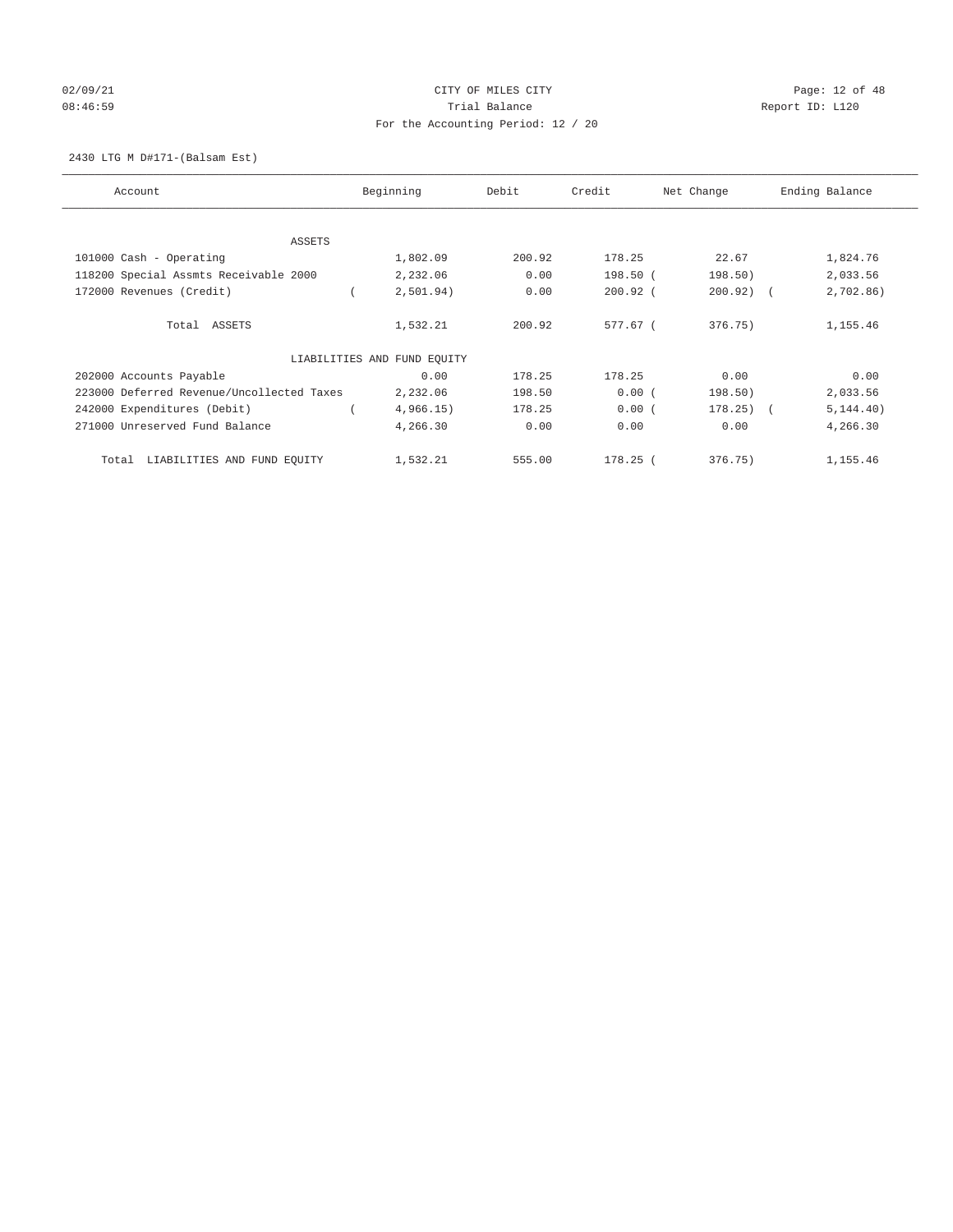CITY OF MILES CITY
Trial Balance
For the Accounting Period: 12 / 20

02/09/21
08:46:59

Report ID: L120

2430 LTG M D#171-(Balsam Est)

| Account | Beginning | Debit | Credit | Net Change | Ending Balance |
|---|---|---|---|---|---|
| ASSETS | | | | | |
| 101000 Cash - Operating | 1,802.09 | 200.92 | 178.25 | 22.67 | 1,824.76 |
| 118200 Special Assmts Receivable 2000 | 2,232.06 | 0.00 | 198.50 | (198.50) | 2,033.56 |
| 172000 Revenues (Credit) | (2,501.94) | 0.00 | 200.92 | (200.92) | (2,702.86) |
| Total ASSETS | 1,532.21 | 200.92 | 577.67 | (376.75) | 1,155.46 |
| LIABILITIES AND FUND EQUITY | | | | | |
| 202000 Accounts Payable | 0.00 | 178.25 | 178.25 | 0.00 | 0.00 |
| 223000 Deferred Revenue/Uncollected Taxes | 2,232.06 | 198.50 | 0.00 | (198.50) | 2,033.56 |
| 242000 Expenditures (Debit) | (4,966.15) | 178.25 | 0.00 | (178.25) | (5,144.40) |
| 271000 Unreserved Fund Balance | 4,266.30 | 0.00 | 0.00 | 0.00 | 4,266.30 |
| Total LIABILITIES AND FUND EQUITY | 1,532.21 | 555.00 | 178.25 | (376.75) | 1,155.46 |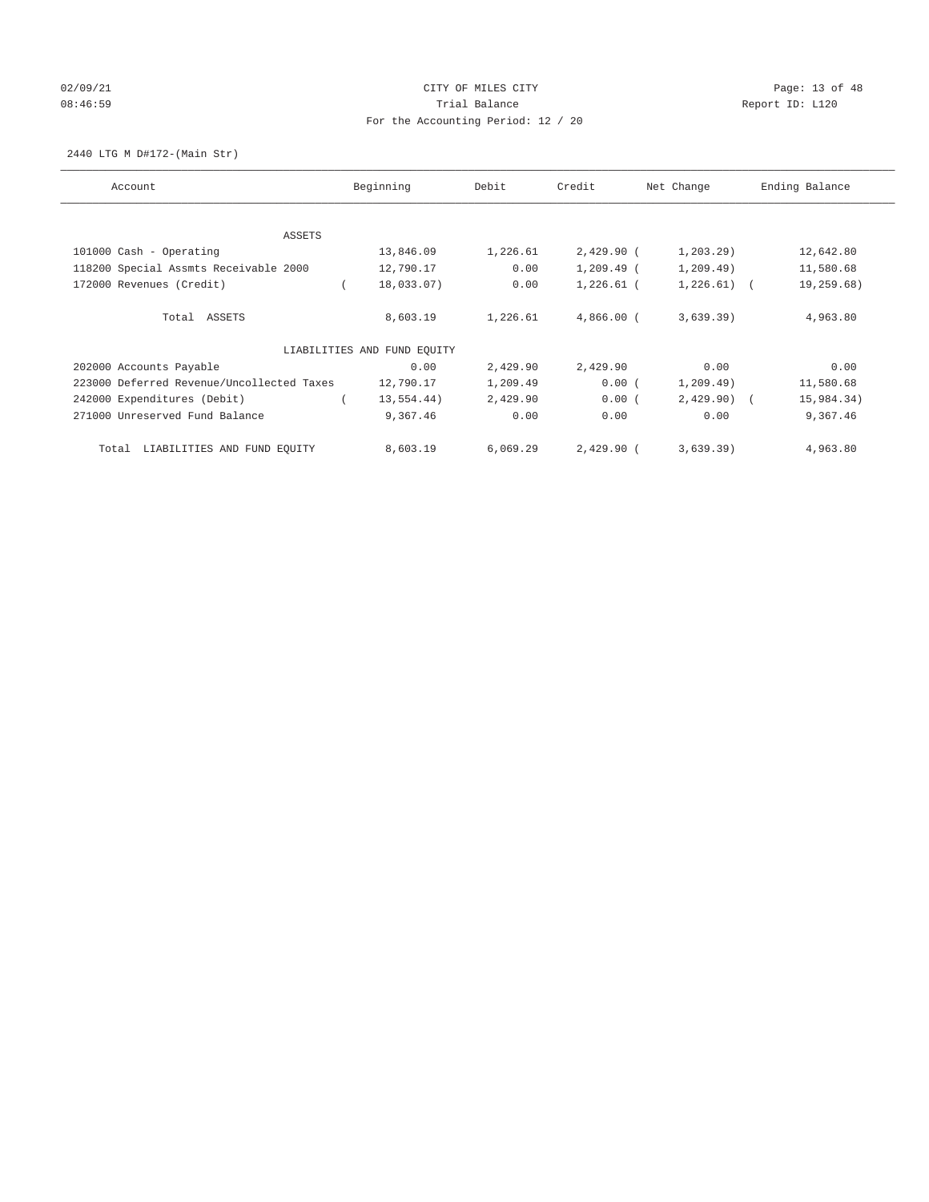CITY OF MILES CITY
Trial Balance
For the Accounting Period: 12 / 20

02/09/21
08:46:59

Report ID: L120

2440 LTG M D#172-(Main Str)

| Account | Beginning | Debit | Credit | Net Change | Ending Balance |
|---|---|---|---|---|---|
| ASSETS | | | | | |
| 101000 Cash - Operating | 13,846.09 | 1,226.61 | 2,429.90 | ( 1,203.29) | 12,642.80 |
| 118200 Special Assmts Receivable 2000 | 12,790.17 | 0.00 | 1,209.49 | ( 1,209.49) | 11,580.68 |
| 172000 Revenues (Credit) | ( 18,033.07) | 0.00 | 1,226.61 | ( 1,226.61) | ( 19,259.68) |
| Total ASSETS | 8,603.19 | 1,226.61 | 4,866.00 | ( 3,639.39) | 4,963.80 |
| LIABILITIES AND FUND EQUITY | | | | | |
| 202000 Accounts Payable | 0.00 | 2,429.90 | 2,429.90 | 0.00 | 0.00 |
| 223000 Deferred Revenue/Uncollected Taxes | 12,790.17 | 1,209.49 | 0.00 | ( 1,209.49) | 11,580.68 |
| 242000 Expenditures (Debit) | ( 13,554.44) | 2,429.90 | 0.00 | ( 2,429.90) | ( 15,984.34) |
| 271000 Unreserved Fund Balance | 9,367.46 | 0.00 | 0.00 | 0.00 | 9,367.46 |
| Total LIABILITIES AND FUND EQUITY | 8,603.19 | 6,069.29 | 2,429.90 | ( 3,639.39) | 4,963.80 |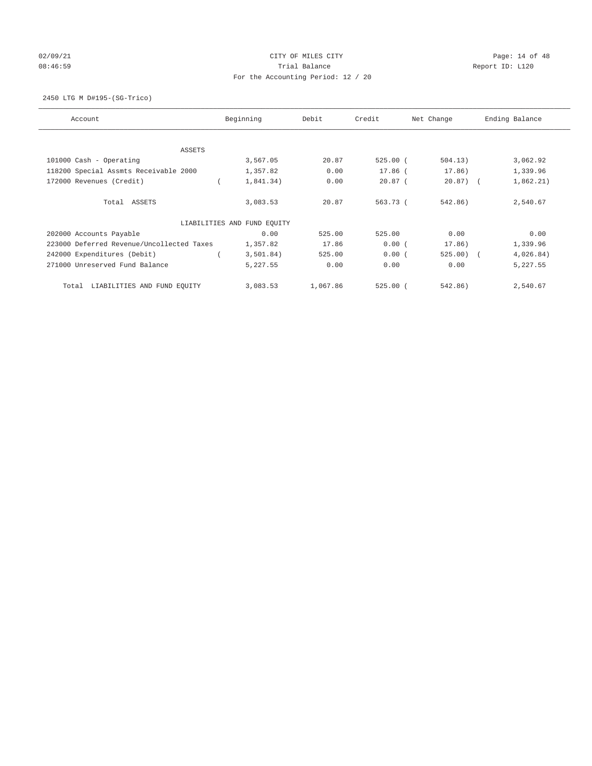CITY OF MILES CITY
Trial Balance
For the Accounting Period: 12 / 20

02/09/21 08:46:59 — Report ID: L120

2450 LTG M D#195-(SG-Trico)

| Account | Beginning | Debit | Credit | Net Change | Ending Balance |
|---|---|---|---|---|---|
| ASSETS | | | | | |
| 101000 Cash - Operating | 3,567.05 | 20.87 | 525.00 | (504.13) | 3,062.92 |
| 118200 Special Assmts Receivable 2000 | 1,357.82 | 0.00 | 17.86 | (17.86) | 1,339.96 |
| 172000 Revenues (Credit) | (1,841.34) | 0.00 | 20.87 | (20.87) | (1,862.21) |
| Total ASSETS | 3,083.53 | 20.87 | 563.73 | (542.86) | 2,540.67 |
| LIABILITIES AND FUND EQUITY | | | | | |
| 202000 Accounts Payable | 0.00 | 525.00 | 525.00 | 0.00 | 0.00 |
| 223000 Deferred Revenue/Uncollected Taxes | 1,357.82 | 17.86 | 0.00 | (17.86) | 1,339.96 |
| 242000 Expenditures (Debit) | (3,501.84) | 525.00 | 0.00 | (525.00) | (4,026.84) |
| 271000 Unreserved Fund Balance | 5,227.55 | 0.00 | 0.00 | 0.00 | 5,227.55 |
| Total LIABILITIES AND FUND EQUITY | 3,083.53 | 1,067.86 | 525.00 | (542.86) | 2,540.67 |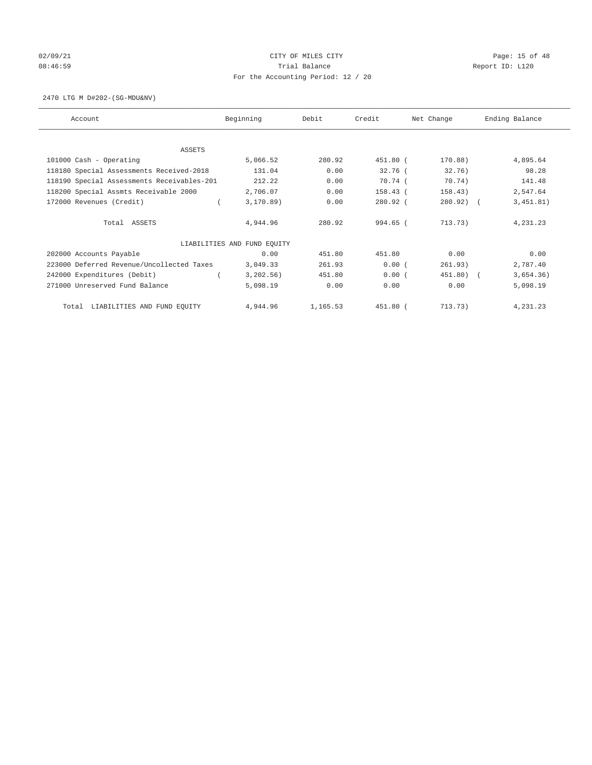CITY OF MILES CITY
Trial Balance
For the Accounting Period: 12 / 20

02/09/21
08:46:59

Report ID: L120

2470 LTG M D#202-(SG-MDU&NV)

| Account | Beginning | Debit | Credit | Net Change | Ending Balance |
|---|---|---|---|---|---|
| ASSETS | | | | | |
| 101000 Cash - Operating | 5,066.52 | 280.92 | 451.80 | ( 170.88) | 4,895.64 |
| 118180 Special Assessments Received-2018 | 131.04 | 0.00 | 32.76 | ( 32.76) | 98.28 |
| 118190 Special Assessments Receivables-201 | 212.22 | 0.00 | 70.74 | ( 70.74) | 141.48 |
| 118200 Special Assmts Receivable 2000 | 2,706.07 | 0.00 | 158.43 | ( 158.43) | 2,547.64 |
| 172000 Revenues (Credit) | ( 3,170.89) | 0.00 | 280.92 | ( 280.92) | ( 3,451.81) |
| Total ASSETS | 4,944.96 | 280.92 | 994.65 | ( 713.73) | 4,231.23 |
| LIABILITIES AND FUND EQUITY | | | | | |
| 202000 Accounts Payable | 0.00 | 451.80 | 451.80 | 0.00 | 0.00 |
| 223000 Deferred Revenue/Uncollected Taxes | 3,049.33 | 261.93 | 0.00 | ( 261.93) | 2,787.40 |
| 242000 Expenditures (Debit) | ( 3,202.56) | 451.80 | 0.00 | ( 451.80) | ( 3,654.36) |
| 271000 Unreserved Fund Balance | 5,098.19 | 0.00 | 0.00 | 0.00 | 5,098.19 |
| Total LIABILITIES AND FUND EQUITY | 4,944.96 | 1,165.53 | 451.80 | ( 713.73) | 4,231.23 |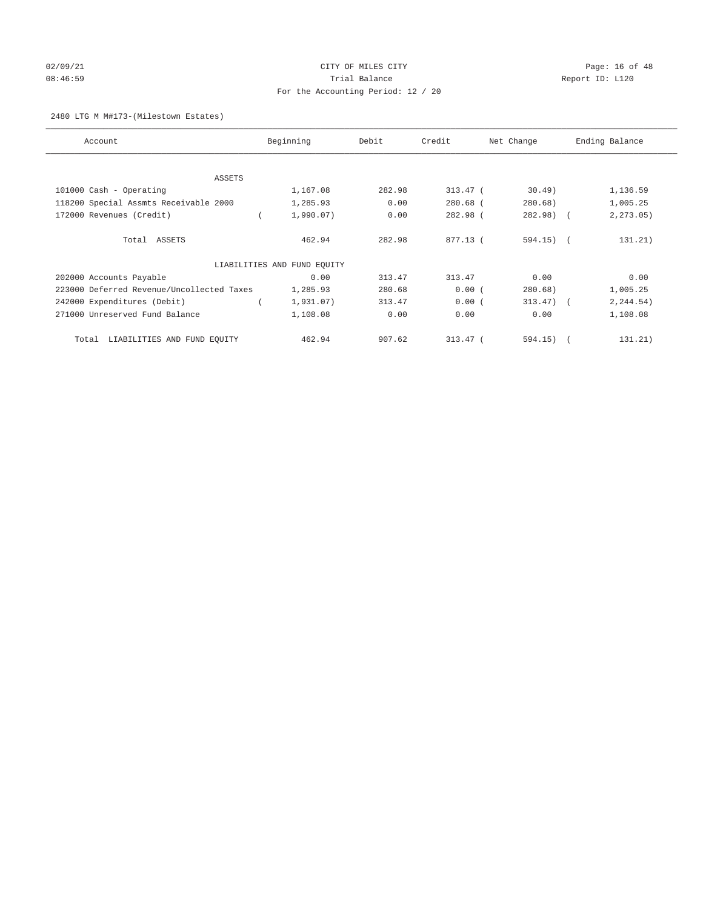CITY OF MILES CITY

Trial Balance

For the Accounting Period: 12 / 20

02/09/21 08:46:59 Report ID: L120

2480 LTG M M#173-(Milestown Estates)

| Account | Beginning | Debit | Credit | Net Change | Ending Balance |
|---|---|---|---|---|---|
| ASSETS | | | | | |
| 101000 Cash - Operating | 1,167.08 | 282.98 | 313.47 | ( 30.49) | 1,136.59 |
| 118200 Special Assmts Receivable 2000 | 1,285.93 | 0.00 | 280.68 | ( 280.68) | 1,005.25 |
| 172000 Revenues (Credit) | ( 1,990.07) | 0.00 | 282.98 | ( 282.98) | ( 2,273.05) |
| Total ASSETS | 462.94 | 282.98 | 877.13 | ( 594.15) | ( 131.21) |
| LIABILITIES AND FUND EQUITY | | | | | |
| 202000 Accounts Payable | 0.00 | 313.47 | 313.47 | 0.00 | 0.00 |
| 223000 Deferred Revenue/Uncollected Taxes | 1,285.93 | 280.68 | 0.00 | ( 280.68) | 1,005.25 |
| 242000 Expenditures (Debit) | ( 1,931.07) | 313.47 | 0.00 | ( 313.47) | ( 2,244.54) |
| 271000 Unreserved Fund Balance | 1,108.08 | 0.00 | 0.00 | 0.00 | 1,108.08 |
| Total LIABILITIES AND FUND EQUITY | 462.94 | 907.62 | 313.47 | ( 594.15) | ( 131.21) |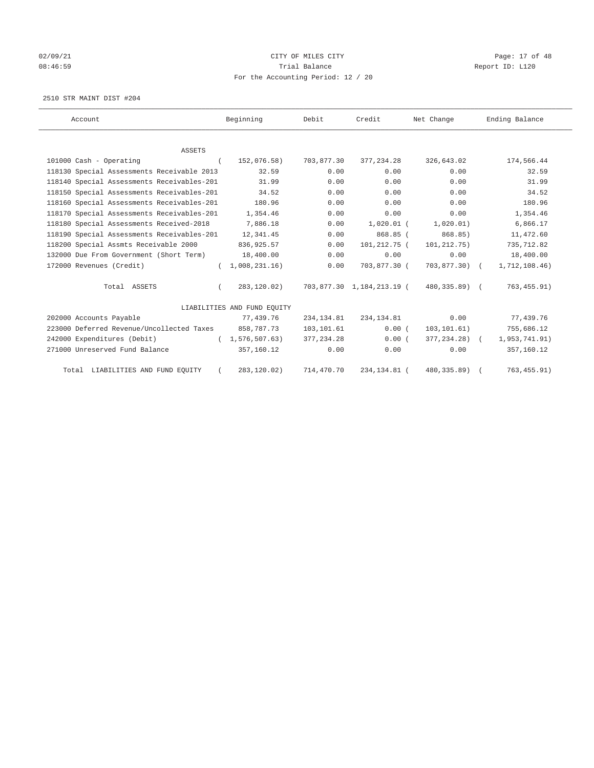02/09/21 CITY OF MILES CITY
08:46:59 Trial Balance Report ID: L120
For the Accounting Period: 12 / 20

2510 STR MAINT DIST #204

| Account | Beginning | Debit | Credit | Net Change | Ending Balance |
|---|---|---|---|---|---|
| ASSETS | | | | | |
| 101000 Cash - Operating | ( 152,076.58) | 703,877.30 | 377,234.28 | 326,643.02 | 174,566.44 |
| 118130 Special Assessments Receivable 2013 | 32.59 | 0.00 | 0.00 | 0.00 | 32.59 |
| 118140 Special Assessments Receivables-201 | 31.99 | 0.00 | 0.00 | 0.00 | 31.99 |
| 118150 Special Assessments Receivables-201 | 34.52 | 0.00 | 0.00 | 0.00 | 34.52 |
| 118160 Special Assessments Receivables-201 | 180.96 | 0.00 | 0.00 | 0.00 | 180.96 |
| 118170 Special Assessments Receivables-201 | 1,354.46 | 0.00 | 0.00 | 0.00 | 1,354.46 |
| 118180 Special Assessments Received-2018 | 7,886.18 | 0.00 | 1,020.01 | ( 1,020.01) | 6,866.17 |
| 118190 Special Assessments Receivables-201 | 12,341.45 | 0.00 | 868.85 | ( 868.85) | 11,472.60 |
| 118200 Special Assmts Receivable 2000 | 836,925.57 | 0.00 | 101,212.75 | ( 101,212.75) | 735,712.82 |
| 132000 Due From Government (Short Term) | 18,400.00 | 0.00 | 0.00 | 0.00 | 18,400.00 |
| 172000 Revenues (Credit) | ( 1,008,231.16) | 0.00 | 703,877.30 | ( 703,877.30) | ( 1,712,108.46) |
| Total ASSETS | ( 283,120.02) | 703,877.30 | 1,184,213.19 | ( 480,335.89) | ( 763,455.91) |
| LIABILITIES AND FUND EQUITY | | | | | |
| 202000 Accounts Payable | 77,439.76 | 234,134.81 | 234,134.81 | 0.00 | 77,439.76 |
| 223000 Deferred Revenue/Uncollected Taxes | 858,787.73 | 103,101.61 | 0.00 | ( 103,101.61) | 755,686.12 |
| 242000 Expenditures (Debit) | ( 1,576,507.63) | 377,234.28 | 0.00 | ( 377,234.28) | ( 1,953,741.91) |
| 271000 Unreserved Fund Balance | 357,160.12 | 0.00 | 0.00 | 0.00 | 357,160.12 |
| Total LIABILITIES AND FUND EQUITY | ( 283,120.02) | 714,470.70 | 234,134.81 | ( 480,335.89) | ( 763,455.91) |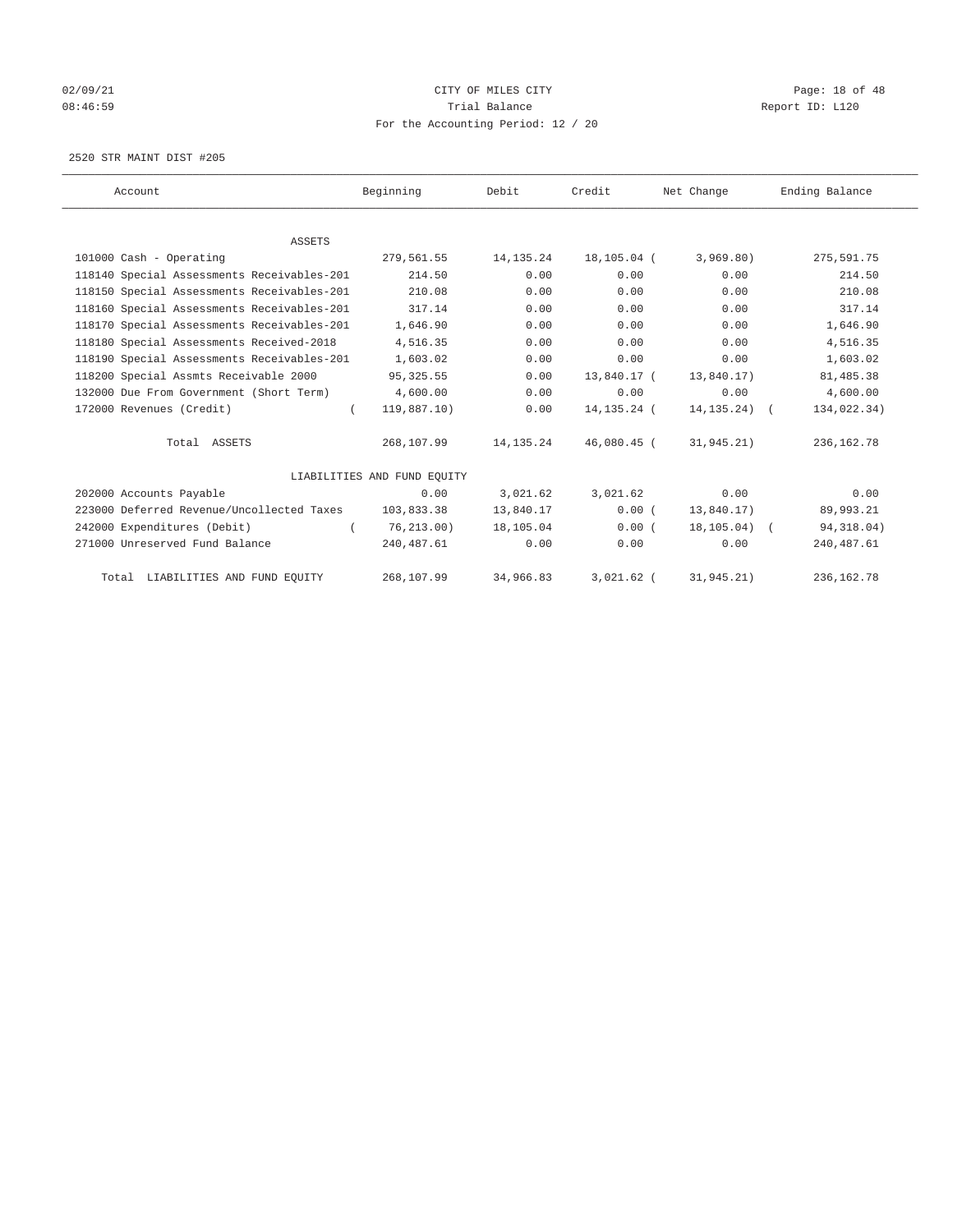02/09/21 CITY OF MILES CITY
08:46:59 Trial Balance Report ID: L120
For the Accounting Period: 12 / 20

2520 STR MAINT DIST #205

| Account | Beginning | Debit | Credit | Net Change | Ending Balance |
|---|---|---|---|---|---|
| ASSETS | | | | | |
| 101000 Cash - Operating | 279,561.55 | 14,135.24 | 18,105.04 | ( 3,969.80) | 275,591.75 |
| 118140 Special Assessments Receivables-201 | 214.50 | 0.00 | 0.00 | 0.00 | 214.50 |
| 118150 Special Assessments Receivables-201 | 210.08 | 0.00 | 0.00 | 0.00 | 210.08 |
| 118160 Special Assessments Receivables-201 | 317.14 | 0.00 | 0.00 | 0.00 | 317.14 |
| 118170 Special Assessments Receivables-201 | 1,646.90 | 0.00 | 0.00 | 0.00 | 1,646.90 |
| 118180 Special Assessments Received-2018 | 4,516.35 | 0.00 | 0.00 | 0.00 | 4,516.35 |
| 118190 Special Assessments Receivables-201 | 1,603.02 | 0.00 | 0.00 | 0.00 | 1,603.02 |
| 118200 Special Assmts Receivable 2000 | 95,325.55 | 0.00 | 13,840.17 | ( 13,840.17) | 81,485.38 |
| 132000 Due From Government (Short Term) | 4,600.00 | 0.00 | 0.00 | 0.00 | 4,600.00 |
| 172000 Revenues (Credit) | ( 119,887.10) | 0.00 | 14,135.24 | ( 14,135.24) | ( 134,022.34) |
| Total ASSETS | 268,107.99 | 14,135.24 | 46,080.45 | ( 31,945.21) | 236,162.78 |
| LIABILITIES AND FUND EQUITY | | | | | |
| 202000 Accounts Payable | 0.00 | 3,021.62 | 3,021.62 | 0.00 | 0.00 |
| 223000 Deferred Revenue/Uncollected Taxes | 103,833.38 | 13,840.17 | 0.00 | ( 13,840.17) | 89,993.21 |
| 242000 Expenditures (Debit) | ( 76,213.00) | 18,105.04 | 0.00 | ( 18,105.04) | ( 94,318.04) |
| 271000 Unreserved Fund Balance | 240,487.61 | 0.00 | 0.00 | 0.00 | 240,487.61 |
| Total LIABILITIES AND FUND EQUITY | 268,107.99 | 34,966.83 | 3,021.62 | ( 31,945.21) | 236,162.78 |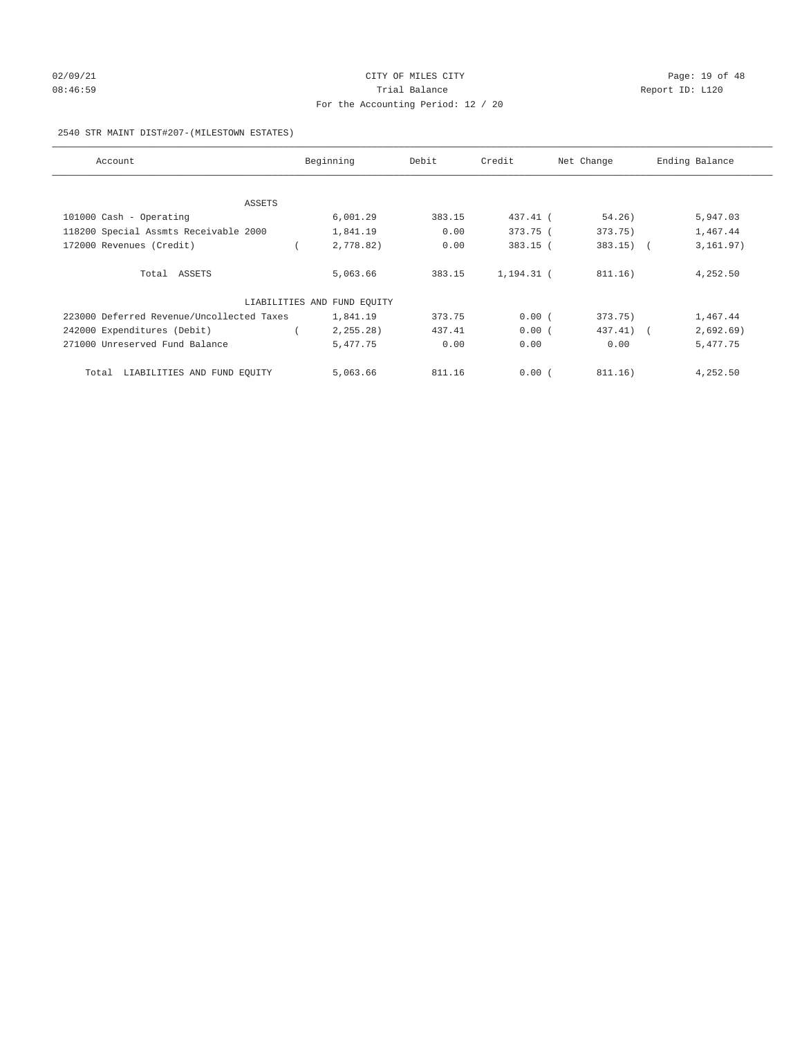CITY OF MILES CITY
Trial Balance
For the Accounting Period: 12 / 20

02/09/21
08:46:59

Report ID: L120

2540 STR MAINT DIST#207-(MILESTOWN ESTATES)

| Account | Beginning | Debit | Credit | Net Change | Ending Balance |
|---|---|---|---|---|---|
| ASSETS | | | | | |
| 101000 Cash - Operating | 6,001.29 | 383.15 | 437.41 | ( 54.26) | 5,947.03 |
| 118200 Special Assmts Receivable 2000 | 1,841.19 | 0.00 | 373.75 | ( 373.75) | 1,467.44 |
| 172000 Revenues (Credit) | ( 2,778.82) | 0.00 | 383.15 | ( 383.15) | ( 3,161.97) |
| Total ASSETS | 5,063.66 | 383.15 | 1,194.31 | ( 811.16) | 4,252.50 |
| LIABILITIES AND FUND EQUITY | | | | | |
| 223000 Deferred Revenue/Uncollected Taxes | 1,841.19 | 373.75 | 0.00 | ( 373.75) | 1,467.44 |
| 242000 Expenditures (Debit) | ( 2,255.28) | 437.41 | 0.00 | ( 437.41) | ( 2,692.69) |
| 271000 Unreserved Fund Balance | 5,477.75 | 0.00 | 0.00 | 0.00 | 5,477.75 |
| Total LIABILITIES AND FUND EQUITY | 5,063.66 | 811.16 | 0.00 | ( 811.16) | 4,252.50 |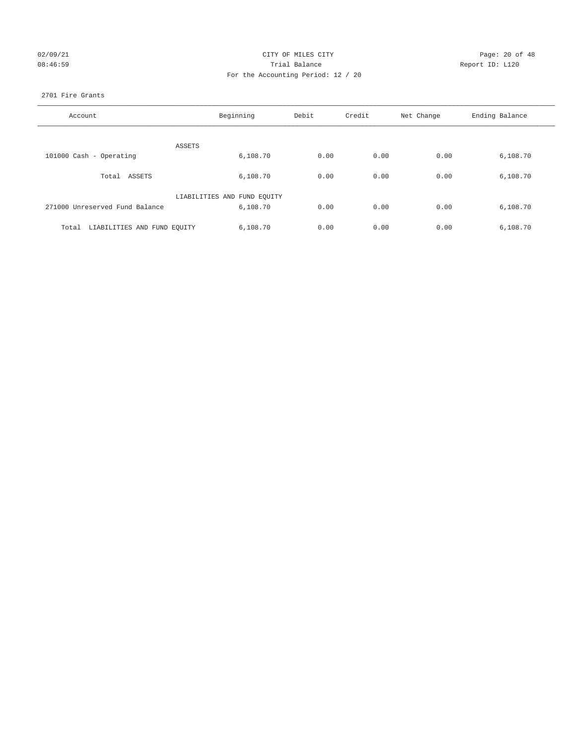# CITY OF MILES CITY

## Trial Balance

### For the Accounting Period: 12 / 20

02/09/21 08:46:59

Report ID: L120

2701 Fire Grants

| Account | Beginning | Debit | Credit | Net Change | Ending Balance |
|---|---|---|---|---|---|
| ASSETS | | | | | |
| 101000 Cash - Operating | 6,108.70 | 0.00 | 0.00 | 0.00 | 6,108.70 |
| Total ASSETS | 6,108.70 | 0.00 | 0.00 | 0.00 | 6,108.70 |
| LIABILITIES AND FUND EQUITY | | | | | |
| 271000 Unreserved Fund Balance | 6,108.70 | 0.00 | 0.00 | 0.00 | 6,108.70 |
| Total LIABILITIES AND FUND EQUITY | 6,108.70 | 0.00 | 0.00 | 0.00 | 6,108.70 |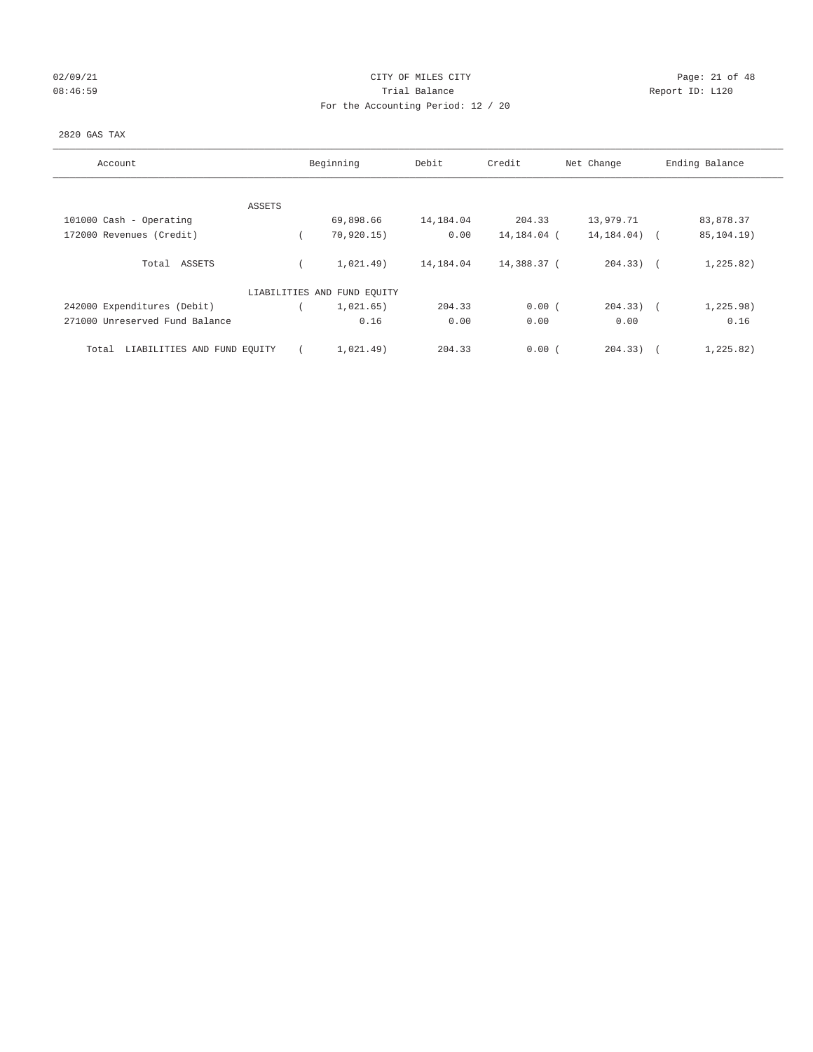CITY OF MILES CITY
Trial Balance
For the Accounting Period: 12 / 20

02/09/21
08:46:59

Report ID: L120

2820 GAS TAX

| Account | Beginning | Debit | Credit | Net Change | Ending Balance |
|---|---|---|---|---|---|
| ASSETS | | | | | |
| 101000 Cash - Operating | 69,898.66 | 14,184.04 | 204.33 | 13,979.71 | 83,878.37 |
| 172000 Revenues (Credit) | ( 70,920.15) | 0.00 | 14,184.04 | ( 14,184.04) | ( 85,104.19) |
| Total ASSETS | ( 1,021.49) | 14,184.04 | 14,388.37 | ( 204.33) | ( 1,225.82) |
| LIABILITIES AND FUND EQUITY | | | | | |
| 242000 Expenditures (Debit) | ( 1,021.65) | 204.33 | 0.00 | ( 204.33) | ( 1,225.98) |
| 271000 Unreserved Fund Balance | 0.16 | 0.00 | 0.00 | 0.00 | 0.16 |
| Total LIABILITIES AND FUND EQUITY | ( 1,021.49) | 204.33 | 0.00 | ( 204.33) | ( 1,225.82) |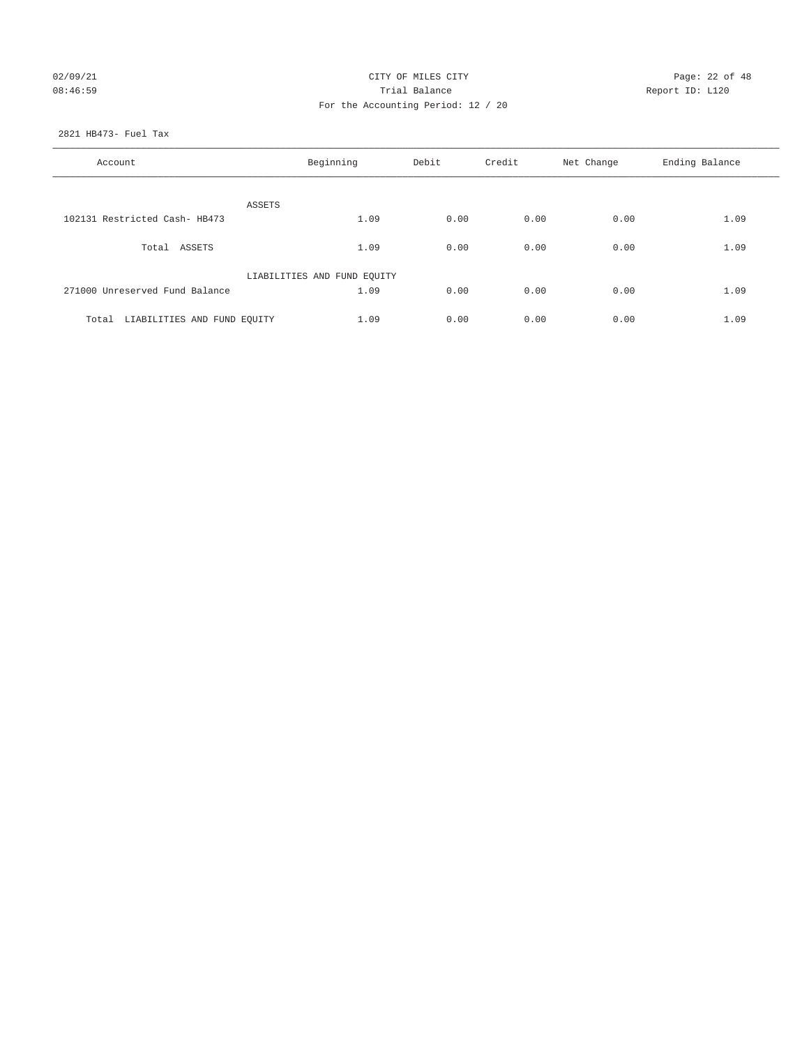CITY OF MILES CITY
Trial Balance
For the Accounting Period: 12 / 20

02/09/21
08:46:59

Report ID: L120

2821 HB473- Fuel Tax

| Account | Beginning | Debit | Credit | Net Change | Ending Balance |
|---|---|---|---|---|---|
| ASSETS | | | | | |
| 102131 Restricted Cash- HB473 | 1.09 | 0.00 | 0.00 | 0.00 | 1.09 |
| Total ASSETS | 1.09 | 0.00 | 0.00 | 0.00 | 1.09 |
| LIABILITIES AND FUND EQUITY | | | | | |
| 271000 Unreserved Fund Balance | 1.09 | 0.00 | 0.00 | 0.00 | 1.09 |
| Total LIABILITIES AND FUND EQUITY | 1.09 | 0.00 | 0.00 | 0.00 | 1.09 |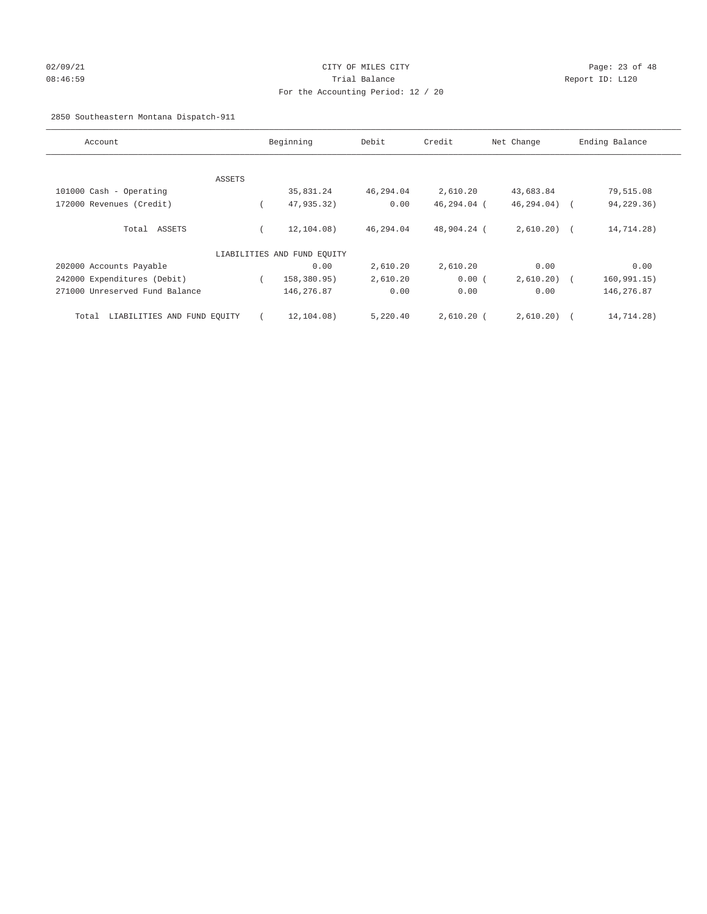CITY OF MILES CITY
Trial Balance
For the Accounting Period: 12 / 20

02/09/21
08:46:59

Report ID: L120

2850 Southeastern Montana Dispatch-911

| Account | Beginning | Debit | Credit | Net Change | Ending Balance |
|---|---|---|---|---|---|
| ASSETS | | | | | |
| 101000 Cash - Operating | 35,831.24 | 46,294.04 | 2,610.20 | 43,683.84 | 79,515.08 |
| 172000 Revenues (Credit) | ( 47,935.32) | 0.00 | 46,294.04 | ( 46,294.04) | ( 94,229.36) |
| Total ASSETS | ( 12,104.08) | 46,294.04 | 48,904.24 | ( 2,610.20) | ( 14,714.28) |
| LIABILITIES AND FUND EQUITY | | | | | |
| 202000 Accounts Payable | 0.00 | 2,610.20 | 2,610.20 | 0.00 | 0.00 |
| 242000 Expenditures (Debit) | ( 158,380.95) | 2,610.20 | 0.00 | ( 2,610.20) | ( 160,991.15) |
| 271000 Unreserved Fund Balance | 146,276.87 | 0.00 | 0.00 | 0.00 | 146,276.87 |
| Total LIABILITIES AND FUND EQUITY | ( 12,104.08) | 5,220.40 | 2,610.20 | ( 2,610.20) | ( 14,714.28) |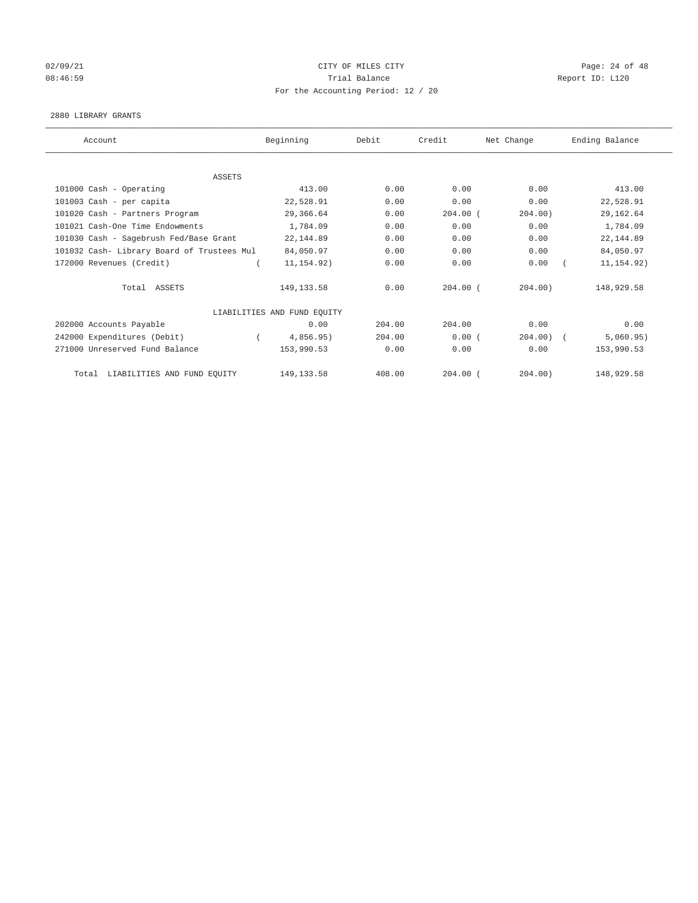CITY OF MILES CITY
Trial Balance
For the Accounting Period: 12 / 20

02/09/21
08:46:59

Report ID: L120

2880 LIBRARY GRANTS

| Account | Beginning | Debit | Credit | Net Change | Ending Balance |
|---|---|---|---|---|---|
| ASSETS | | | | | |
| 101000 Cash - Operating | 413.00 | 0.00 | 0.00 | 0.00 | 413.00 |
| 101003 Cash - per capita | 22,528.91 | 0.00 | 0.00 | 0.00 | 22,528.91 |
| 101020 Cash - Partners Program | 29,366.64 | 0.00 | 204.00 | ( 204.00) | 29,162.64 |
| 101021 Cash-One Time Endowments | 1,784.09 | 0.00 | 0.00 | 0.00 | 1,784.09 |
| 101030 Cash - Sagebrush Fed/Base Grant | 22,144.89 | 0.00 | 0.00 | 0.00 | 22,144.89 |
| 101032 Cash- Library Board of Trustees Mul | 84,050.97 | 0.00 | 0.00 | 0.00 | 84,050.97 |
| 172000 Revenues (Credit) | ( 11,154.92) | 0.00 | 0.00 | 0.00 | ( 11,154.92) |
| Total ASSETS | 149,133.58 | 0.00 | 204.00 | ( 204.00) | 148,929.58 |
| LIABILITIES AND FUND EQUITY | | | | | |
| 202000 Accounts Payable | 0.00 | 204.00 | 204.00 | 0.00 | 0.00 |
| 242000 Expenditures (Debit) | ( 4,856.95) | 204.00 | 0.00 | ( 204.00) | ( 5,060.95) |
| 271000 Unreserved Fund Balance | 153,990.53 | 0.00 | 0.00 | 0.00 | 153,990.53 |
| Total LIABILITIES AND FUND EQUITY | 149,133.58 | 408.00 | 204.00 | ( 204.00) | 148,929.58 |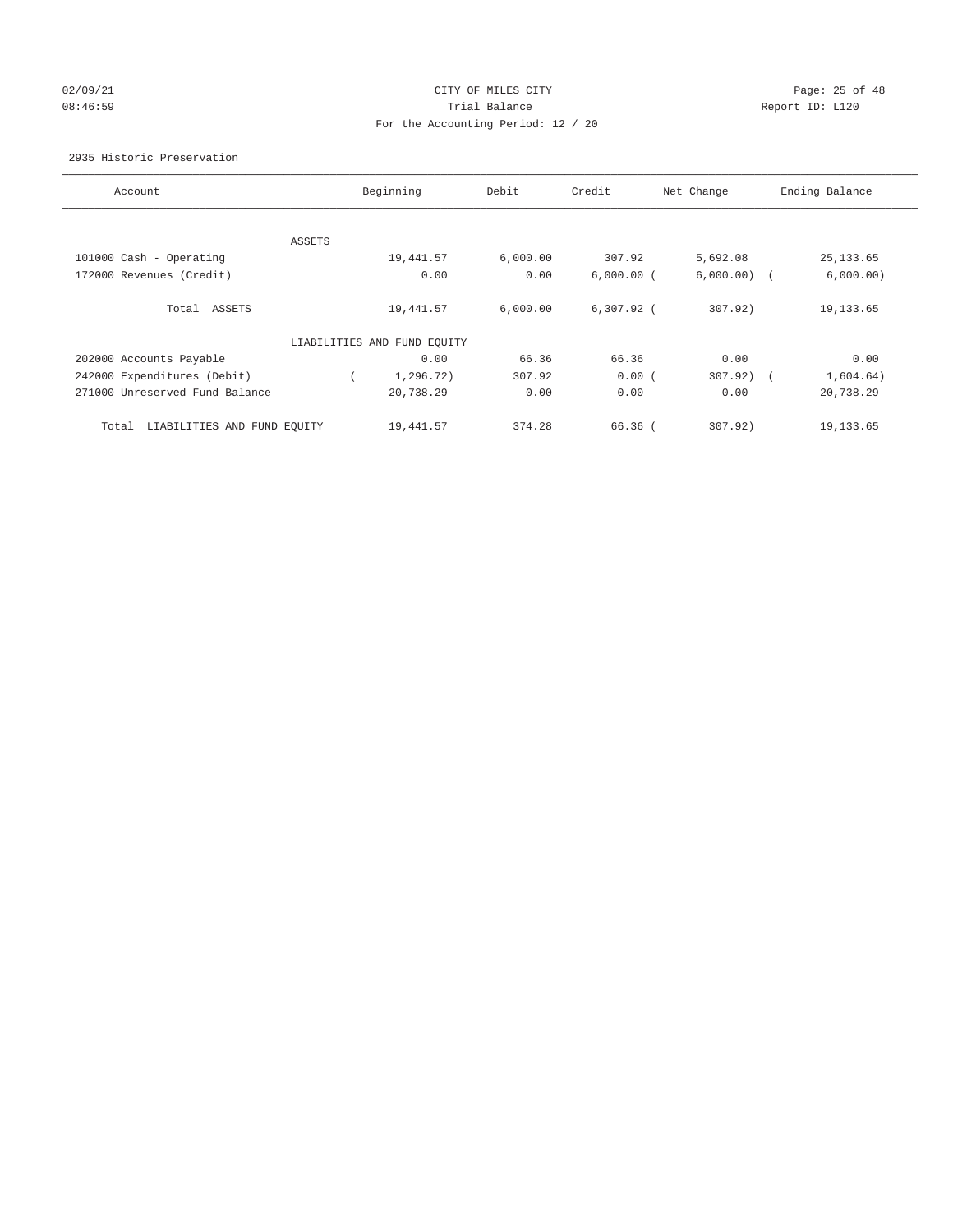CITY OF MILES CITY
Trial Balance
For the Accounting Period: 12 / 20

02/09/21
08:46:59

Report ID: L120

2935 Historic Preservation

| Account | Beginning | Debit | Credit | Net Change | Ending Balance |
|---|---|---|---|---|---|
| ASSETS | | | | | |
| 101000 Cash - Operating | 19,441.57 | 6,000.00 | 307.92 | 5,692.08 | 25,133.65 |
| 172000 Revenues (Credit) | 0.00 | 0.00 | 6,000.00 | (6,000.00) | (6,000.00) |
| Total ASSETS | 19,441.57 | 6,000.00 | 6,307.92 | (307.92) | 19,133.65 |
| LIABILITIES AND FUND EQUITY | | | | | |
| 202000 Accounts Payable | 0.00 | 66.36 | 66.36 | 0.00 | 0.00 |
| 242000 Expenditures (Debit) | (1,296.72) | 307.92 | 0.00 | (307.92) | (1,604.64) |
| 271000 Unreserved Fund Balance | 20,738.29 | 0.00 | 0.00 | 0.00 | 20,738.29 |
| Total LIABILITIES AND FUND EQUITY | 19,441.57 | 374.28 | 66.36 | (307.92) | 19,133.65 |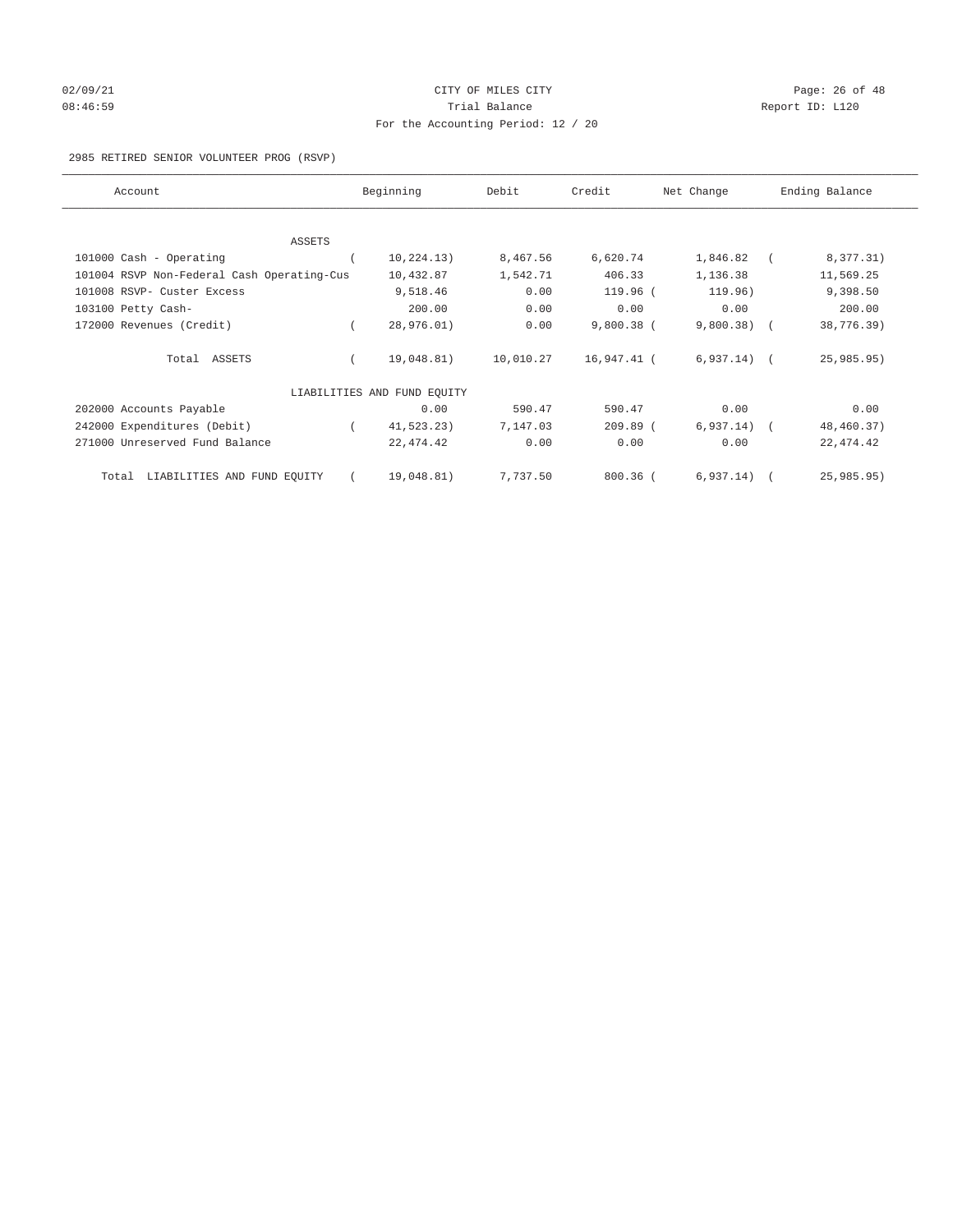CITY OF MILES CITY
Trial Balance
For the Accounting Period: 12 / 20

02/09/21
08:46:59

Report ID: L120

2985 RETIRED SENIOR VOLUNTEER PROG (RSVP)

| Account | Beginning | Debit | Credit | Net Change | Ending Balance |
|---|---|---|---|---|---|
| ASSETS | | | | | |
| 101000 Cash - Operating | ( 10,224.13) | 8,467.56 | 6,620.74 | 1,846.82 | ( 8,377.31) |
| 101004 RSVP Non-Federal Cash Operating-Cus | 10,432.87 | 1,542.71 | 406.33 | 1,136.38 | 11,569.25 |
| 101008 RSVP- Custer Excess | 9,518.46 | 0.00 | 119.96 | ( 119.96) | 9,398.50 |
| 103100 Petty Cash- | 200.00 | 0.00 | 0.00 | 0.00 | 200.00 |
| 172000 Revenues (Credit) | ( 28,976.01) | 0.00 | 9,800.38 | ( 9,800.38) | ( 38,776.39) |
| Total ASSETS | ( 19,048.81) | 10,010.27 | 16,947.41 | ( 6,937.14) | ( 25,985.95) |
| LIABILITIES AND FUND EQUITY | | | | | |
| 202000 Accounts Payable | 0.00 | 590.47 | 590.47 | 0.00 | 0.00 |
| 242000 Expenditures (Debit) | ( 41,523.23) | 7,147.03 | 209.89 | ( 6,937.14) | ( 48,460.37) |
| 271000 Unreserved Fund Balance | 22,474.42 | 0.00 | 0.00 | 0.00 | 22,474.42 |
| Total LIABILITIES AND FUND EQUITY | ( 19,048.81) | 7,737.50 | 800.36 | ( 6,937.14) | ( 25,985.95) |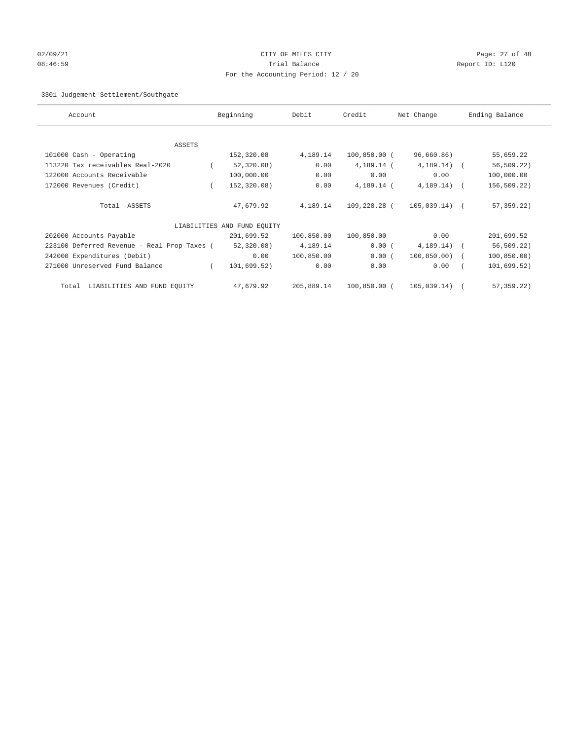CITY OF MILES CITY
Trial Balance
For the Accounting Period: 12 / 20

02/09/21
08:46:59

Report ID: L120

3301 Judgement Settlement/Southgate

| Account | Beginning | Debit | Credit | Net Change | Ending Balance |
|---|---|---|---|---|---|
| ASSETS | | | | | |
| 101000 Cash - Operating | 152,320.08 | 4,189.14 | 100,850.00 | ( 96,660.86) | 55,659.22 |
| 113220 Tax receivables Real-2020 | ( 52,320.08) | 0.00 | 4,189.14 | ( 4,189.14) | ( 56,509.22) |
| 122000 Accounts Receivable | 100,000.00 | 0.00 | 0.00 | 0.00 | 100,000.00 |
| 172000 Revenues (Credit) | ( 152,320.08) | 0.00 | 4,189.14 | ( 4,189.14) | ( 156,509.22) |
| Total ASSETS | 47,679.92 | 4,189.14 | 109,228.28 | ( 105,039.14) | ( 57,359.22) |
| LIABILITIES AND FUND EQUITY | | | | | |
| 202000 Accounts Payable | 201,699.52 | 100,850.00 | 100,850.00 | 0.00 | 201,699.52 |
| 223100 Deferred Revenue - Real Prop Taxes | ( 52,320.08) | 4,189.14 | 0.00 | ( 4,189.14) | ( 56,509.22) |
| 242000 Expenditures (Debit) | 0.00 | 100,850.00 | 0.00 | ( 100,850.00) | ( 100,850.00) |
| 271000 Unreserved Fund Balance | ( 101,699.52) | 0.00 | 0.00 | 0.00 | ( 101,699.52) |
| Total LIABILITIES AND FUND EQUITY | 47,679.92 | 205,889.14 | 100,850.00 | ( 105,039.14) | ( 57,359.22) |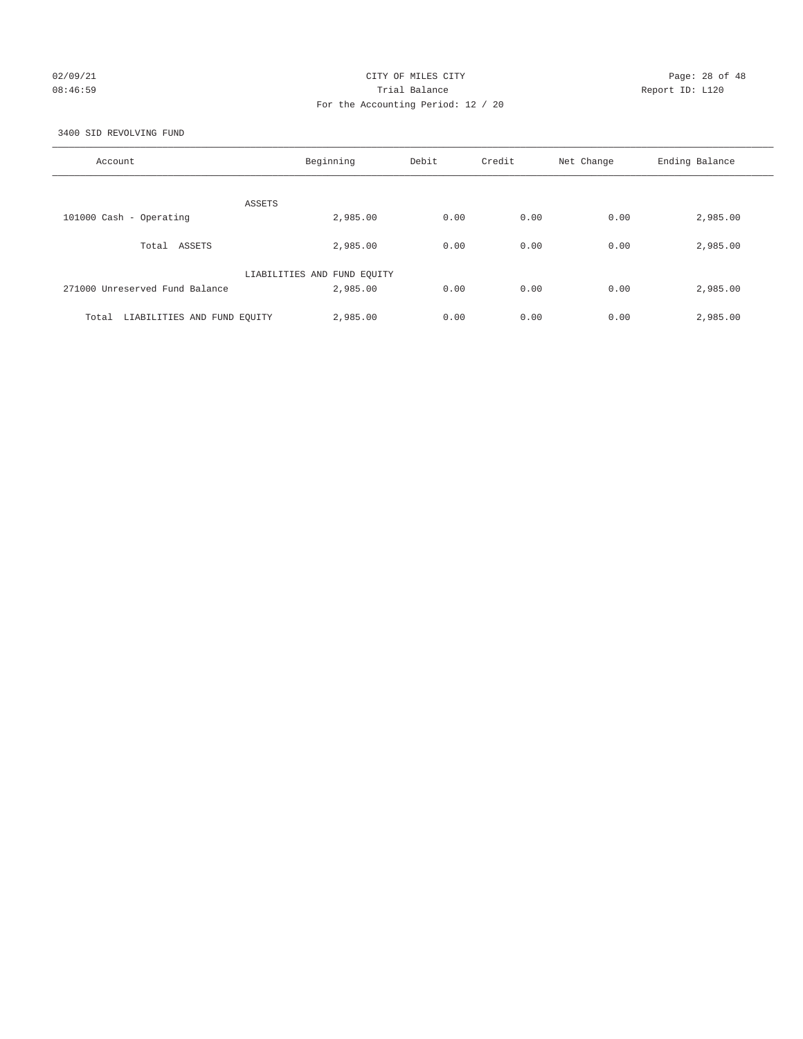CITY OF MILES CITY

Trial Balance

For the Accounting Period: 12 / 20

02/09/21
08:46:59

Report ID: L120

3400 SID REVOLVING FUND

| Account | Beginning | Debit | Credit | Net Change | Ending Balance |
|---|---|---|---|---|---|
| ASSETS | | | | | |
| 101000 Cash - Operating | 2,985.00 | 0.00 | 0.00 | 0.00 | 2,985.00 |
| Total ASSETS | 2,985.00 | 0.00 | 0.00 | 0.00 | 2,985.00 |
| LIABILITIES AND FUND EQUITY | | | | | |
| 271000 Unreserved Fund Balance | 2,985.00 | 0.00 | 0.00 | 0.00 | 2,985.00 |
| Total LIABILITIES AND FUND EQUITY | 2,985.00 | 0.00 | 0.00 | 0.00 | 2,985.00 |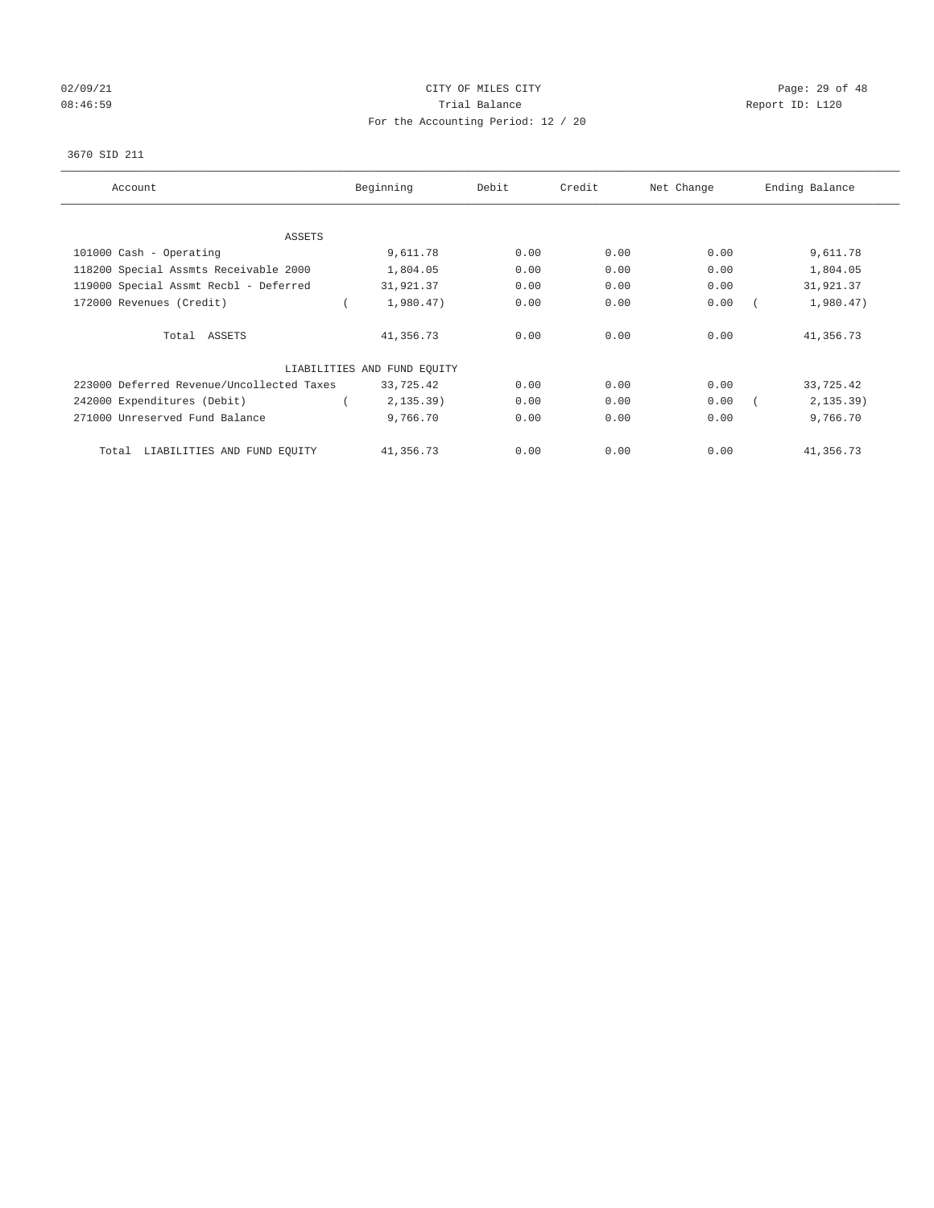CITY OF MILES CITY
Trial Balance
For the Accounting Period: 12 / 20

02/09/21 08:46:59 — Report ID: L120

3670 SID 211

| Account | Beginning | Debit | Credit | Net Change | Ending Balance |
|---|---|---|---|---|---|
| **ASSETS** | | | | | |
| 101000 Cash - Operating | 9,611.78 | 0.00 | 0.00 | 0.00 | 9,611.78 |
| 118200 Special Assmts Receivable 2000 | 1,804.05 | 0.00 | 0.00 | 0.00 | 1,804.05 |
| 119000 Special Assmt Recbl - Deferred | 31,921.37 | 0.00 | 0.00 | 0.00 | 31,921.37 |
| 172000 Revenues (Credit) | ( 1,980.47) | 0.00 | 0.00 | 0.00 | ( 1,980.47) |
| Total ASSETS | 41,356.73 | 0.00 | 0.00 | 0.00 | 41,356.73 |
| **LIABILITIES AND FUND EQUITY** | | | | | |
| 223000 Deferred Revenue/Uncollected Taxes | 33,725.42 | 0.00 | 0.00 | 0.00 | 33,725.42 |
| 242000 Expenditures (Debit) | ( 2,135.39) | 0.00 | 0.00 | 0.00 | ( 2,135.39) |
| 271000 Unreserved Fund Balance | 9,766.70 | 0.00 | 0.00 | 0.00 | 9,766.70 |
| Total LIABILITIES AND FUND EQUITY | 41,356.73 | 0.00 | 0.00 | 0.00 | 41,356.73 |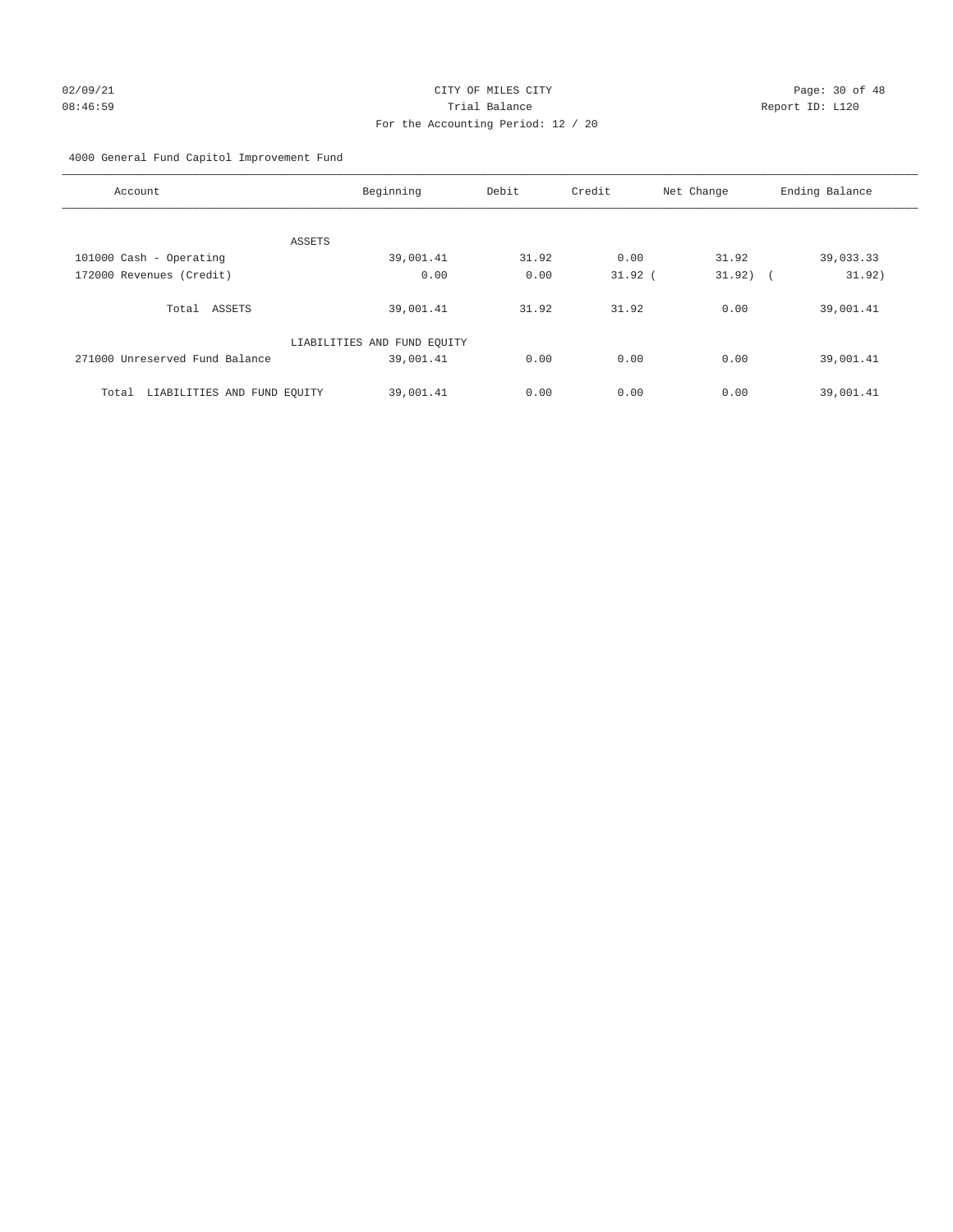CITY OF MILES CITY
Trial Balance
For the Accounting Period: 12 / 20

02/09/21
08:46:59

Report ID: L120

4000 General Fund Capitol Improvement Fund

| Account | Beginning | Debit | Credit | Net Change | Ending Balance |
|---|---|---|---|---|---|
| ASSETS | | | | | |
| 101000 Cash - Operating | 39,001.41 | 31.92 | 0.00 | 31.92 | 39,033.33 |
| 172000 Revenues (Credit) | 0.00 | 0.00 | 31.92 | (31.92) | (31.92) |
| Total ASSETS | 39,001.41 | 31.92 | 31.92 | 0.00 | 39,001.41 |
| LIABILITIES AND FUND EQUITY | | | | | |
| 271000 Unreserved Fund Balance | 39,001.41 | 0.00 | 0.00 | 0.00 | 39,001.41 |
| Total LIABILITIES AND FUND EQUITY | 39,001.41 | 0.00 | 0.00 | 0.00 | 39,001.41 |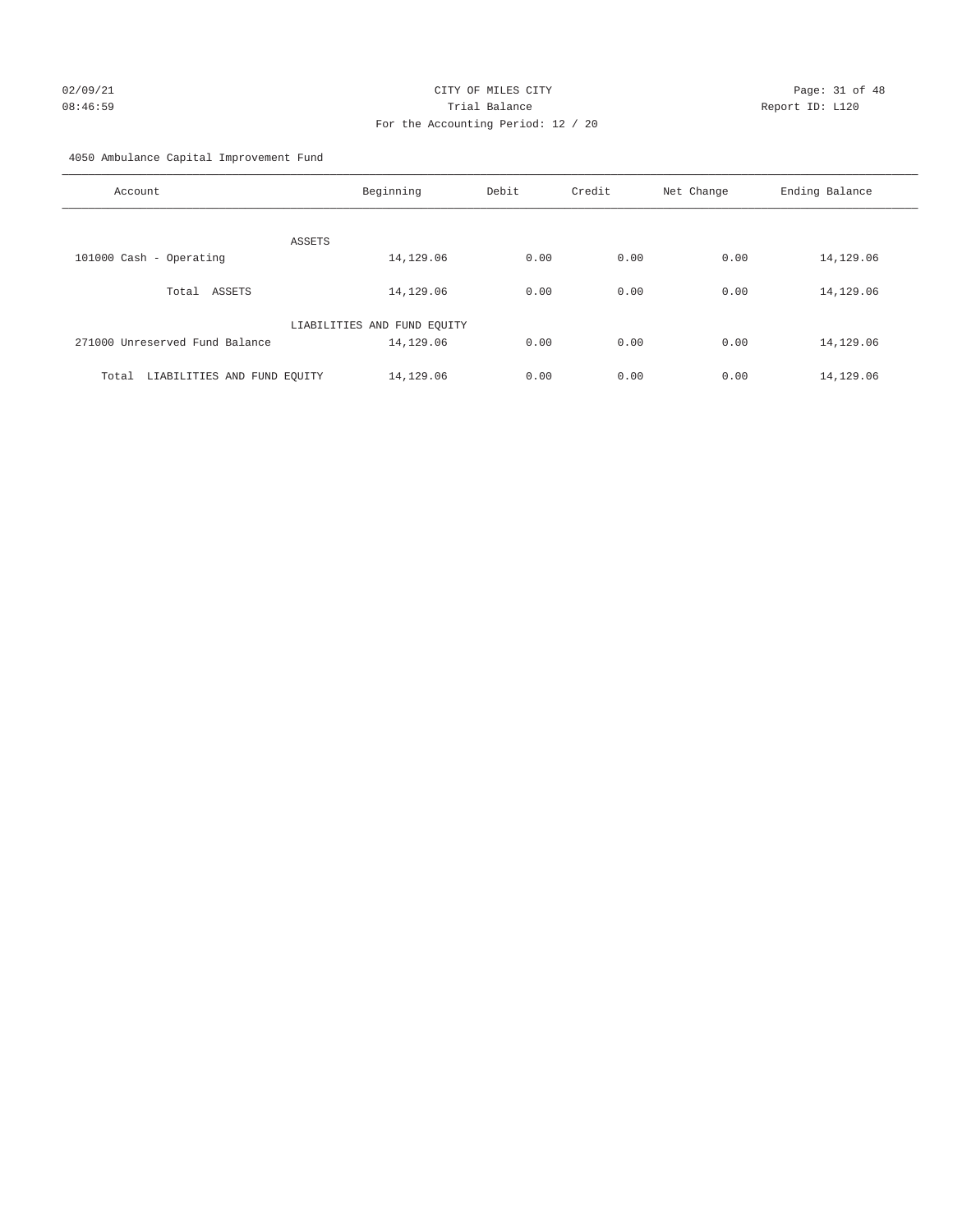02/09/21 CITY OF MILES CITY

08:46:59 Trial Balance Report ID: L120

For the Accounting Period: 12 / 20

4050 Ambulance Capital Improvement Fund

| Account | Beginning | Debit | Credit | Net Change | Ending Balance |
|---|---|---|---|---|---|
| ASSETS | | | | | |
| 101000 Cash - Operating | 14,129.06 | 0.00 | 0.00 | 0.00 | 14,129.06 |
| Total ASSETS | 14,129.06 | 0.00 | 0.00 | 0.00 | 14,129.06 |
| LIABILITIES AND FUND EQUITY | | | | | |
| 271000 Unreserved Fund Balance | 14,129.06 | 0.00 | 0.00 | 0.00 | 14,129.06 |
| Total LIABILITIES AND FUND EQUITY | 14,129.06 | 0.00 | 0.00 | 0.00 | 14,129.06 |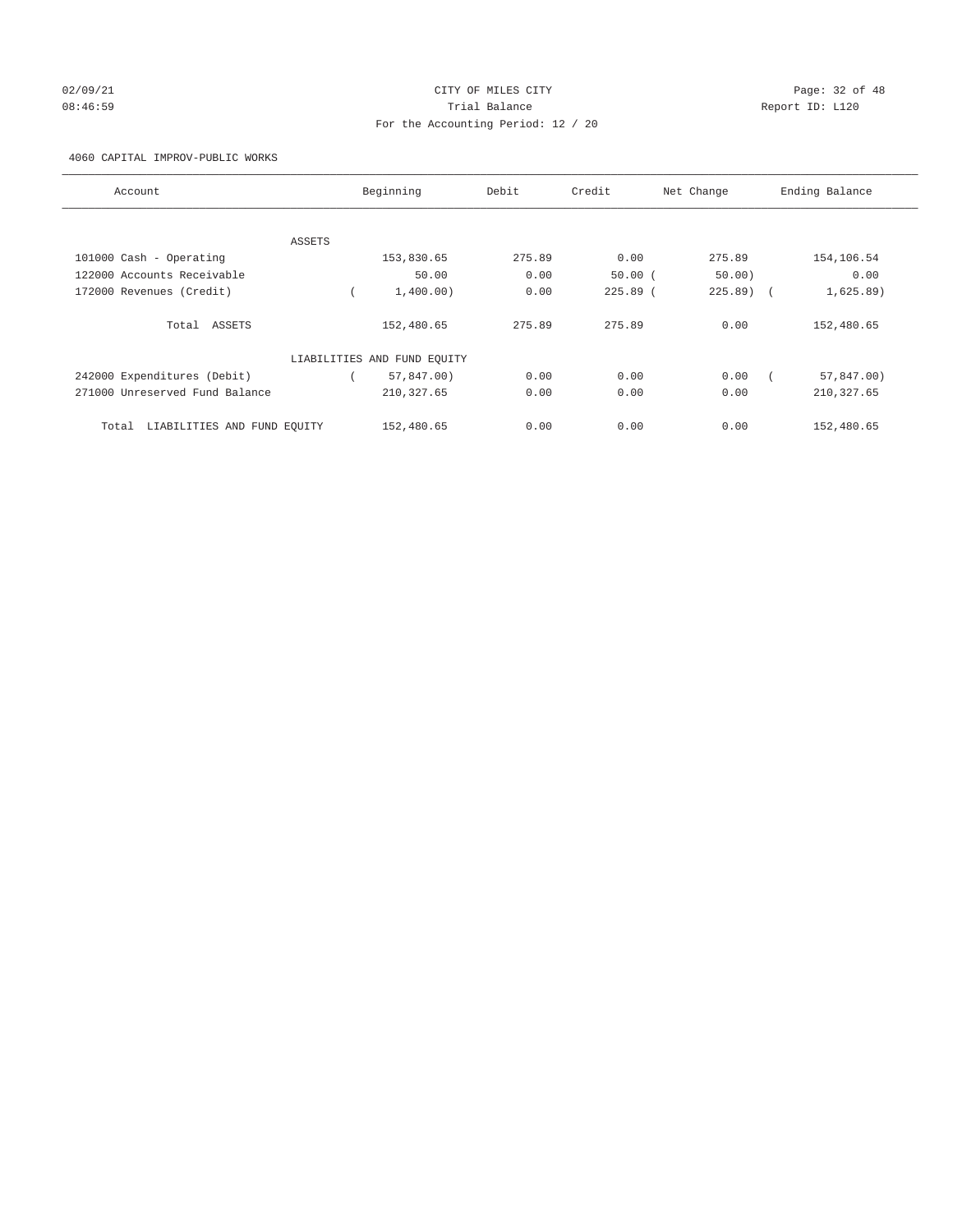02/09/21 CITY OF MILES CITY
08:46:59 Trial Balance Report ID: L120
For the Accounting Period: 12 / 20

4060 CAPITAL IMPROV-PUBLIC WORKS

| Account | Beginning | Debit | Credit | Net Change | Ending Balance |
|---|---|---|---|---|---|
| ASSETS | | | | | |
| 101000 Cash - Operating | 153,830.65 | 275.89 | 0.00 | 275.89 | 154,106.54 |
| 122000 Accounts Receivable | 50.00 | 0.00 | 50.00 | ( 50.00) | 0.00 |
| 172000 Revenues (Credit) | ( 1,400.00) | 0.00 | 225.89 | ( 225.89) | ( 1,625.89) |
| Total ASSETS | 152,480.65 | 275.89 | 275.89 | 0.00 | 152,480.65 |
| LIABILITIES AND FUND EQUITY | | | | | |
| 242000 Expenditures (Debit) | ( 57,847.00) | 0.00 | 0.00 | 0.00 | ( 57,847.00) |
| 271000 Unreserved Fund Balance | 210,327.65 | 0.00 | 0.00 | 0.00 | 210,327.65 |
| Total LIABILITIES AND FUND EQUITY | 152,480.65 | 0.00 | 0.00 | 0.00 | 152,480.65 |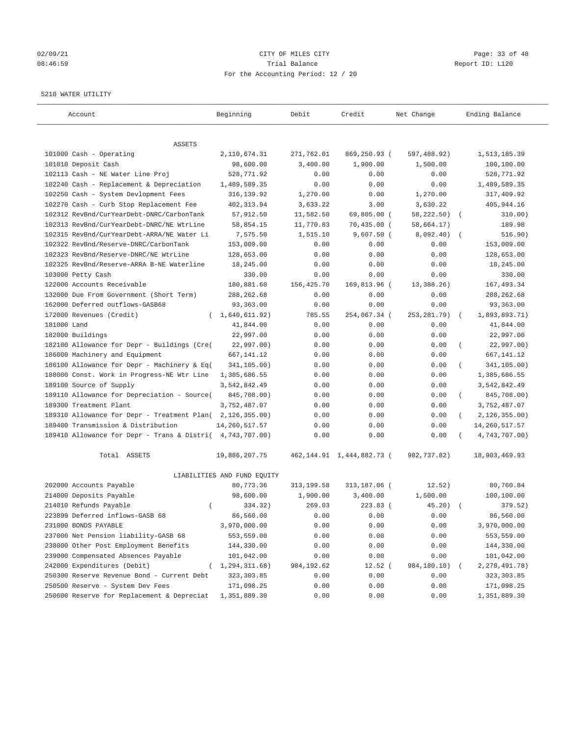CITY OF MILES CITY
Trial Balance
For the Accounting Period: 12 / 20

5210 WATER UTILITY

| Account | Beginning | Debit | Credit | Net Change | Ending Balance |
|---|---|---|---|---|---|
| ASSETS | | | | | |
| 101000 Cash - Operating | 2,110,674.31 | 271,762.01 | 869,250.93 | ( 597,488.92) | 1,513,185.39 |
| 101010 Deposit Cash | 98,600.00 | 3,400.00 | 1,900.00 | 1,500.00 | 100,100.00 |
| 102113 Cash - NE Water Line Proj | 528,771.92 | 0.00 | 0.00 | 0.00 | 528,771.92 |
| 102240 Cash - Replacement & Depreciation | 1,489,589.35 | 0.00 | 0.00 | 0.00 | 1,489,589.35 |
| 102250 Cash - System Devlopment Fees | 316,139.92 | 1,270.00 | 0.00 | 1,270.00 | 317,409.92 |
| 102270 Cash - Curb Stop Replacement Fee | 402,313.94 | 3,633.22 | 3.00 | 3,630.22 | 405,944.16 |
| 102312 RevBnd/CurYearDebt-DNRC/CarbonTank | 57,912.50 | 11,582.50 | 69,805.00 | ( 58,222.50) | ( 310.00) |
| 102313 RevBnd/CurYearDebt-DNRC/NE WtrLine | 58,854.15 | 11,770.83 | 70,435.00 | ( 58,664.17) | 189.98 |
| 102315 RevBnd/CurYearDebt-ARRA/NE Water Li | 7,575.50 | 1,515.10 | 9,607.50 | ( 8,092.40) | ( 516.90) |
| 102322 RevBnd/Reserve-DNRC/CarbonTank | 153,009.00 | 0.00 | 0.00 | 0.00 | 153,009.00 |
| 102323 RevBnd/Reserve-DNRC/NE WtrLine | 128,653.00 | 0.00 | 0.00 | 0.00 | 128,653.00 |
| 102325 RevBnd/Reserve-ARRA B-NE Waterline | 18,245.00 | 0.00 | 0.00 | 0.00 | 18,245.00 |
| 103000 Petty Cash | 330.00 | 0.00 | 0.00 | 0.00 | 330.00 |
| 122000 Accounts Receivable | 180,881.60 | 156,425.70 | 169,813.96 | ( 13,388.26) | 167,493.34 |
| 132000 Due From Government (Short Term) | 288,262.68 | 0.00 | 0.00 | 0.00 | 288,262.68 |
| 162000 Deferred outflows-GASB68 | 93,363.00 | 0.00 | 0.00 | 0.00 | 93,363.00 |
| 172000 Revenues (Credit) | ( 1,640,611.92) | 785.55 | 254,067.34 | ( 253,281.79) | ( 1,893,893.71) |
| 181000 Land | 41,844.00 | 0.00 | 0.00 | 0.00 | 41,844.00 |
| 182000 Buildings | 22,997.00 | 0.00 | 0.00 | 0.00 | 22,997.00 |
| 182100 Allowance for Depr - Buildings (Cre( | 22,997.00) | 0.00 | 0.00 | 0.00 | ( 22,997.00) |
| 186000 Machinery and Equipment | 667,141.12 | 0.00 | 0.00 | 0.00 | 667,141.12 |
| 186100 Allowance for Depr - Machinery & Eq( | 341,105.00) | 0.00 | 0.00 | 0.00 | ( 341,105.00) |
| 188000 Const. Work in Progress-NE Wtr Line | 1,385,686.55 | 0.00 | 0.00 | 0.00 | 1,385,686.55 |
| 189100 Source of Supply | 3,542,842.49 | 0.00 | 0.00 | 0.00 | 3,542,842.49 |
| 189110 Allowance for Depreciation - Source( | 845,708.00) | 0.00 | 0.00 | 0.00 | ( 845,708.00) |
| 189300 Treatment Plant | 3,752,487.07 | 0.00 | 0.00 | 0.00 | 3,752,487.07 |
| 189310 Allowance for Depr - Treatment Plan( | 2,126,355.00) | 0.00 | 0.00 | 0.00 | ( 2,126,355.00) |
| 189400 Transmission & Distribution | 14,260,517.57 | 0.00 | 0.00 | 0.00 | 14,260,517.57 |
| 189410 Allowance for Depr - Trans & Distri( | 4,743,707.00) | 0.00 | 0.00 | 0.00 | ( 4,743,707.00) |
| Total ASSETS | 19,886,207.75 | 462,144.91 | 1,444,882.73 | ( 982,737.82) | 18,903,469.93 |
| LIABILITIES AND FUND EQUITY | | | | | |
| 202000 Accounts Payable | 80,773.36 | 313,199.58 | 313,187.06 | ( 12.52) | 80,760.84 |
| 214000 Deposits Payable | 98,600.00 | 1,900.00 | 3,400.00 | 1,500.00 | 100,100.00 |
| 214010 Refunds Payable | ( 334.32) | 269.03 | 223.83 | ( 45.20) | ( 379.52) |
| 223899 Deferred inflows-GASB 68 | 86,560.00 | 0.00 | 0.00 | 0.00 | 86,560.00 |
| 231000 BONDS PAYABLE | 3,970,000.00 | 0.00 | 0.00 | 0.00 | 3,970,000.00 |
| 237000 Net Pension liability-GASB 68 | 553,559.00 | 0.00 | 0.00 | 0.00 | 553,559.00 |
| 238000 Other Post Employment Benefits | 144,330.00 | 0.00 | 0.00 | 0.00 | 144,330.00 |
| 239000 Compensated Absences Payable | 101,042.00 | 0.00 | 0.00 | 0.00 | 101,042.00 |
| 242000 Expenditures (Debit) | ( 1,294,311.68) | 984,192.62 | 12.52 | ( 984,180.10) | ( 2,278,491.78) |
| 250300 Reserve Revenue Bond - Current Debt | 323,303.85 | 0.00 | 0.00 | 0.00 | 323,303.85 |
| 250500 Reserve - System Dev Fees | 171,098.25 | 0.00 | 0.00 | 0.00 | 171,098.25 |
| 250600 Reserve for Replacement & Depreciat | 1,351,889.30 | 0.00 | 0.00 | 0.00 | 1,351,889.30 |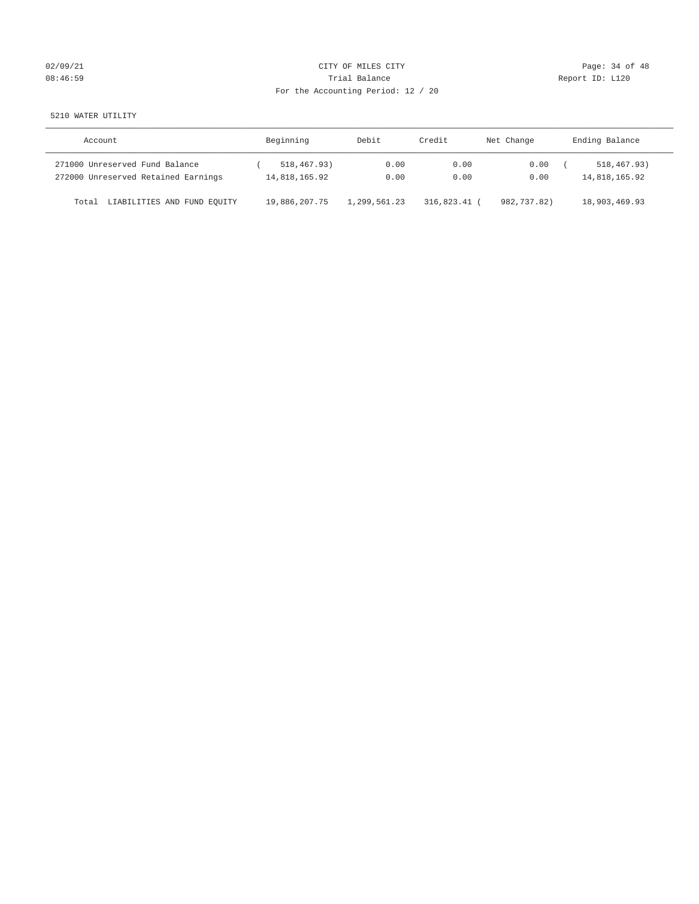CITY OF MILES CITY
Trial Balance
For the Accounting Period: 12 / 20

5210 WATER UTILITY

| Account | Beginning | Debit | Credit | Net Change | Ending Balance |
|---|---|---|---|---|---|
| 271000 Unreserved Fund Balance | ( 518,467.93) | 0.00 | 0.00 | 0.00 | ( 518,467.93) |
| 272000 Unreserved Retained Earnings | 14,818,165.92 | 0.00 | 0.00 | 0.00 | 14,818,165.92 |
| Total LIABILITIES AND FUND EQUITY | 19,886,207.75 | 1,299,561.23 | 316,823.41 | ( 982,737.82) | 18,903,469.93 |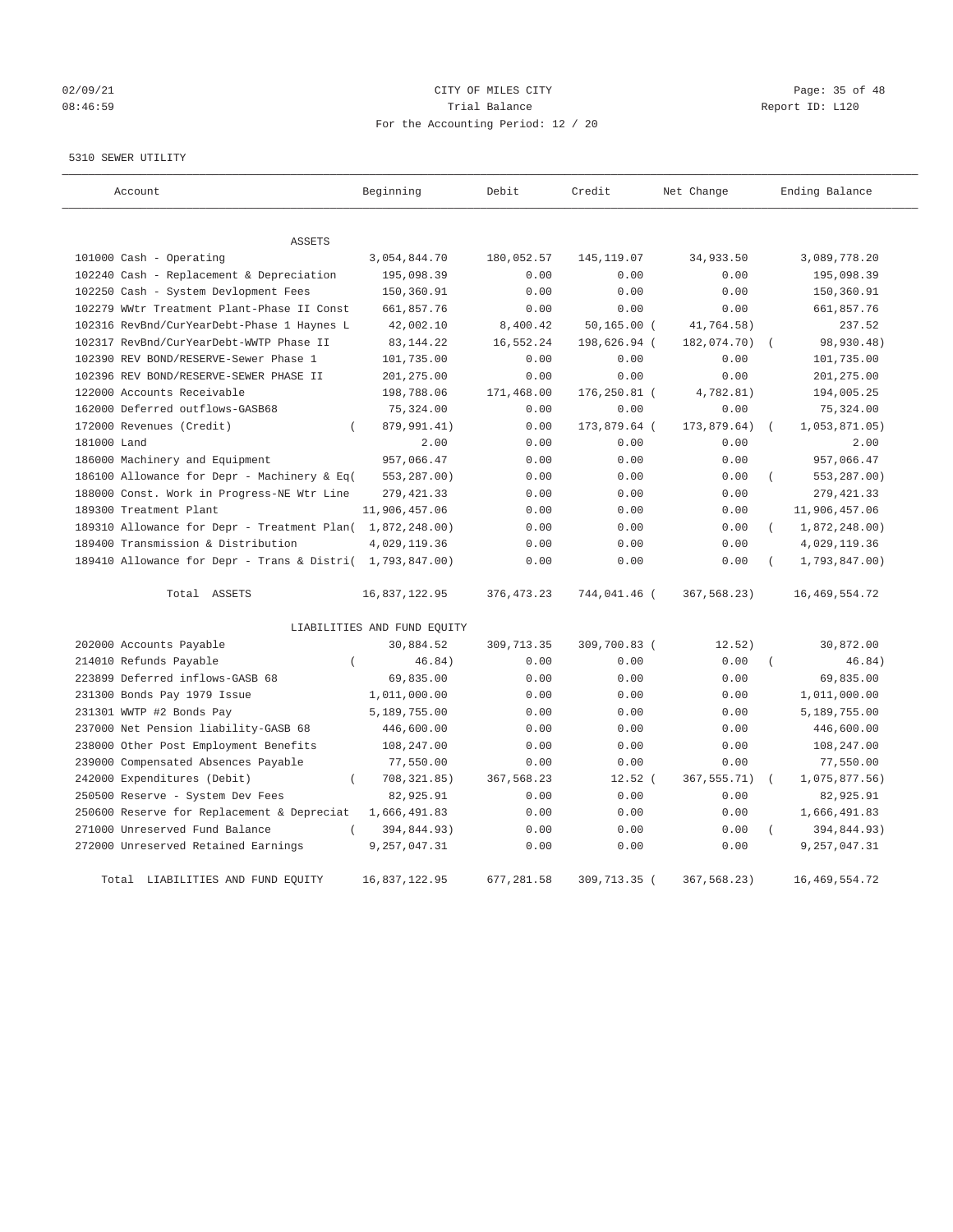CITY OF MILES CITY
Trial Balance
For the Accounting Period: 12 / 20

02/09/21
08:46:59

Report ID: L120

5310 SEWER UTILITY

| Account | Beginning | Debit | Credit | Net Change | Ending Balance |
|---|---|---|---|---|---|
| ASSETS | | | | | |
| 101000 Cash - Operating | 3,054,844.70 | 180,052.57 | 145,119.07 | 34,933.50 | 3,089,778.20 |
| 102240 Cash - Replacement & Depreciation | 195,098.39 | 0.00 | 0.00 | 0.00 | 195,098.39 |
| 102250 Cash - System Devlopment Fees | 150,360.91 | 0.00 | 0.00 | 0.00 | 150,360.91 |
| 102279 WWtr Treatment Plant-Phase II Const | 661,857.76 | 0.00 | 0.00 | 0.00 | 661,857.76 |
| 102316 RevBnd/CurYearDebt-Phase 1 Haynes L | 42,002.10 | 8,400.42 | 50,165.00 | ( 41,764.58) | 237.52 |
| 102317 RevBnd/CurYearDebt-WWTP Phase II | 83,144.22 | 16,552.24 | 198,626.94 | ( 182,074.70) | ( 98,930.48) |
| 102390 REV BOND/RESERVE-Sewer Phase 1 | 101,735.00 | 0.00 | 0.00 | 0.00 | 101,735.00 |
| 102396 REV BOND/RESERVE-SEWER PHASE II | 201,275.00 | 0.00 | 0.00 | 0.00 | 201,275.00 |
| 122000 Accounts Receivable | 198,788.06 | 171,468.00 | 176,250.81 | ( 4,782.81) | 194,005.25 |
| 162000 Deferred outflows-GASB68 | 75,324.00 | 0.00 | 0.00 | 0.00 | 75,324.00 |
| 172000 Revenues (Credit) | ( 879,991.41) | 0.00 | 173,879.64 | ( 173,879.64) | ( 1,053,871.05) |
| 181000 Land | 2.00 | 0.00 | 0.00 | 0.00 | 2.00 |
| 186000 Machinery and Equipment | 957,066.47 | 0.00 | 0.00 | 0.00 | 957,066.47 |
| 186100 Allowance for Depr - Machinery & Eq | ( 553,287.00) | 0.00 | 0.00 | 0.00 | ( 553,287.00) |
| 188000 Const. Work in Progress-NE Wtr Line | 279,421.33 | 0.00 | 0.00 | 0.00 | 279,421.33 |
| 189300 Treatment Plant | 11,906,457.06 | 0.00 | 0.00 | 0.00 | 11,906,457.06 |
| 189310 Allowance for Depr - Treatment Plan | ( 1,872,248.00) | 0.00 | 0.00 | 0.00 | ( 1,872,248.00) |
| 189400 Transmission & Distribution | 4,029,119.36 | 0.00 | 0.00 | 0.00 | 4,029,119.36 |
| 189410 Allowance for Depr - Trans & Distri | ( 1,793,847.00) | 0.00 | 0.00 | 0.00 | ( 1,793,847.00) |
| Total ASSETS | 16,837,122.95 | 376,473.23 | 744,041.46 | ( 367,568.23) | 16,469,554.72 |
| LIABILITIES AND FUND EQUITY | | | | | |
| 202000 Accounts Payable | 30,884.52 | 309,713.35 | 309,700.83 | ( 12.52) | 30,872.00 |
| 214010 Refunds Payable | ( 46.84) | 0.00 | 0.00 | 0.00 | ( 46.84) |
| 223899 Deferred inflows-GASB 68 | 69,835.00 | 0.00 | 0.00 | 0.00 | 69,835.00 |
| 231300 Bonds Pay 1979 Issue | 1,011,000.00 | 0.00 | 0.00 | 0.00 | 1,011,000.00 |
| 231301 WWTP #2 Bonds Pay | 5,189,755.00 | 0.00 | 0.00 | 0.00 | 5,189,755.00 |
| 237000 Net Pension liability-GASB 68 | 446,600.00 | 0.00 | 0.00 | 0.00 | 446,600.00 |
| 238000 Other Post Employment Benefits | 108,247.00 | 0.00 | 0.00 | 0.00 | 108,247.00 |
| 239000 Compensated Absences Payable | 77,550.00 | 0.00 | 0.00 | 0.00 | 77,550.00 |
| 242000 Expenditures (Debit) | ( 708,321.85) | 367,568.23 | 12.52 | ( 367,555.71) | ( 1,075,877.56) |
| 250500 Reserve - System Dev Fees | 82,925.91 | 0.00 | 0.00 | 0.00 | 82,925.91 |
| 250600 Reserve for Replacement & Depreciat | 1,666,491.83 | 0.00 | 0.00 | 0.00 | 1,666,491.83 |
| 271000 Unreserved Fund Balance | ( 394,844.93) | 0.00 | 0.00 | 0.00 | ( 394,844.93) |
| 272000 Unreserved Retained Earnings | 9,257,047.31 | 0.00 | 0.00 | 0.00 | 9,257,047.31 |
| Total LIABILITIES AND FUND EQUITY | 16,837,122.95 | 677,281.58 | 309,713.35 | ( 367,568.23) | 16,469,554.72 |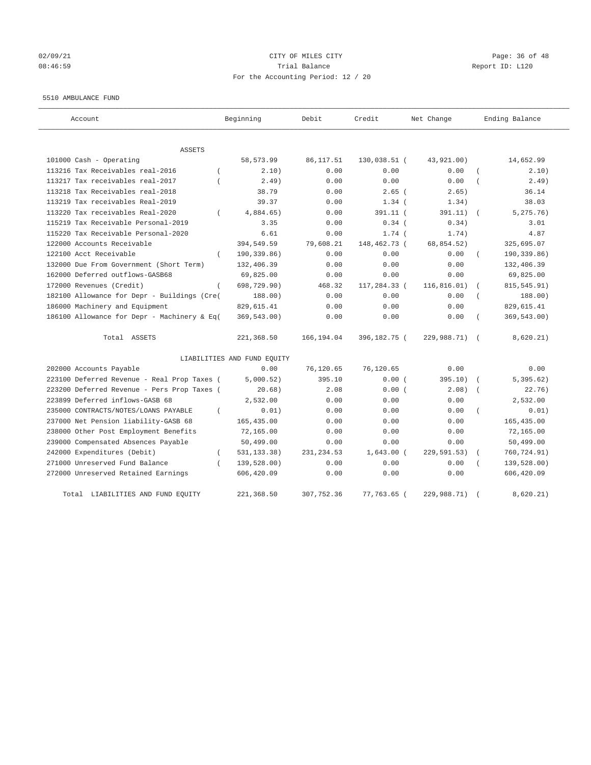02/09/21 CITY OF MILES CITY
08:46:59 Trial Balance Report ID: L120
For the Accounting Period: 12 / 20

5510 AMBULANCE FUND

| Account | Beginning | Debit | Credit | Net Change | Ending Balance |
|---|---|---|---|---|---|
| ASSETS | | | | | |
| 101000 Cash - Operating | 58,573.99 | 86,117.51 | 130,038.51 | ( 43,921.00) | 14,652.99 |
| 113216 Tax Receivables real-2016 | ( 2.10) | 0.00 | 0.00 | 0.00 | ( 2.10) |
| 113217 Tax receivables real-2017 | ( 2.49) | 0.00 | 0.00 | 0.00 | ( 2.49) |
| 113218 Tax Receivables real-2018 | 38.79 | 0.00 | 2.65 | ( 2.65) | 36.14 |
| 113219 Tax receivables Real-2019 | 39.37 | 0.00 | 1.34 | ( 1.34) | 38.03 |
| 113220 Tax receivables Real-2020 | ( 4,884.65) | 0.00 | 391.11 | ( 391.11) | ( 5,275.76) |
| 115219 Tax Receivable Personal-2019 | 3.35 | 0.00 | 0.34 | ( 0.34) | 3.01 |
| 115220 Tax Receivable Personal-2020 | 6.61 | 0.00 | 1.74 | ( 1.74) | 4.87 |
| 122000 Accounts Receivable | 394,549.59 | 79,608.21 | 148,462.73 | ( 68,854.52) | 325,695.07 |
| 122100 Acct Receivable | ( 190,339.86) | 0.00 | 0.00 | 0.00 | ( 190,339.86) |
| 132000 Due From Government (Short Term) | 132,406.39 | 0.00 | 0.00 | 0.00 | 132,406.39 |
| 162000 Deferred outflows-GASB68 | 69,825.00 | 0.00 | 0.00 | 0.00 | 69,825.00 |
| 172000 Revenues (Credit) | ( 698,729.90) | 468.32 | 117,284.33 | ( 116,816.01) | ( 815,545.91) |
| 182100 Allowance for Depr - Buildings (Cre( | 188.00) | 0.00 | 0.00 | 0.00 | ( 188.00) |
| 186000 Machinery and Equipment | 829,615.41 | 0.00 | 0.00 | 0.00 | 829,615.41 |
| 186100 Allowance for Depr - Machinery & Eq( | 369,543.00) | 0.00 | 0.00 | 0.00 | ( 369,543.00) |
| Total ASSETS | 221,368.50 | 166,194.04 | 396,182.75 | ( 229,988.71) | ( 8,620.21) |
| LIABILITIES AND FUND EQUITY | | | | | |
| 202000 Accounts Payable | 0.00 | 76,120.65 | 76,120.65 | 0.00 | 0.00 |
| 223100 Deferred Revenue - Real Prop Taxes ( | 5,000.52) | 395.10 | 0.00 | ( 395.10) | ( 5,395.62) |
| 223200 Deferred Revenue - Pers Prop Taxes ( | 20.68) | 2.08 | 0.00 | ( 2.08) | ( 22.76) |
| 223899 Deferred inflows-GASB 68 | 2,532.00 | 0.00 | 0.00 | 0.00 | 2,532.00 |
| 235000 CONTRACTS/NOTES/LOANS PAYABLE | ( 0.01) | 0.00 | 0.00 | 0.00 | ( 0.01) |
| 237000 Net Pension liability-GASB 68 | 165,435.00 | 0.00 | 0.00 | 0.00 | 165,435.00 |
| 238000 Other Post Employment Benefits | 72,165.00 | 0.00 | 0.00 | 0.00 | 72,165.00 |
| 239000 Compensated Absences Payable | 50,499.00 | 0.00 | 0.00 | 0.00 | 50,499.00 |
| 242000 Expenditures (Debit) | ( 531,133.38) | 231,234.53 | 1,643.00 | ( 229,591.53) | ( 760,724.91) |
| 271000 Unreserved Fund Balance | ( 139,528.00) | 0.00 | 0.00 | 0.00 | ( 139,528.00) |
| 272000 Unreserved Retained Earnings | 606,420.09 | 0.00 | 0.00 | 0.00 | 606,420.09 |
| Total LIABILITIES AND FUND EQUITY | 221,368.50 | 307,752.36 | 77,763.65 | ( 229,988.71) | ( 8,620.21) |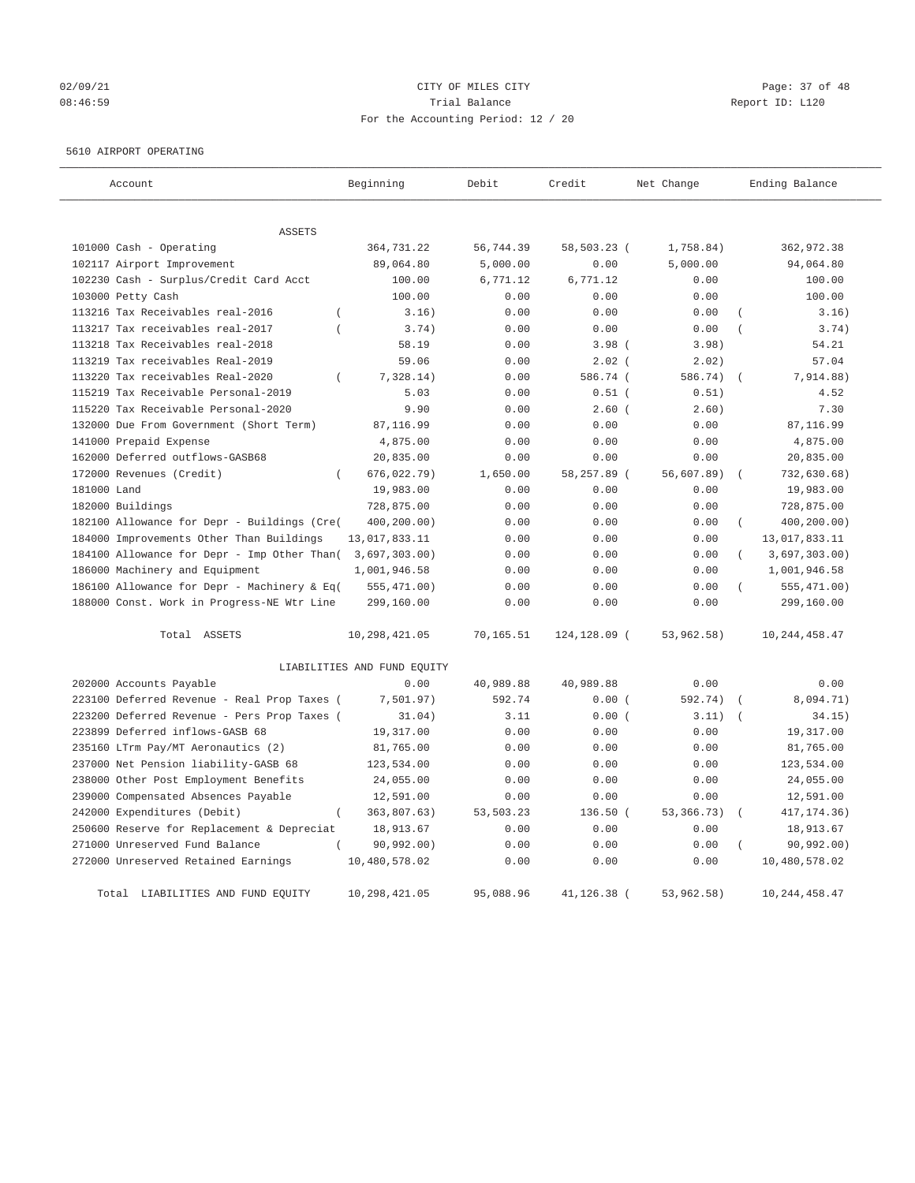# CITY OF MILES CITY

## Trial Balance

For the Accounting Period: 12 / 20

02/09/21 08:46:59 — Report ID: L120

### 5610 AIRPORT OPERATING

| Account | Beginning | Debit | Credit | Net Change | Ending Balance |
|---|---|---|---|---|---|
| **ASSETS** | | | | | |
| 101000 Cash - Operating | 364,731.22 | 56,744.39 | 58,503.23 | (1,758.84) | 362,972.38 |
| 102117 Airport Improvement | 89,064.80 | 5,000.00 | 0.00 | 5,000.00 | 94,064.80 |
| 102230 Cash - Surplus/Credit Card Acct | 100.00 | 6,771.12 | 6,771.12 | 0.00 | 100.00 |
| 103000 Petty Cash | 100.00 | 0.00 | 0.00 | 0.00 | 100.00 |
| 113216 Tax Receivables real-2016 | (3.16) | 0.00 | 0.00 | 0.00 | (3.16) |
| 113217 Tax receivables real-2017 | (3.74) | 0.00 | 0.00 | 0.00 | (3.74) |
| 113218 Tax Receivables real-2018 | 58.19 | 0.00 | 3.98 | (3.98) | 54.21 |
| 113219 Tax receivables Real-2019 | 59.06 | 0.00 | 2.02 | (2.02) | 57.04 |
| 113220 Tax receivables Real-2020 | (7,328.14) | 0.00 | 586.74 | (586.74) | (7,914.88) |
| 115219 Tax Receivable Personal-2019 | 5.03 | 0.00 | 0.51 | (0.51) | 4.52 |
| 115220 Tax Receivable Personal-2020 | 9.90 | 0.00 | 2.60 | (2.60) | 7.30 |
| 132000 Due From Government (Short Term) | 87,116.99 | 0.00 | 0.00 | 0.00 | 87,116.99 |
| 141000 Prepaid Expense | 4,875.00 | 0.00 | 0.00 | 0.00 | 4,875.00 |
| 162000 Deferred outflows-GASB68 | 20,835.00 | 0.00 | 0.00 | 0.00 | 20,835.00 |
| 172000 Revenues (Credit) | (676,022.79) | 1,650.00 | 58,257.89 | (56,607.89) | (732,630.68) |
| 181000 Land | 19,983.00 | 0.00 | 0.00 | 0.00 | 19,983.00 |
| 182000 Buildings | 728,875.00 | 0.00 | 0.00 | 0.00 | 728,875.00 |
| 182100 Allowance for Depr - Buildings (Cre( | 400,200.00) | 0.00 | 0.00 | 0.00 | (400,200.00) |
| 184000 Improvements Other Than Buildings | 13,017,833.11 | 0.00 | 0.00 | 0.00 | 13,017,833.11 |
| 184100 Allowance for Depr - Imp Other Than( | 3,697,303.00) | 0.00 | 0.00 | 0.00 | (3,697,303.00) |
| 186000 Machinery and Equipment | 1,001,946.58 | 0.00 | 0.00 | 0.00 | 1,001,946.58 |
| 186100 Allowance for Depr - Machinery & Eq( | 555,471.00) | 0.00 | 0.00 | 0.00 | (555,471.00) |
| 188000 Const. Work in Progress-NE Wtr Line | 299,160.00 | 0.00 | 0.00 | 0.00 | 299,160.00 |
| Total ASSETS | 10,298,421.05 | 70,165.51 | 124,128.09 | (53,962.58) | 10,244,458.47 |
| **LIABILITIES AND FUND EQUITY** | | | | | |
| 202000 Accounts Payable | 0.00 | 40,989.88 | 40,989.88 | 0.00 | 0.00 |
| 223100 Deferred Revenue - Real Prop Taxes ( | 7,501.97) | 592.74 | 0.00 | (592.74) | (8,094.71) |
| 223200 Deferred Revenue - Pers Prop Taxes ( | 31.04) | 3.11 | 0.00 | (3.11) | (34.15) |
| 223899 Deferred inflows-GASB 68 | 19,317.00 | 0.00 | 0.00 | 0.00 | 19,317.00 |
| 235160 LTrm Pay/MT Aeronautics (2) | 81,765.00 | 0.00 | 0.00 | 0.00 | 81,765.00 |
| 237000 Net Pension liability-GASB 68 | 123,534.00 | 0.00 | 0.00 | 0.00 | 123,534.00 |
| 238000 Other Post Employment Benefits | 24,055.00 | 0.00 | 0.00 | 0.00 | 24,055.00 |
| 239000 Compensated Absences Payable | 12,591.00 | 0.00 | 0.00 | 0.00 | 12,591.00 |
| 242000 Expenditures (Debit) | (363,807.63) | 53,503.23 | 136.50 | (53,366.73) | (417,174.36) |
| 250600 Reserve for Replacement & Depreciat | 18,913.67 | 0.00 | 0.00 | 0.00 | 18,913.67 |
| 271000 Unreserved Fund Balance | (90,992.00) | 0.00 | 0.00 | 0.00 | (90,992.00) |
| 272000 Unreserved Retained Earnings | 10,480,578.02 | 0.00 | 0.00 | 0.00 | 10,480,578.02 |
| Total LIABILITIES AND FUND EQUITY | 10,298,421.05 | 95,088.96 | 41,126.38 | (53,962.58) | 10,244,458.47 |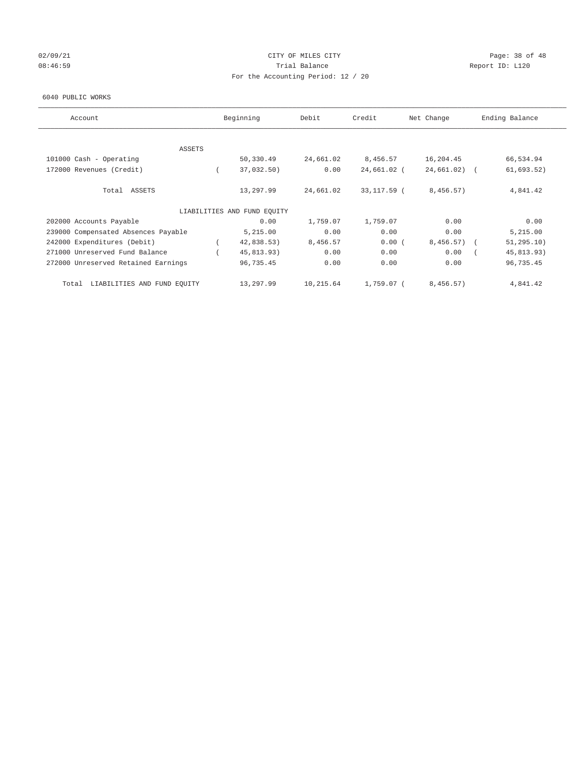# CITY OF MILES CITY

02/09/21 08:46:59

Trial Balance

Report ID: L120

For the Accounting Period: 12 / 20

6040 PUBLIC WORKS

| Account | Beginning | Debit | Credit | Net Change | Ending Balance |
|---|---|---|---|---|---|
| ASSETS | | | | | |
| 101000 Cash - Operating | 50,330.49 | 24,661.02 | 8,456.57 | 16,204.45 | 66,534.94 |
| 172000 Revenues (Credit) | ( 37,032.50) | 0.00 | 24,661.02 | ( 24,661.02) | ( 61,693.52) |
| Total ASSETS | 13,297.99 | 24,661.02 | 33,117.59 | ( 8,456.57) | 4,841.42 |
| LIABILITIES AND FUND EQUITY | | | | | |
| 202000 Accounts Payable | 0.00 | 1,759.07 | 1,759.07 | 0.00 | 0.00 |
| 239000 Compensated Absences Payable | 5,215.00 | 0.00 | 0.00 | 0.00 | 5,215.00 |
| 242000 Expenditures (Debit) | ( 42,838.53) | 8,456.57 | 0.00 | ( 8,456.57) | ( 51,295.10) |
| 271000 Unreserved Fund Balance | ( 45,813.93) | 0.00 | 0.00 | 0.00 | ( 45,813.93) |
| 272000 Unreserved Retained Earnings | 96,735.45 | 0.00 | 0.00 | 0.00 | 96,735.45 |
| Total LIABILITIES AND FUND EQUITY | 13,297.99 | 10,215.64 | 1,759.07 | ( 8,456.57) | 4,841.42 |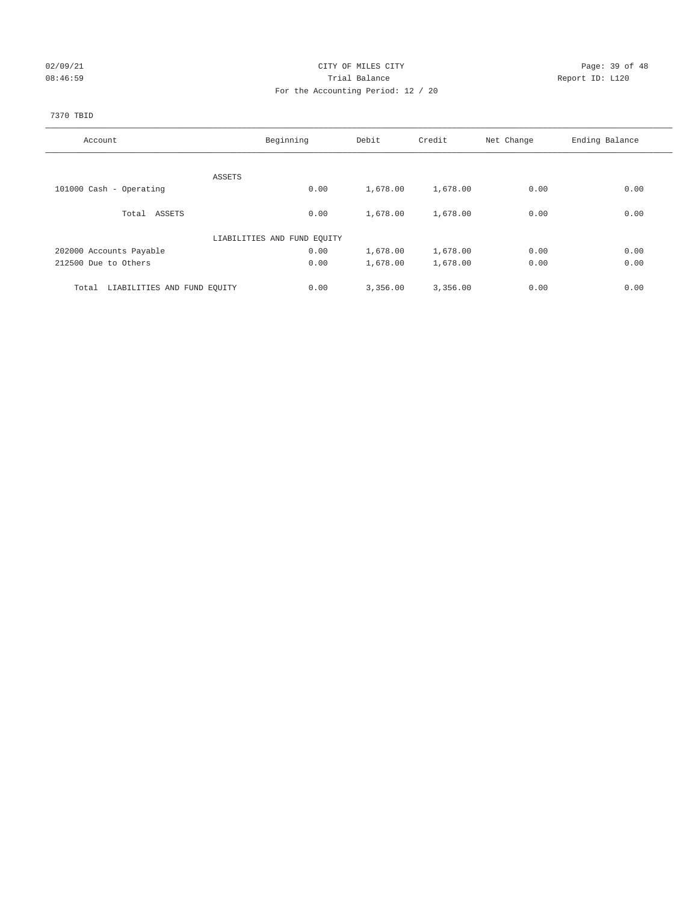CITY OF MILES CITY
Trial Balance
For the Accounting Period: 12 / 20

02/09/21
08:46:59

Report ID: L120

7370 TBID

| Account | Beginning | Debit | Credit | Net Change | Ending Balance |
|---|---|---|---|---|---|
| ASSETS | | | | | |
| 101000 Cash - Operating | 0.00 | 1,678.00 | 1,678.00 | 0.00 | 0.00 |
| Total ASSETS | 0.00 | 1,678.00 | 1,678.00 | 0.00 | 0.00 |
| LIABILITIES AND FUND EQUITY | | | | | |
| 202000 Accounts Payable | 0.00 | 1,678.00 | 1,678.00 | 0.00 | 0.00 |
| 212500 Due to Others | 0.00 | 1,678.00 | 1,678.00 | 0.00 | 0.00 |
| Total LIABILITIES AND FUND EQUITY | 0.00 | 3,356.00 | 3,356.00 | 0.00 | 0.00 |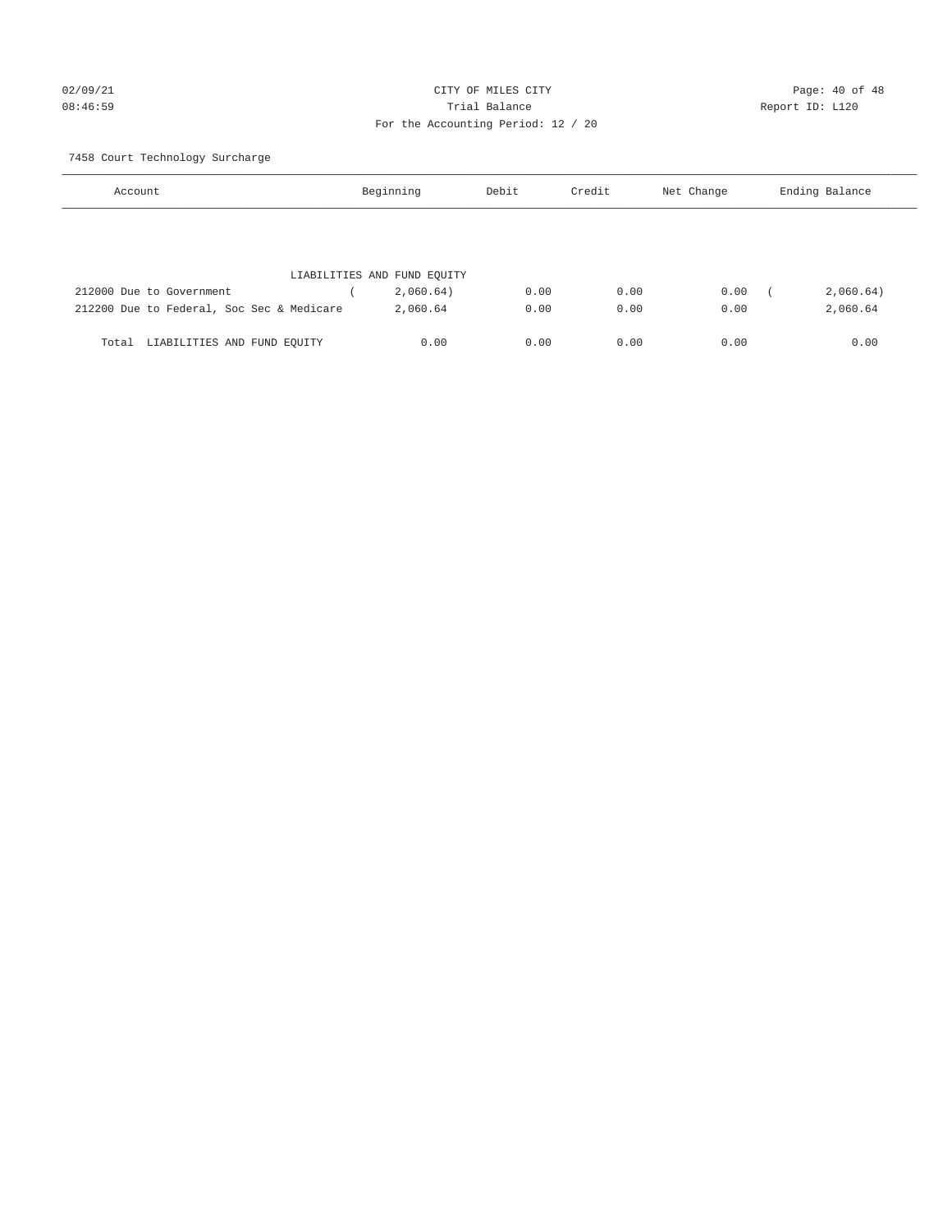02/09/21 CITY OF MILES CITY
08:46:59 Trial Balance Report ID: L120
For the Accounting Period: 12 / 20

7458 Court Technology Surcharge

| Account | Beginning | Debit | Credit | Net Change | Ending Balance |
|---|---|---|---|---|---|
| LIABILITIES AND FUND EQUITY | | | | | |
| 212000 Due to Government | ( 2,060.64) | 0.00 | 0.00 | 0.00 | ( 2,060.64) |
| 212200 Due to Federal, Soc Sec & Medicare | 2,060.64 | 0.00 | 0.00 | 0.00 | 2,060.64 |
| Total LIABILITIES AND FUND EQUITY | 0.00 | 0.00 | 0.00 | 0.00 | 0.00 |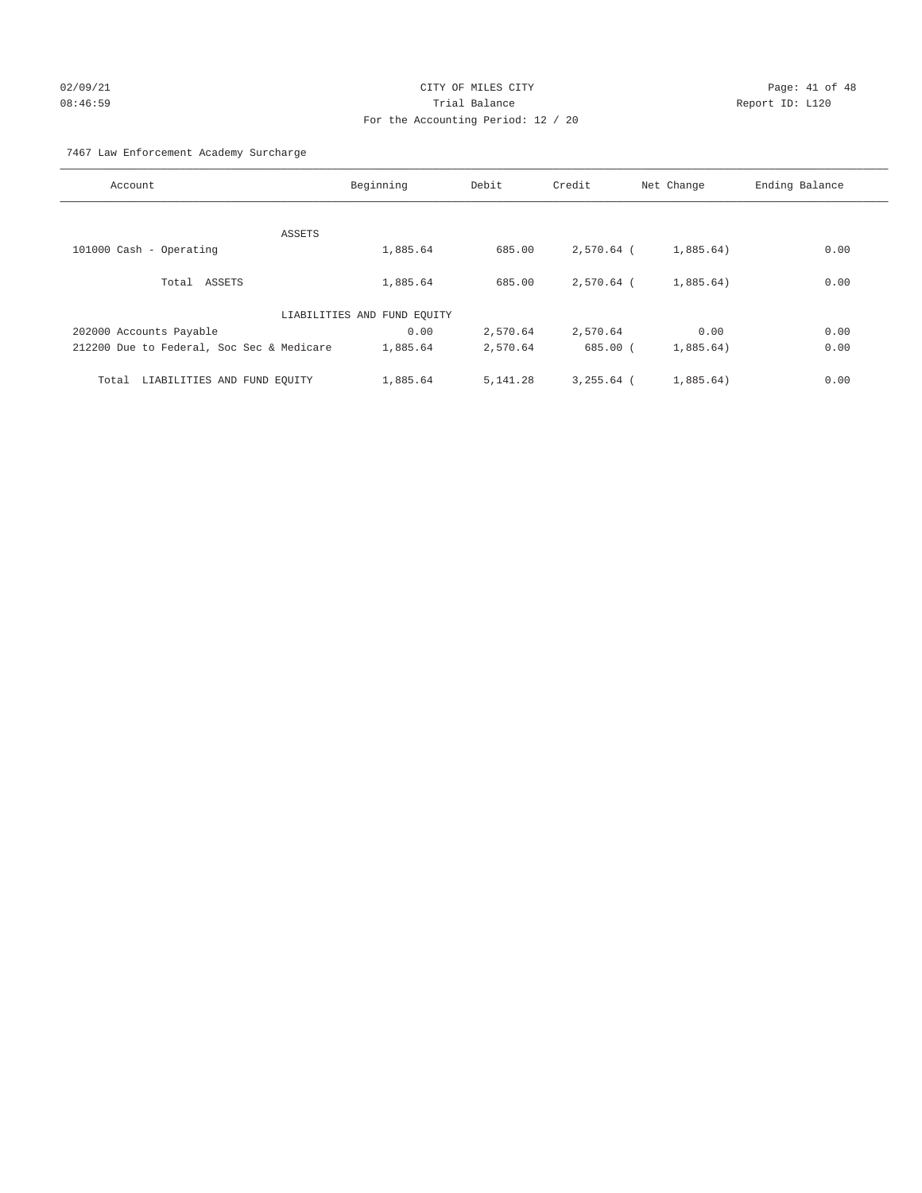CITY OF MILES CITY

Trial Balance

For the Accounting Period: 12 / 20

02/09/21 08:46:59 — Report ID: L120

7467 Law Enforcement Academy Surcharge

| Account | Beginning | Debit | Credit | Net Change | Ending Balance |
|---|---|---|---|---|---|
| ASSETS | | | | | |
| 101000 Cash - Operating | 1,885.64 | 685.00 | 2,570.64 | ( 1,885.64) | 0.00 |
| Total ASSETS | 1,885.64 | 685.00 | 2,570.64 | ( 1,885.64) | 0.00 |
| LIABILITIES AND FUND EQUITY | | | | | |
| 202000 Accounts Payable | 0.00 | 2,570.64 | 2,570.64 | 0.00 | 0.00 |
| 212200 Due to Federal, Soc Sec & Medicare | 1,885.64 | 2,570.64 | 685.00 | ( 1,885.64) | 0.00 |
| Total LIABILITIES AND FUND EQUITY | 1,885.64 | 5,141.28 | 3,255.64 | ( 1,885.64) | 0.00 |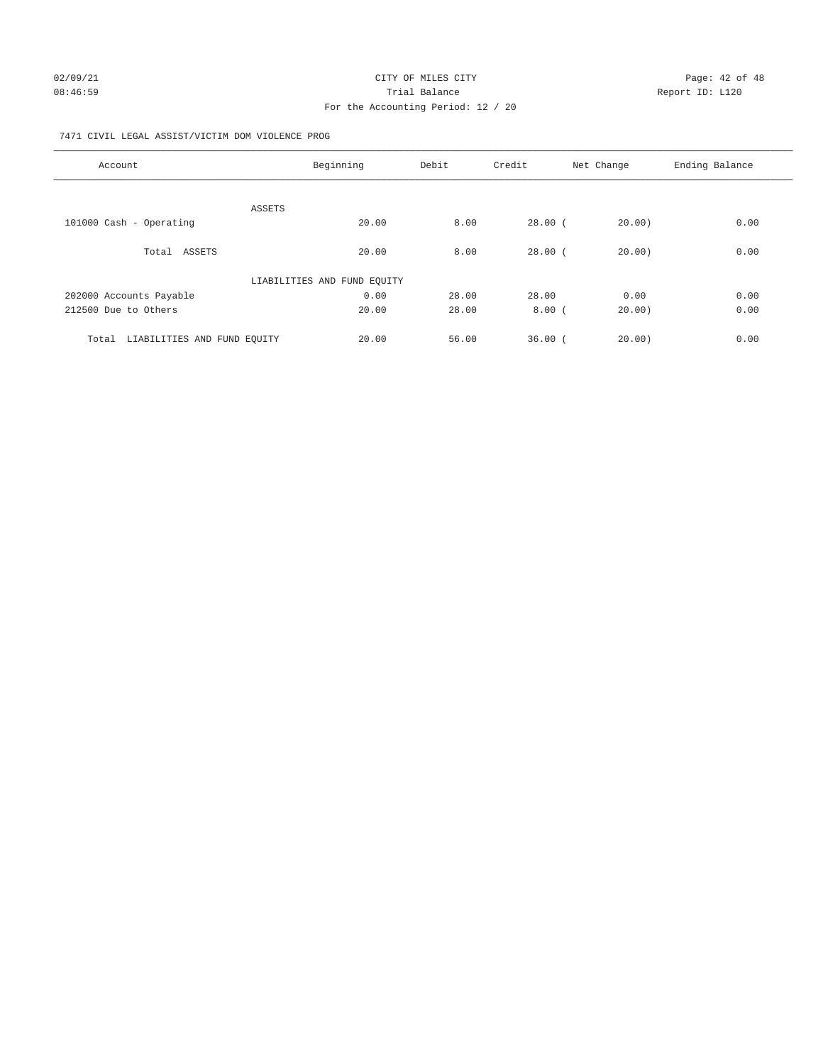CITY OF MILES CITY

Trial Balance

For the Accounting Period: 12 / 20

02/09/21 08:46:59 — Report ID: L120

7471 CIVIL LEGAL ASSIST/VICTIM DOM VIOLENCE PROG

| Account | Beginning | Debit | Credit | Net Change | Ending Balance |
|---|---|---|---|---|---|
| ASSETS | | | | | |
| 101000 Cash - Operating | 20.00 | 8.00 | 28.00 | ( 20.00) | 0.00 |
| Total ASSETS | 20.00 | 8.00 | 28.00 | ( 20.00) | 0.00 |
| LIABILITIES AND FUND EQUITY | | | | | |
| 202000 Accounts Payable | 0.00 | 28.00 | 28.00 | 0.00 | 0.00 |
| 212500 Due to Others | 20.00 | 28.00 | 8.00 | ( 20.00) | 0.00 |
| Total LIABILITIES AND FUND EQUITY | 20.00 | 56.00 | 36.00 | ( 20.00) | 0.00 |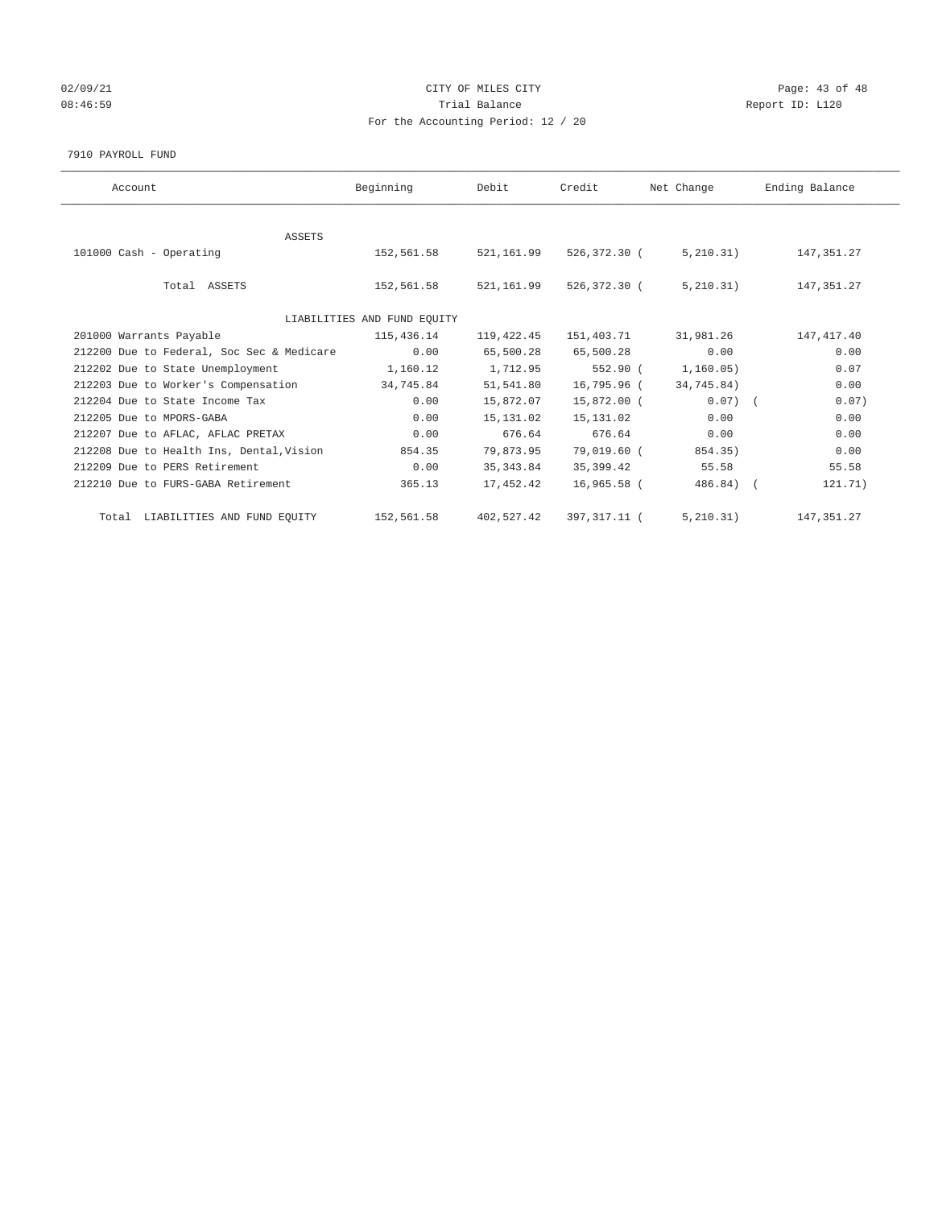02/09/21 CITY OF MILES CITY
08:46:59 Trial Balance Report ID: L120
For the Accounting Period: 12 / 20

7910 PAYROLL FUND

| Account | Beginning | Debit | Credit | Net Change | Ending Balance |
|---|---|---|---|---|---|
| ASSETS | | | | | |
| 101000 Cash - Operating | 152,561.58 | 521,161.99 | 526,372.30 | ( 5,210.31) | 147,351.27 |
| Total ASSETS | 152,561.58 | 521,161.99 | 526,372.30 | ( 5,210.31) | 147,351.27 |
| LIABILITIES AND FUND EQUITY | | | | | |
| 201000 Warrants Payable | 115,436.14 | 119,422.45 | 151,403.71 | 31,981.26 | 147,417.40 |
| 212200 Due to Federal, Soc Sec & Medicare | 0.00 | 65,500.28 | 65,500.28 | 0.00 | 0.00 |
| 212202 Due to State Unemployment | 1,160.12 | 1,712.95 | 552.90 | ( 1,160.05) | 0.07 |
| 212203 Due to Worker's Compensation | 34,745.84 | 51,541.80 | 16,795.96 | ( 34,745.84) | 0.00 |
| 212204 Due to State Income Tax | 0.00 | 15,872.07 | 15,872.00 | ( 0.07) | ( 0.07) |
| 212205 Due to MPORS-GABA | 0.00 | 15,131.02 | 15,131.02 | 0.00 | 0.00 |
| 212207 Due to AFLAC, AFLAC PRETAX | 0.00 | 676.64 | 676.64 | 0.00 | 0.00 |
| 212208 Due to Health Ins, Dental,Vision | 854.35 | 79,873.95 | 79,019.60 | ( 854.35) | 0.00 |
| 212209 Due to PERS Retirement | 0.00 | 35,343.84 | 35,399.42 | 55.58 | 55.58 |
| 212210 Due to FURS-GABA Retirement | 365.13 | 17,452.42 | 16,965.58 | ( 486.84) | ( 121.71) |
| Total LIABILITIES AND FUND EQUITY | 152,561.58 | 402,527.42 | 397,317.11 | ( 5,210.31) | 147,351.27 |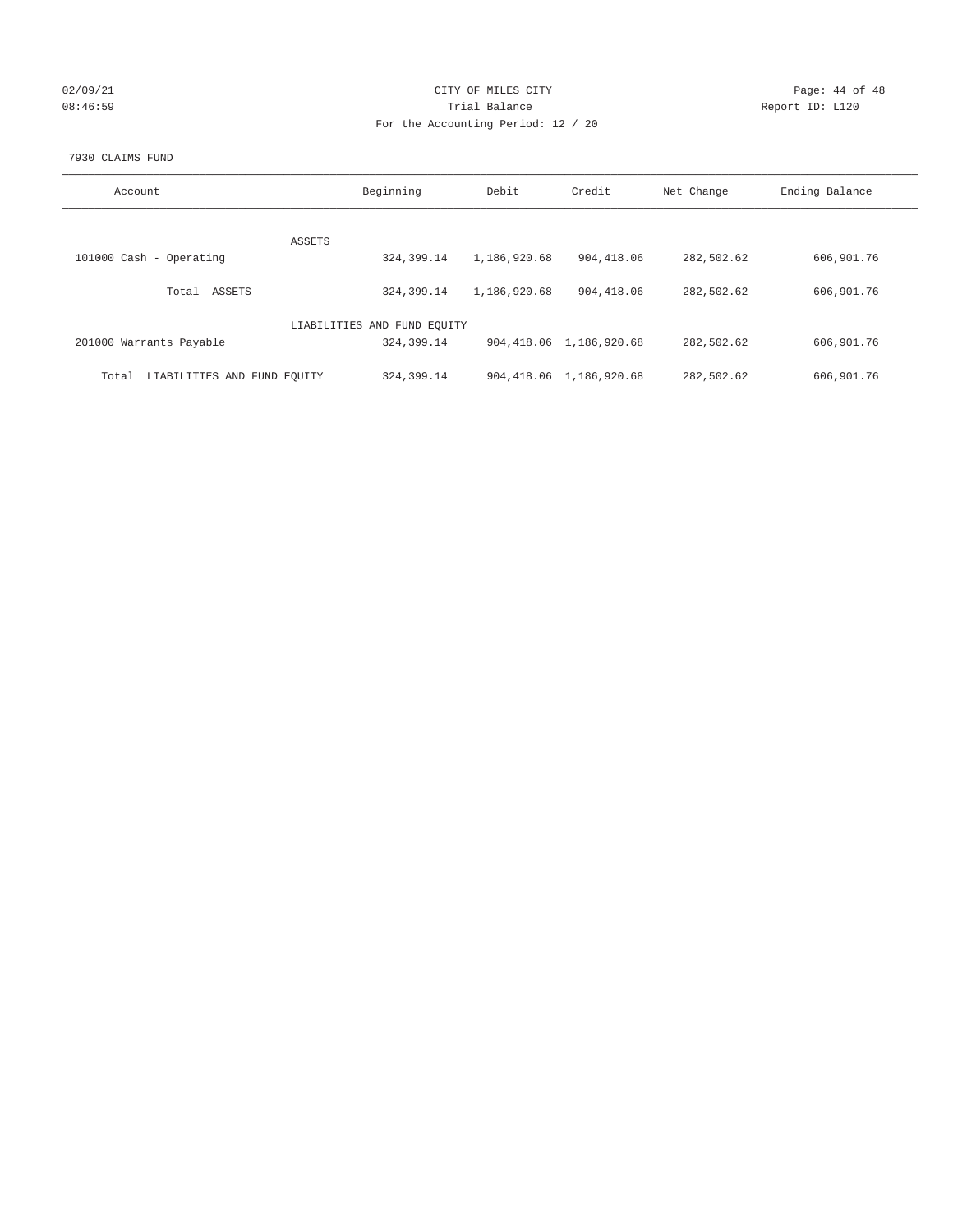CITY OF MILES CITY

Trial Balance

For the Accounting Period: 12 / 20

02/09/21 08:46:59 — Report ID: L120

7930 CLAIMS FUND

| Account | Beginning | Debit | Credit | Net Change | Ending Balance |
|---|---|---|---|---|---|
| ASSETS | | | | | |
| 101000 Cash - Operating | 324,399.14 | 1,186,920.68 | 904,418.06 | 282,502.62 | 606,901.76 |
| Total ASSETS | 324,399.14 | 1,186,920.68 | 904,418.06 | 282,502.62 | 606,901.76 |
| LIABILITIES AND FUND EQUITY | | | | | |
| 201000 Warrants Payable | 324,399.14 | 904,418.06 | 1,186,920.68 | 282,502.62 | 606,901.76 |
| Total LIABILITIES AND FUND EQUITY | 324,399.14 | 904,418.06 | 1,186,920.68 | 282,502.62 | 606,901.76 |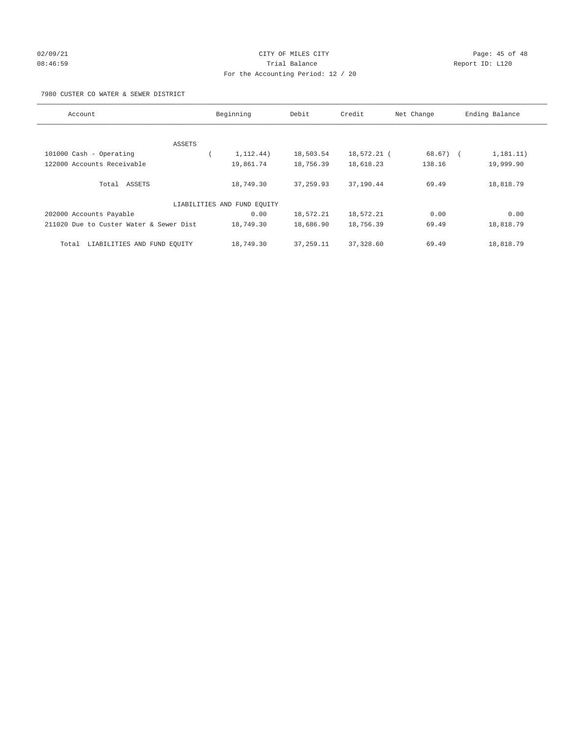CITY OF MILES CITY
Trial Balance
For the Accounting Period: 12 / 20

02/09/21 08:46:59 — Report ID: L120

7980 CUSTER CO WATER & SEWER DISTRICT

| Account | Beginning | Debit | Credit | Net Change | Ending Balance |
|---|---|---|---|---|---|
| ASSETS | | | | | |
| 101000 Cash - Operating | ( 1,112.44) | 18,503.54 | 18,572.21 | ( 68.67) | ( 1,181.11) |
| 122000 Accounts Receivable | 19,861.74 | 18,756.39 | 18,618.23 | 138.16 | 19,999.90 |
| Total ASSETS | 18,749.30 | 37,259.93 | 37,190.44 | 69.49 | 18,818.79 |
| LIABILITIES AND FUND EQUITY | | | | | |
| 202000 Accounts Payable | 0.00 | 18,572.21 | 18,572.21 | 0.00 | 0.00 |
| 211020 Due to Custer Water & Sewer Dist | 18,749.30 | 18,686.90 | 18,756.39 | 69.49 | 18,818.79 |
| Total LIABILITIES AND FUND EQUITY | 18,749.30 | 37,259.11 | 37,328.60 | 69.49 | 18,818.79 |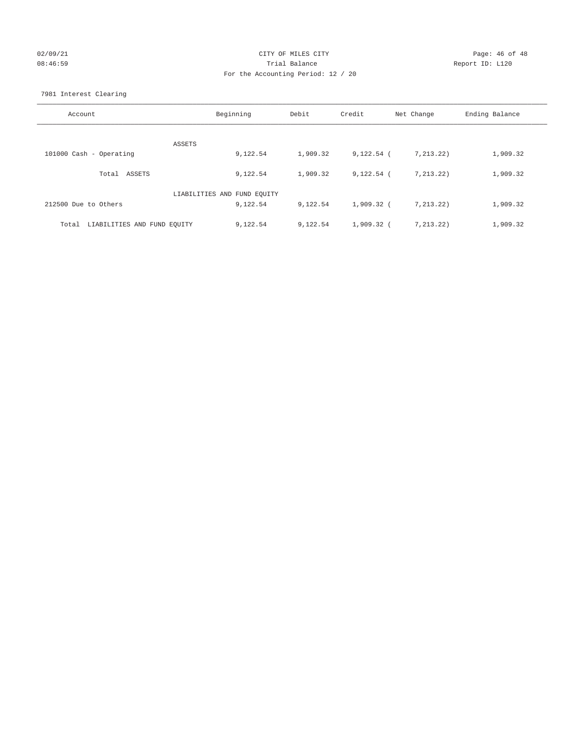CITY OF MILES CITY
Trial Balance
For the Accounting Period: 12 / 20

02/09/21
08:46:59

Report ID: L120

7981 Interest Clearing

| Account | Beginning | Debit | Credit | Net Change | Ending Balance |
|---|---|---|---|---|---|
| ASSETS | | | | | |
| 101000 Cash - Operating | 9,122.54 | 1,909.32 | 9,122.54 | ( 7,213.22) | 1,909.32 |
| Total ASSETS | 9,122.54 | 1,909.32 | 9,122.54 | ( 7,213.22) | 1,909.32 |
| LIABILITIES AND FUND EQUITY | | | | | |
| 212500 Due to Others | 9,122.54 | 9,122.54 | 1,909.32 | ( 7,213.22) | 1,909.32 |
| Total LIABILITIES AND FUND EQUITY | 9,122.54 | 9,122.54 | 1,909.32 | ( 7,213.22) | 1,909.32 |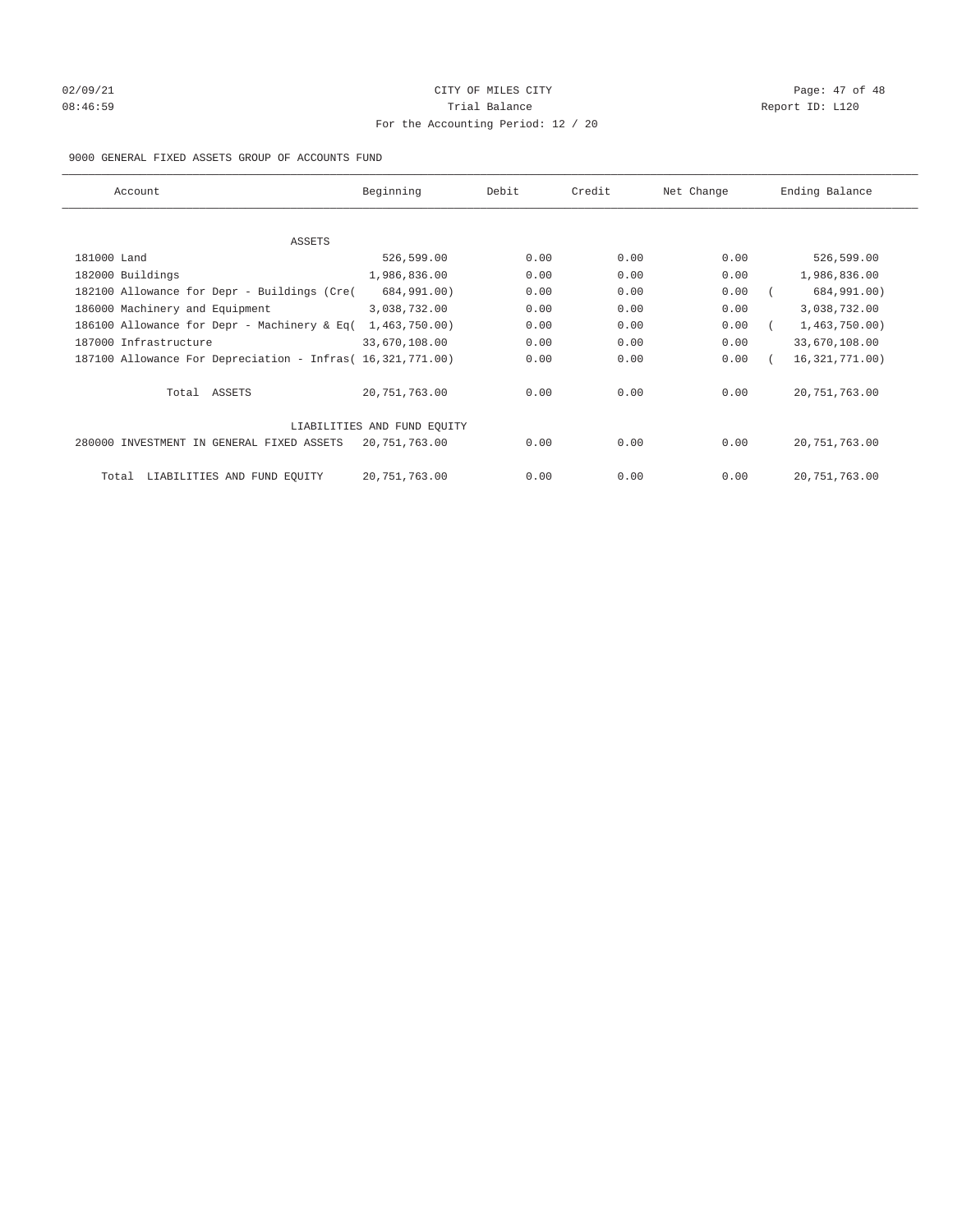CITY OF MILES CITY

Trial Balance

For the Accounting Period: 12 / 20

9000 GENERAL FIXED ASSETS GROUP OF ACCOUNTS FUND

| Account | Beginning | Debit | Credit | Net Change | Ending Balance |
|---|---|---|---|---|---|
| ASSETS | | | | | |
| 181000 Land | 526,599.00 | 0.00 | 0.00 | 0.00 | 526,599.00 |
| 182000 Buildings | 1,986,836.00 | 0.00 | 0.00 | 0.00 | 1,986,836.00 |
| 182100 Allowance for Depr - Buildings (Cre( | 684,991.00) | 0.00 | 0.00 | 0.00 | ( 684,991.00) |
| 186000 Machinery and Equipment | 3,038,732.00 | 0.00 | 0.00 | 0.00 | 3,038,732.00 |
| 186100 Allowance for Depr - Machinery & Eq( | 1,463,750.00) | 0.00 | 0.00 | 0.00 | ( 1,463,750.00) |
| 187000 Infrastructure | 33,670,108.00 | 0.00 | 0.00 | 0.00 | 33,670,108.00 |
| 187100 Allowance For Depreciation - Infras( | 16,321,771.00) | 0.00 | 0.00 | 0.00 | ( 16,321,771.00) |
| Total ASSETS | 20,751,763.00 | 0.00 | 0.00 | 0.00 | 20,751,763.00 |
| LIABILITIES AND FUND EQUITY | | | | | |
| 280000 INVESTMENT IN GENERAL FIXED ASSETS | 20,751,763.00 | 0.00 | 0.00 | 0.00 | 20,751,763.00 |
| Total LIABILITIES AND FUND EQUITY | 20,751,763.00 | 0.00 | 0.00 | 0.00 | 20,751,763.00 |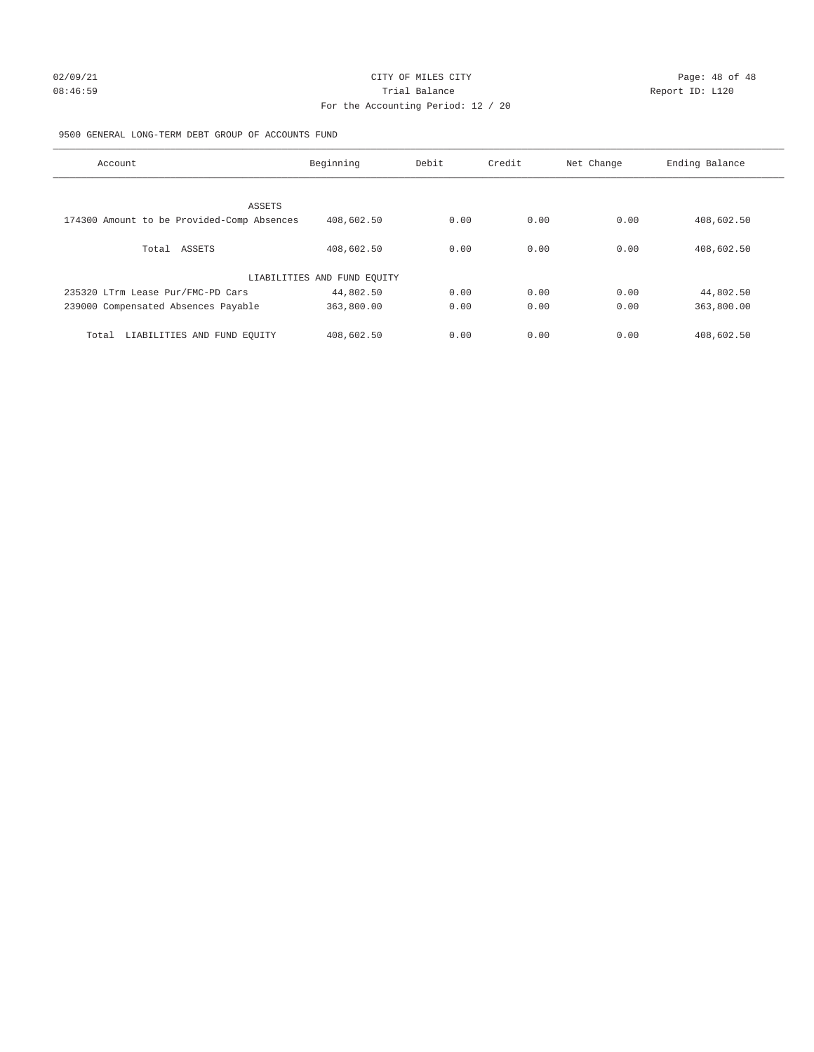CITY OF MILES CITY

Trial Balance

For the Accounting Period: 12 / 20

9500 GENERAL LONG-TERM DEBT GROUP OF ACCOUNTS FUND

| Account | Beginning | Debit | Credit | Net Change | Ending Balance |
|---|---|---|---|---|---|
| ASSETS | | | | | |
| 174300 Amount to be Provided-Comp Absences | 408,602.50 | 0.00 | 0.00 | 0.00 | 408,602.50 |
| Total ASSETS | 408,602.50 | 0.00 | 0.00 | 0.00 | 408,602.50 |
| LIABILITIES AND FUND EQUITY | | | | | |
| 235320 LTrm Lease Pur/FMC-PD Cars | 44,802.50 | 0.00 | 0.00 | 0.00 | 44,802.50 |
| 239000 Compensated Absences Payable | 363,800.00 | 0.00 | 0.00 | 0.00 | 363,800.00 |
| Total LIABILITIES AND FUND EQUITY | 408,602.50 | 0.00 | 0.00 | 0.00 | 408,602.50 |